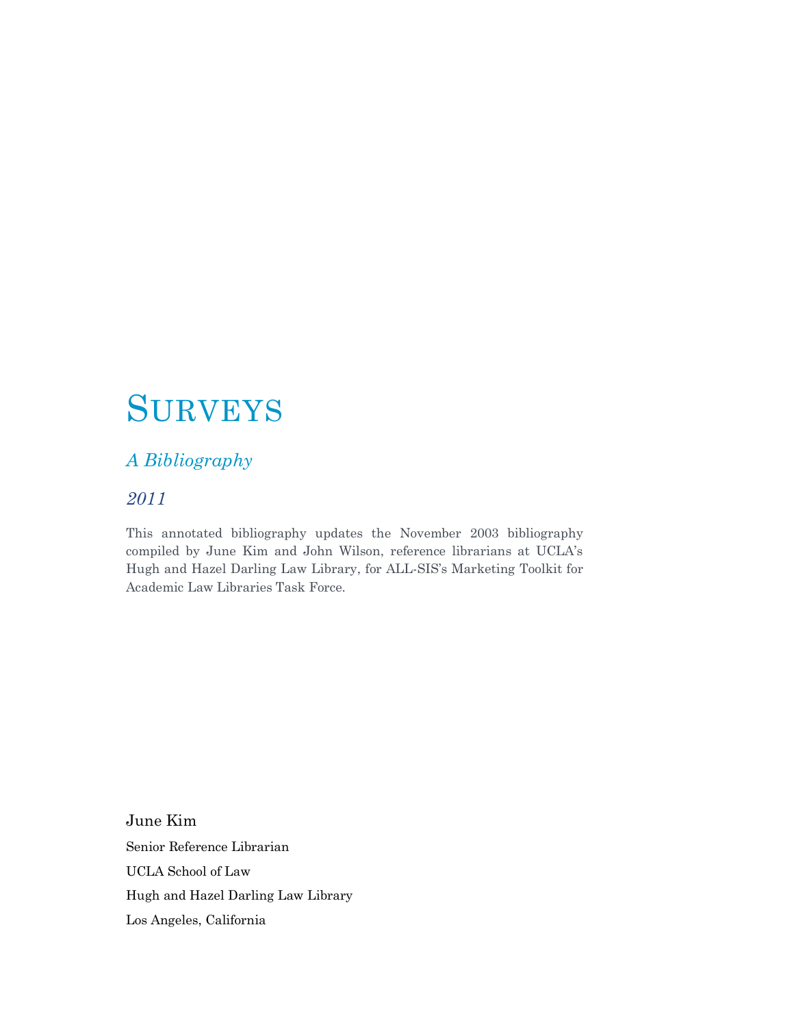# Surveys

## *A Bibliography*

### *2011*

This annotated bibliography updates the November 2003 bibliography compiled by June Kim and John Wilson, reference librarians at UCLA's Hugh and Hazel Darling Law Library, for ALL-SIS's Marketing Toolkit for Academic Law Libraries Task Force.

June Kim

Senior Reference Librarian

UCLA School of Law

Hugh and Hazel Darling Law Library

Los Angeles, California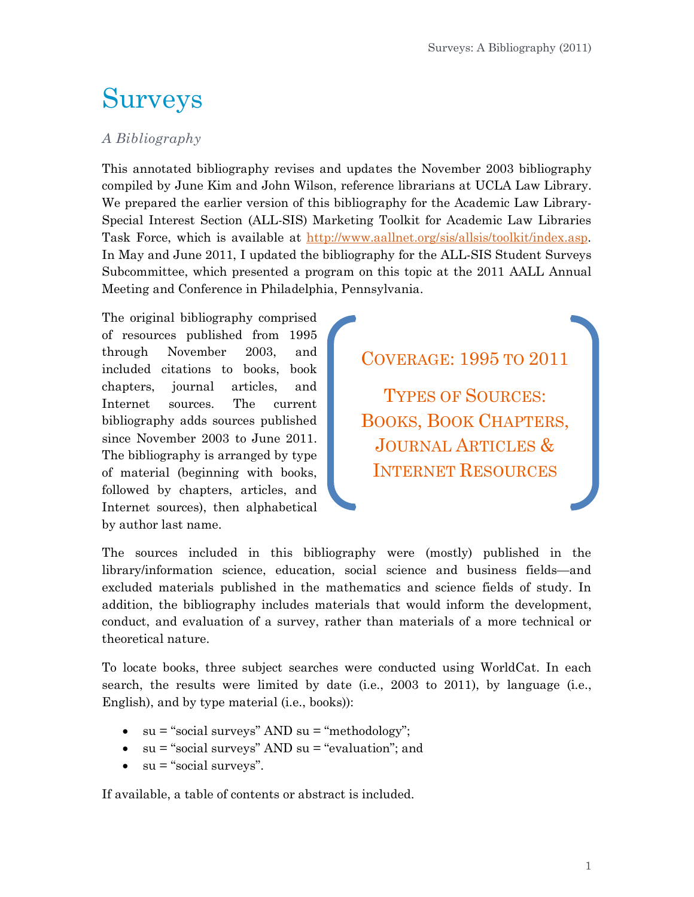# Surveys

*A Bibliography*

This annotated bibliography revises and updates the November 2003 bibliography compiled by June Kim and John Wilson, reference librarians at UCLA Law Library. We prepared the earlier version of this bibliography for the Academic Law Library-Special Interest Section (ALL-SIS) Marketing Toolkit for Academic Law Libraries Task Force, which is available at http://www.aallnet.org/sis/allsis/toolkit/index.asp. In May and June 2011, I updated the bibliography for the ALL-SIS Student Surveys Subcommittee, which presented a program on this topic at the 2011 AALL Annual Meeting and Conference in Philadelphia, Pennsylvania.

The original bibliography comprised of resources published from 1995 through November 2003, and included citations to books, book chapters, journal articles, and Internet sources. The current bibliography adds sources published since November 2003 to June 2011. The bibliography is arranged by type of material (beginning with books, followed by chapters, articles, and Internet sources), then alphabetical by author last name.

> COVERAGE: 1995 TO 2011
>
> TYPES OF SOURCES: BOOKS, BOOK CHAPTERS, JOURNAL ARTICLES & INTERNET RESOURCES

The sources included in this bibliography were (mostly) published in the library/information science, education, social science and business fields—and excluded materials published in the mathematics and science fields of study. In addition, the bibliography includes materials that would inform the development, conduct, and evaluation of a survey, rather than materials of a more technical or theoretical nature.

To locate books, three subject searches were conducted using WorldCat. In each search, the results were limited by date (i.e., 2003 to 2011), by language (i.e., English), and by type material (i.e., books)):

- su = "social surveys" AND su = "methodology";
- su = "social surveys" AND su = "evaluation"; and
- su = "social surveys".

If available, a table of contents or abstract is included.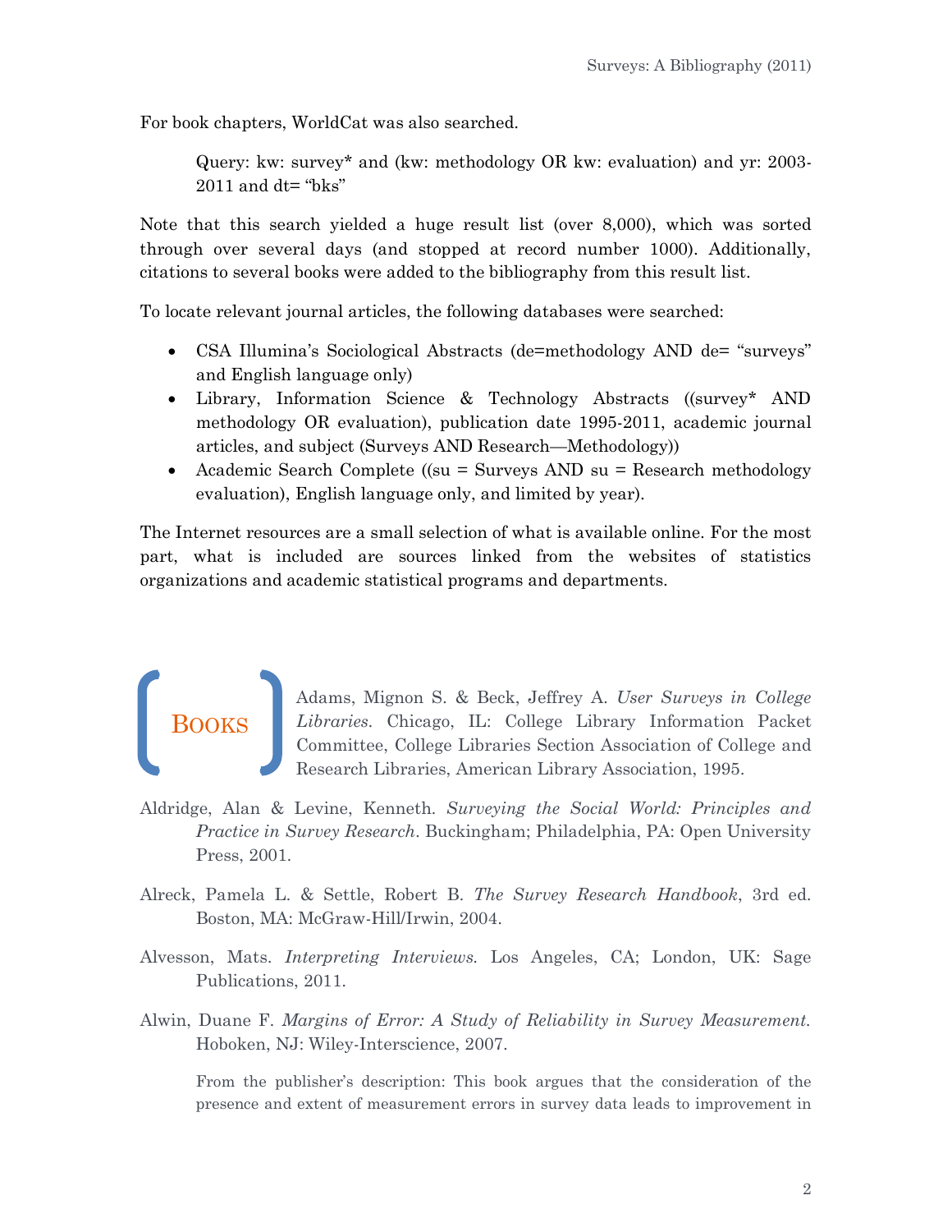For book chapters, WorldCat was also searched.

> Query: kw: survey* and (kw: methodology OR kw: evaluation) and yr: 2003-2011 and dt= "bks"

Note that this search yielded a huge result list (over 8,000), which was sorted through over several days (and stopped at record number 1000). Additionally, citations to several books were added to the bibliography from this result list.

To locate relevant journal articles, the following databases were searched:

- CSA Illumina's Sociological Abstracts (de=methodology AND de= "surveys" and English language only)
- Library, Information Science & Technology Abstracts ((survey* AND methodology OR evaluation), publication date 1995-2011, academic journal articles, and subject (Surveys AND Research—Methodology))
- Academic Search Complete ((su = Surveys AND su = Research methodology evaluation), English language only, and limited by year).

The Internet resources are a small selection of what is available online. For the most part, what is included are sources linked from the websites of statistics organizations and academic statistical programs and departments.

## Books

Adams, Mignon S. & Beck, Jeffrey A. *User Surveys in College Libraries*. Chicago, IL: College Library Information Packet Committee, College Libraries Section Association of College and Research Libraries, American Library Association, 1995.

Aldridge, Alan & Levine, Kenneth. *Surveying the Social World: Principles and Practice in Survey Research*. Buckingham; Philadelphia, PA: Open University Press, 2001.

Alreck, Pamela L. & Settle, Robert B. *The Survey Research Handbook*, 3rd ed. Boston, MA: McGraw-Hill/Irwin, 2004.

Alvesson, Mats. *Interpreting Interviews.* Los Angeles, CA; London, UK: Sage Publications, 2011.

Alwin, Duane F. *Margins of Error: A Study of Reliability in Survey Measurement.* Hoboken, NJ: Wiley-Interscience, 2007.

> From the publisher's description: This book argues that the consideration of the presence and extent of measurement errors in survey data leads to improvement in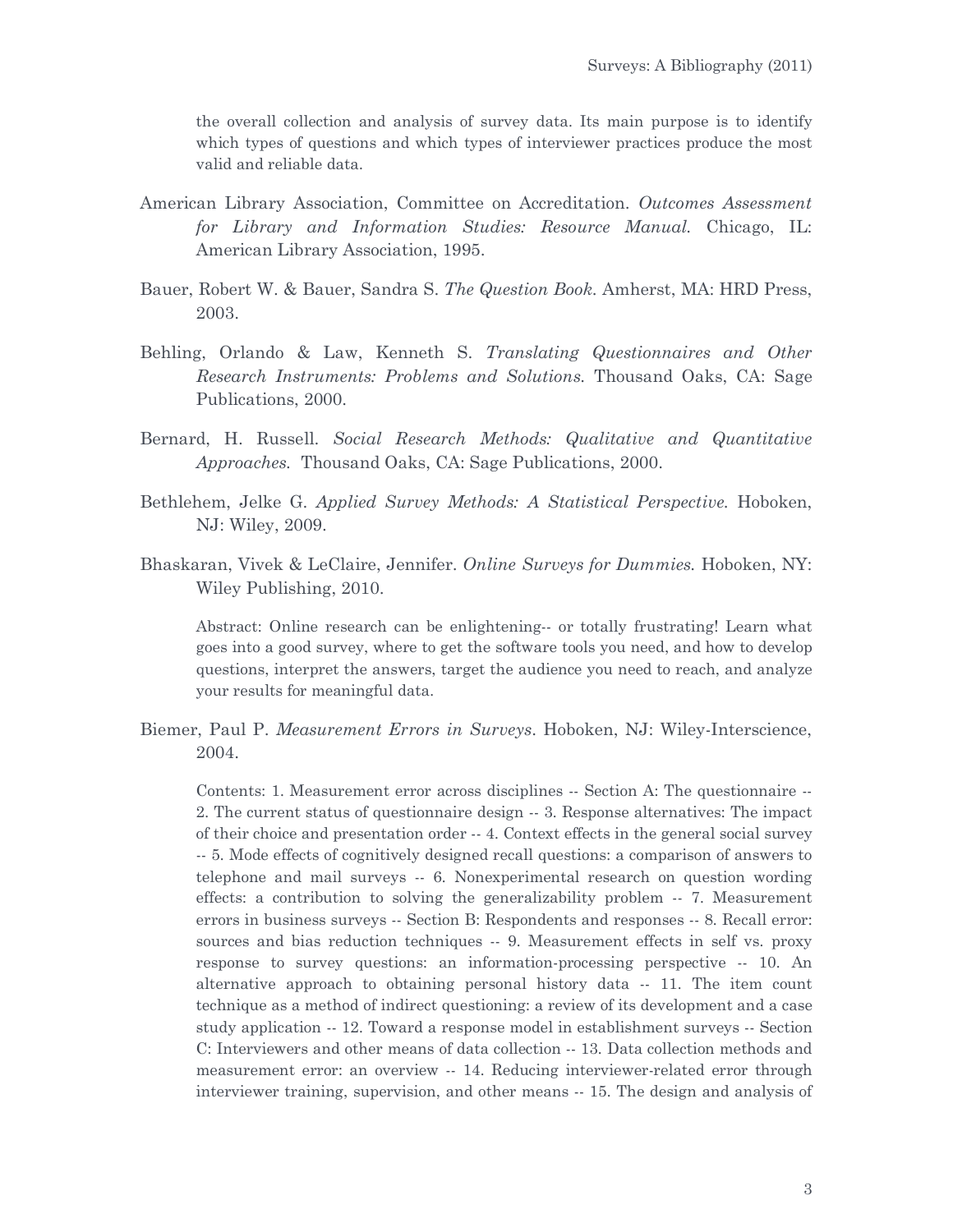the overall collection and analysis of survey data. Its main purpose is to identify which types of questions and which types of interviewer practices produce the most valid and reliable data.

American Library Association, Committee on Accreditation. *Outcomes Assessment for Library and Information Studies: Resource Manual.* Chicago, IL: American Library Association, 1995.

Bauer, Robert W. & Bauer, Sandra S. *The Question Book*. Amherst, MA: HRD Press, 2003.

Behling, Orlando & Law, Kenneth S. *Translating Questionnaires and Other Research Instruments: Problems and Solutions.* Thousand Oaks, CA: Sage Publications, 2000.

Bernard, H. Russell. *Social Research Methods: Qualitative and Quantitative Approaches.* Thousand Oaks, CA: Sage Publications, 2000.

Bethlehem, Jelke G. *Applied Survey Methods: A Statistical Perspective.* Hoboken, NJ: Wiley, 2009.

Bhaskaran, Vivek & LeClaire, Jennifer. *Online Surveys for Dummies.* Hoboken, NY: Wiley Publishing, 2010.

Abstract: Online research can be enlightening-- or totally frustrating! Learn what goes into a good survey, where to get the software tools you need, and how to develop questions, interpret the answers, target the audience you need to reach, and analyze your results for meaningful data.

Biemer, Paul P. *Measurement Errors in Surveys*. Hoboken, NJ: Wiley-Interscience, 2004.

Contents: 1. Measurement error across disciplines -- Section A: The questionnaire -- 2. The current status of questionnaire design -- 3. Response alternatives: The impact of their choice and presentation order -- 4. Context effects in the general social survey -- 5. Mode effects of cognitively designed recall questions: a comparison of answers to telephone and mail surveys -- 6. Nonexperimental research on question wording effects: a contribution to solving the generalizability problem -- 7. Measurement errors in business surveys -- Section B: Respondents and responses -- 8. Recall error: sources and bias reduction techniques -- 9. Measurement effects in self vs. proxy response to survey questions: an information-processing perspective -- 10. An alternative approach to obtaining personal history data -- 11. The item count technique as a method of indirect questioning: a review of its development and a case study application -- 12. Toward a response model in establishment surveys -- Section C: Interviewers and other means of data collection -- 13. Data collection methods and measurement error: an overview -- 14. Reducing interviewer-related error through interviewer training, supervision, and other means -- 15. The design and analysis of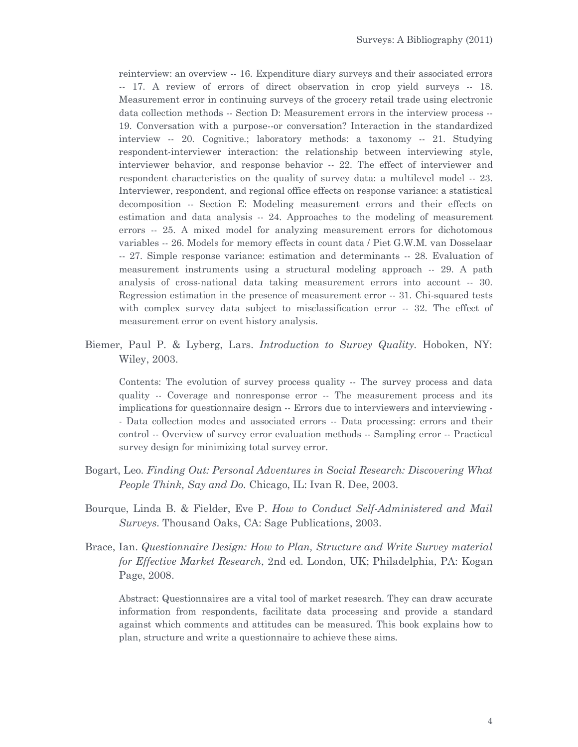reinterview: an overview -- 16. Expenditure diary surveys and their associated errors -- 17. A review of errors of direct observation in crop yield surveys -- 18. Measurement error in continuing surveys of the grocery retail trade using electronic data collection methods -- Section D: Measurement errors in the interview process -- 19. Conversation with a purpose--or conversation? Interaction in the standardized interview -- 20. Cognitive.; laboratory methods: a taxonomy -- 21. Studying respondent-interviewer interaction: the relationship between interviewing style, interviewer behavior, and response behavior -- 22. The effect of interviewer and respondent characteristics on the quality of survey data: a multilevel model -- 23. Interviewer, respondent, and regional office effects on response variance: a statistical decomposition -- Section E: Modeling measurement errors and their effects on estimation and data analysis -- 24. Approaches to the modeling of measurement errors -- 25. A mixed model for analyzing measurement errors for dichotomous variables -- 26. Models for memory effects in count data / Piet G.W.M. van Dosselaar -- 27. Simple response variance: estimation and determinants -- 28. Evaluation of measurement instruments using a structural modeling approach -- 29. A path analysis of cross-national data taking measurement errors into account -- 30. Regression estimation in the presence of measurement error -- 31. Chi-squared tests with complex survey data subject to misclassification error -- 32. The effect of measurement error on event history analysis.

Biemer, Paul P. & Lyberg, Lars. *Introduction to Survey Quality*. Hoboken, NY: Wiley, 2003.

Contents: The evolution of survey process quality -- The survey process and data quality -- Coverage and nonresponse error -- The measurement process and its implications for questionnaire design -- Errors due to interviewers and interviewing -- Data collection modes and associated errors -- Data processing: errors and their control -- Overview of survey error evaluation methods -- Sampling error -- Practical survey design for minimizing total survey error.

Bogart, Leo. *Finding Out: Personal Adventures in Social Research: Discovering What People Think, Say and Do.* Chicago, IL: Ivan R. Dee, 2003.

Bourque, Linda B. & Fielder, Eve P. *How to Conduct Self-Administered and Mail Surveys*. Thousand Oaks, CA: Sage Publications, 2003.

Brace, Ian. *Questionnaire Design: How to Plan, Structure and Write Survey material for Effective Market Research*, 2nd ed. London, UK; Philadelphia, PA: Kogan Page, 2008.

Abstract: Questionnaires are a vital tool of market research. They can draw accurate information from respondents, facilitate data processing and provide a standard against which comments and attitudes can be measured. This book explains how to plan, structure and write a questionnaire to achieve these aims.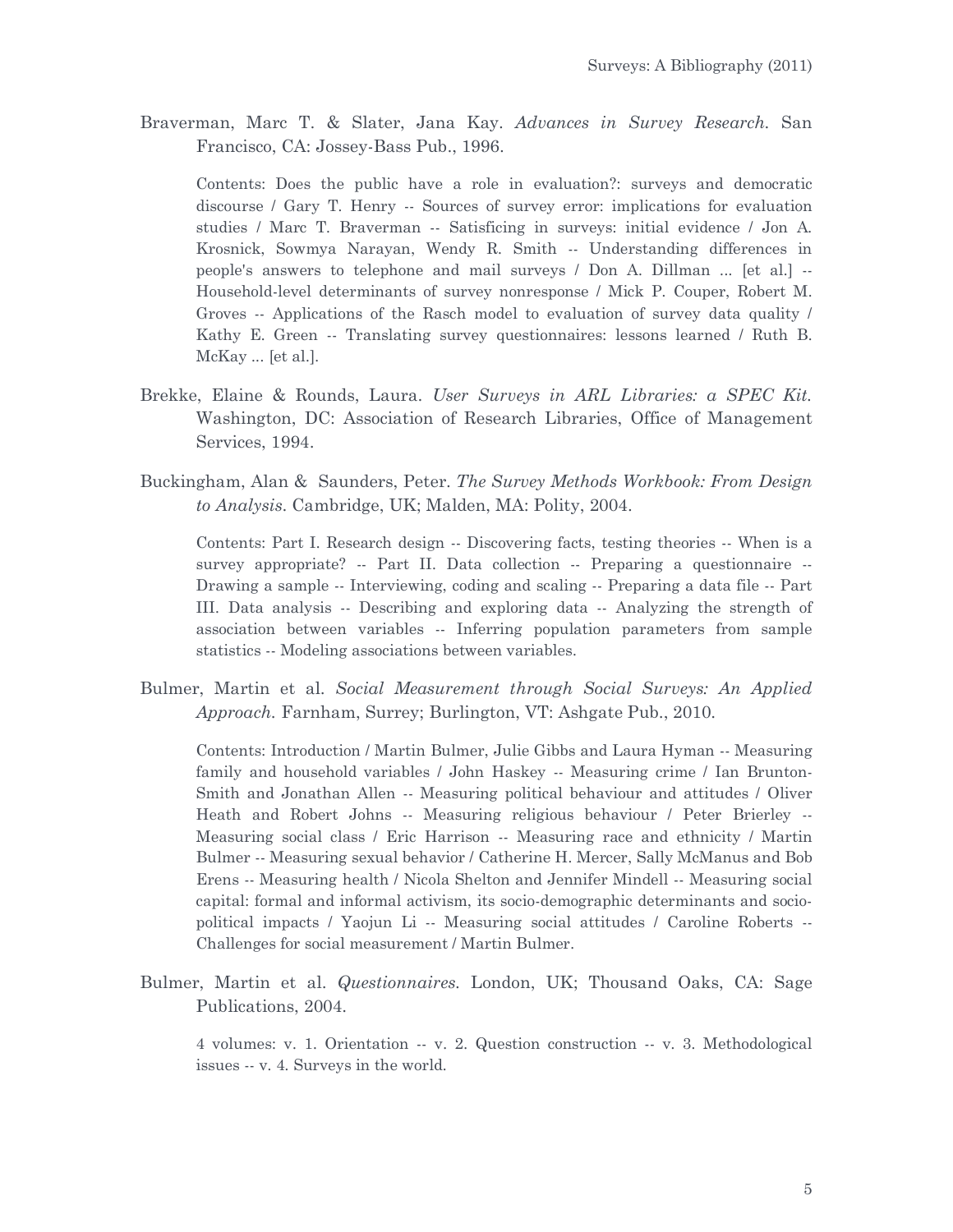Braverman, Marc T. & Slater, Jana Kay. *Advances in Survey Research.* San Francisco, CA: Jossey-Bass Pub., 1996.

> Contents: Does the public have a role in evaluation?: surveys and democratic discourse / Gary T. Henry -- Sources of survey error: implications for evaluation studies / Marc T. Braverman -- Satisficing in surveys: initial evidence / Jon A. Krosnick, Sowmya Narayan, Wendy R. Smith -- Understanding differences in people's answers to telephone and mail surveys / Don A. Dillman ... [et al.] -- Household-level determinants of survey nonresponse / Mick P. Couper, Robert M. Groves -- Applications of the Rasch model to evaluation of survey data quality / Kathy E. Green -- Translating survey questionnaires: lessons learned / Ruth B. McKay ... [et al.].

Brekke, Elaine & Rounds, Laura. *User Surveys in ARL Libraries: a SPEC Kit.* Washington, DC: Association of Research Libraries, Office of Management Services, 1994.

Buckingham, Alan & Saunders, Peter. *The Survey Methods Workbook: From Design to Analysis.* Cambridge, UK; Malden, MA: Polity, 2004.

> Contents: Part I. Research design -- Discovering facts, testing theories -- When is a survey appropriate? -- Part II. Data collection -- Preparing a questionnaire -- Drawing a sample -- Interviewing, coding and scaling -- Preparing a data file -- Part III. Data analysis -- Describing and exploring data -- Analyzing the strength of association between variables -- Inferring population parameters from sample statistics -- Modeling associations between variables.

Bulmer, Martin et al. *Social Measurement through Social Surveys: An Applied Approach.* Farnham, Surrey; Burlington, VT: Ashgate Pub., 2010.

> Contents: Introduction / Martin Bulmer, Julie Gibbs and Laura Hyman -- Measuring family and household variables / John Haskey -- Measuring crime / Ian Brunton-Smith and Jonathan Allen -- Measuring political behaviour and attitudes / Oliver Heath and Robert Johns -- Measuring religious behaviour / Peter Brierley -- Measuring social class / Eric Harrison -- Measuring race and ethnicity / Martin Bulmer -- Measuring sexual behavior / Catherine H. Mercer, Sally McManus and Bob Erens -- Measuring health / Nicola Shelton and Jennifer Mindell -- Measuring social capital: formal and informal activism, its socio-demographic determinants and socio-political impacts / Yaojun Li -- Measuring social attitudes / Caroline Roberts -- Challenges for social measurement / Martin Bulmer.

Bulmer, Martin et al. *Questionnaires.* London, UK; Thousand Oaks, CA: Sage Publications, 2004.

> 4 volumes: v. 1. Orientation -- v. 2. Question construction -- v. 3. Methodological issues -- v. 4. Surveys in the world.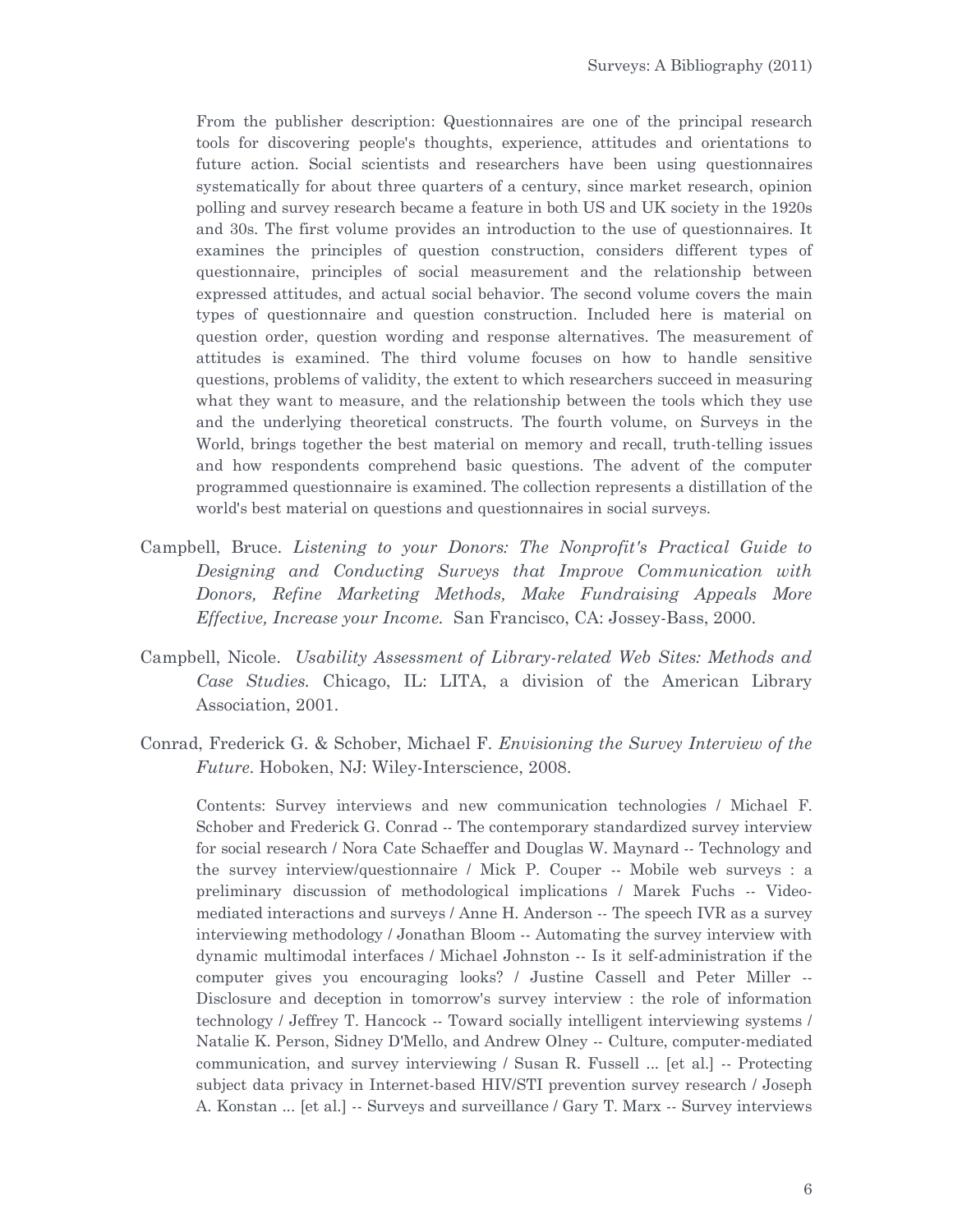From the publisher description: Questionnaires are one of the principal research tools for discovering people's thoughts, experience, attitudes and orientations to future action. Social scientists and researchers have been using questionnaires systematically for about three quarters of a century, since market research, opinion polling and survey research became a feature in both US and UK society in the 1920s and 30s. The first volume provides an introduction to the use of questionnaires. It examines the principles of question construction, considers different types of questionnaire, principles of social measurement and the relationship between expressed attitudes, and actual social behavior. The second volume covers the main types of questionnaire and question construction. Included here is material on question order, question wording and response alternatives. The measurement of attitudes is examined. The third volume focuses on how to handle sensitive questions, problems of validity, the extent to which researchers succeed in measuring what they want to measure, and the relationship between the tools which they use and the underlying theoretical constructs. The fourth volume, on Surveys in the World, brings together the best material on memory and recall, truth-telling issues and how respondents comprehend basic questions. The advent of the computer programmed questionnaire is examined. The collection represents a distillation of the world's best material on questions and questionnaires in social surveys.

Campbell, Bruce. *Listening to your Donors: The Nonprofit's Practical Guide to Designing and Conducting Surveys that Improve Communication with Donors, Refine Marketing Methods, Make Fundraising Appeals More Effective, Increase your Income.* San Francisco, CA: Jossey-Bass, 2000.

Campbell, Nicole. *Usability Assessment of Library-related Web Sites: Methods and Case Studies.* Chicago, IL: LITA, a division of the American Library Association, 2001.

Conrad, Frederick G. & Schober, Michael F. *Envisioning the Survey Interview of the Future*. Hoboken, NJ: Wiley-Interscience, 2008.

Contents: Survey interviews and new communication technologies / Michael F. Schober and Frederick G. Conrad -- The contemporary standardized survey interview for social research / Nora Cate Schaeffer and Douglas W. Maynard -- Technology and the survey interview/questionnaire / Mick P. Couper -- Mobile web surveys : a preliminary discussion of methodological implications / Marek Fuchs -- Video-mediated interactions and surveys / Anne H. Anderson -- The speech IVR as a survey interviewing methodology / Jonathan Bloom -- Automating the survey interview with dynamic multimodal interfaces / Michael Johnston -- Is it self-administration if the computer gives you encouraging looks? / Justine Cassell and Peter Miller -- Disclosure and deception in tomorrow's survey interview : the role of information technology / Jeffrey T. Hancock -- Toward socially intelligent interviewing systems / Natalie K. Person, Sidney D'Mello, and Andrew Olney -- Culture, computer-mediated communication, and survey interviewing / Susan R. Fussell ... [et al.] -- Protecting subject data privacy in Internet-based HIV/STI prevention survey research / Joseph A. Konstan ... [et al.] -- Surveys and surveillance / Gary T. Marx -- Survey interviews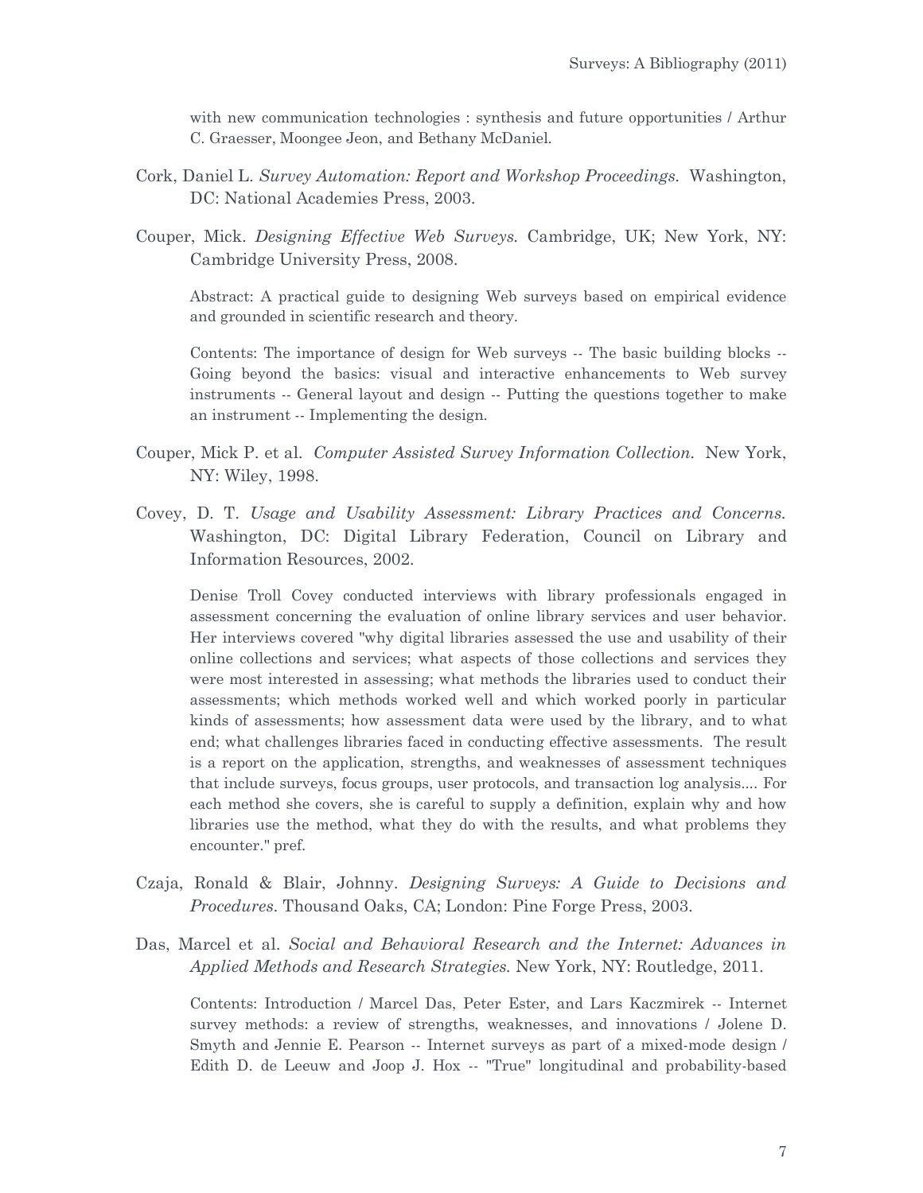with new communication technologies : synthesis and future opportunities / Arthur C. Graesser, Moongee Jeon, and Bethany McDaniel.

Cork, Daniel L. *Survey Automation: Report and Workshop Proceedings.* Washington, DC: National Academies Press, 2003.

Couper, Mick. *Designing Effective Web Surveys.* Cambridge, UK; New York, NY: Cambridge University Press, 2008.

Abstract: A practical guide to designing Web surveys based on empirical evidence and grounded in scientific research and theory.

Contents: The importance of design for Web surveys -- The basic building blocks -- Going beyond the basics: visual and interactive enhancements to Web survey instruments -- General layout and design -- Putting the questions together to make an instrument -- Implementing the design.

Couper, Mick P. et al. *Computer Assisted Survey Information Collection.* New York, NY: Wiley, 1998.

Covey, D. T. *Usage and Usability Assessment: Library Practices and Concerns.* Washington, DC: Digital Library Federation, Council on Library and Information Resources, 2002.

Denise Troll Covey conducted interviews with library professionals engaged in assessment concerning the evaluation of online library services and user behavior. Her interviews covered "why digital libraries assessed the use and usability of their online collections and services; what aspects of those collections and services they were most interested in assessing; what methods the libraries used to conduct their assessments; which methods worked well and which worked poorly in particular kinds of assessments; how assessment data were used by the library, and to what end; what challenges libraries faced in conducting effective assessments. The result is a report on the application, strengths, and weaknesses of assessment techniques that include surveys, focus groups, user protocols, and transaction log analysis.... For each method she covers, she is careful to supply a definition, explain why and how libraries use the method, what they do with the results, and what problems they encounter." pref.

Czaja, Ronald & Blair, Johnny. *Designing Surveys: A Guide to Decisions and Procedures*. Thousand Oaks, CA; London: Pine Forge Press, 2003.

Das, Marcel et al. *Social and Behavioral Research and the Internet: Advances in Applied Methods and Research Strategies.* New York, NY: Routledge, 2011.

Contents: Introduction / Marcel Das, Peter Ester, and Lars Kaczmirek -- Internet survey methods: a review of strengths, weaknesses, and innovations / Jolene D. Smyth and Jennie E. Pearson -- Internet surveys as part of a mixed-mode design / Edith D. de Leeuw and Joop J. Hox -- "True" longitudinal and probability-based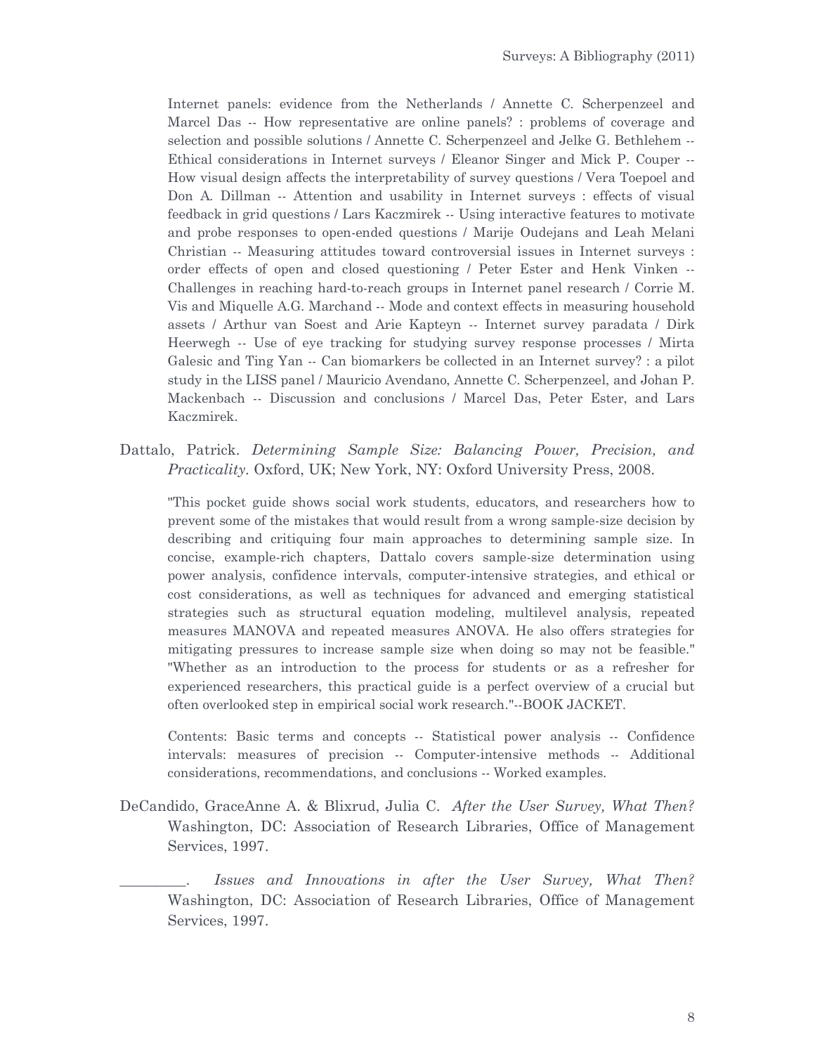Internet panels: evidence from the Netherlands / Annette C. Scherpenzeel and Marcel Das -- How representative are online panels? : problems of coverage and selection and possible solutions / Annette C. Scherpenzeel and Jelke G. Bethlehem -- Ethical considerations in Internet surveys / Eleanor Singer and Mick P. Couper -- How visual design affects the interpretability of survey questions / Vera Toepoel and Don A. Dillman -- Attention and usability in Internet surveys : effects of visual feedback in grid questions / Lars Kaczmirek -- Using interactive features to motivate and probe responses to open-ended questions / Marije Oudejans and Leah Melani Christian -- Measuring attitudes toward controversial issues in Internet surveys : order effects of open and closed questioning / Peter Ester and Henk Vinken -- Challenges in reaching hard-to-reach groups in Internet panel research / Corrie M. Vis and Miquelle A.G. Marchand -- Mode and context effects in measuring household assets / Arthur van Soest and Arie Kapteyn -- Internet survey paradata / Dirk Heerwegh -- Use of eye tracking for studying survey response processes / Mirta Galesic and Ting Yan -- Can biomarkers be collected in an Internet survey? : a pilot study in the LISS panel / Mauricio Avendano, Annette C. Scherpenzeel, and Johan P. Mackenbach -- Discussion and conclusions / Marcel Das, Peter Ester, and Lars Kaczmirek.

Dattalo, Patrick. *Determining Sample Size: Balancing Power, Precision, and Practicality*. Oxford, UK; New York, NY: Oxford University Press, 2008.

"This pocket guide shows social work students, educators, and researchers how to prevent some of the mistakes that would result from a wrong sample-size decision by describing and critiquing four main approaches to determining sample size. In concise, example-rich chapters, Dattalo covers sample-size determination using power analysis, confidence intervals, computer-intensive strategies, and ethical or cost considerations, as well as techniques for advanced and emerging statistical strategies such as structural equation modeling, multilevel analysis, repeated measures MANOVA and repeated measures ANOVA. He also offers strategies for mitigating pressures to increase sample size when doing so may not be feasible." "Whether as an introduction to the process for students or as a refresher for experienced researchers, this practical guide is a perfect overview of a crucial but often overlooked step in empirical social work research."--BOOK JACKET.

Contents: Basic terms and concepts -- Statistical power analysis -- Confidence intervals: measures of precision -- Computer-intensive methods -- Additional considerations, recommendations, and conclusions -- Worked examples.

DeCandido, GraceAnne A. & Blixrud, Julia C. *After the User Survey, What Then?* Washington, DC: Association of Research Libraries, Office of Management Services, 1997.

_________. *Issues and Innovations in after the User Survey, What Then?* Washington, DC: Association of Research Libraries, Office of Management Services, 1997.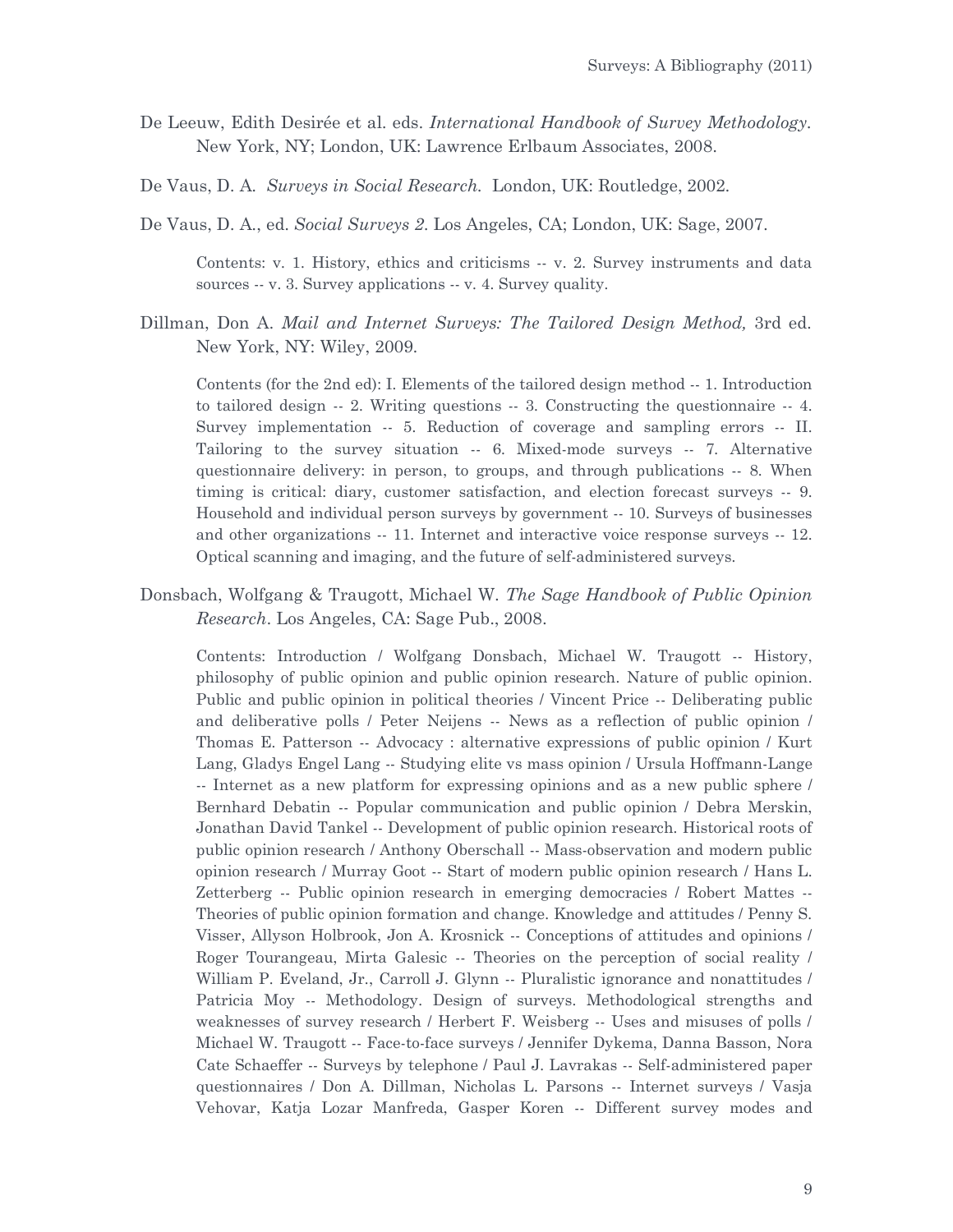De Leeuw, Edith Desirée et al. eds. *International Handbook of Survey Methodology*. New York, NY; London, UK: Lawrence Erlbaum Associates, 2008.

De Vaus, D. A. *Surveys in Social Research*. London, UK: Routledge, 2002.

De Vaus, D. A., ed. *Social Surveys 2*. Los Angeles, CA; London, UK: Sage, 2007.

> Contents: v. 1. History, ethics and criticisms -- v. 2. Survey instruments and data sources -- v. 3. Survey applications -- v. 4. Survey quality.

Dillman, Don A. *Mail and Internet Surveys: The Tailored Design Method,* 3rd ed. New York, NY: Wiley, 2009.

> Contents (for the 2nd ed): I. Elements of the tailored design method -- 1. Introduction to tailored design -- 2. Writing questions -- 3. Constructing the questionnaire -- 4. Survey implementation -- 5. Reduction of coverage and sampling errors -- II. Tailoring to the survey situation -- 6. Mixed-mode surveys -- 7. Alternative questionnaire delivery: in person, to groups, and through publications -- 8. When timing is critical: diary, customer satisfaction, and election forecast surveys -- 9. Household and individual person surveys by government -- 10. Surveys of businesses and other organizations -- 11. Internet and interactive voice response surveys -- 12. Optical scanning and imaging, and the future of self-administered surveys.

Donsbach, Wolfgang & Traugott, Michael W. *The Sage Handbook of Public Opinion Research*. Los Angeles, CA: Sage Pub., 2008.

> Contents: Introduction / Wolfgang Donsbach, Michael W. Traugott -- History, philosophy of public opinion and public opinion research. Nature of public opinion. Public and public opinion in political theories / Vincent Price -- Deliberating public and deliberative polls / Peter Neijens -- News as a reflection of public opinion / Thomas E. Patterson -- Advocacy : alternative expressions of public opinion / Kurt Lang, Gladys Engel Lang -- Studying elite vs mass opinion / Ursula Hoffmann-Lange -- Internet as a new platform for expressing opinions and as a new public sphere / Bernhard Debatin -- Popular communication and public opinion / Debra Merskin, Jonathan David Tankel -- Development of public opinion research. Historical roots of public opinion research / Anthony Oberschall -- Mass-observation and modern public opinion research / Murray Goot -- Start of modern public opinion research / Hans L. Zetterberg -- Public opinion research in emerging democracies / Robert Mattes -- Theories of public opinion formation and change. Knowledge and attitudes / Penny S. Visser, Allyson Holbrook, Jon A. Krosnick -- Conceptions of attitudes and opinions / Roger Tourangeau, Mirta Galesic -- Theories on the perception of social reality / William P. Eveland, Jr., Carroll J. Glynn -- Pluralistic ignorance and nonattitudes / Patricia Moy -- Methodology. Design of surveys. Methodological strengths and weaknesses of survey research / Herbert F. Weisberg -- Uses and misuses of polls / Michael W. Traugott -- Face-to-face surveys / Jennifer Dykema, Danna Basson, Nora Cate Schaeffer -- Surveys by telephone / Paul J. Lavrakas -- Self-administered paper questionnaires / Don A. Dillman, Nicholas L. Parsons -- Internet surveys / Vasja Vehovar, Katja Lozar Manfreda, Gasper Koren -- Different survey modes and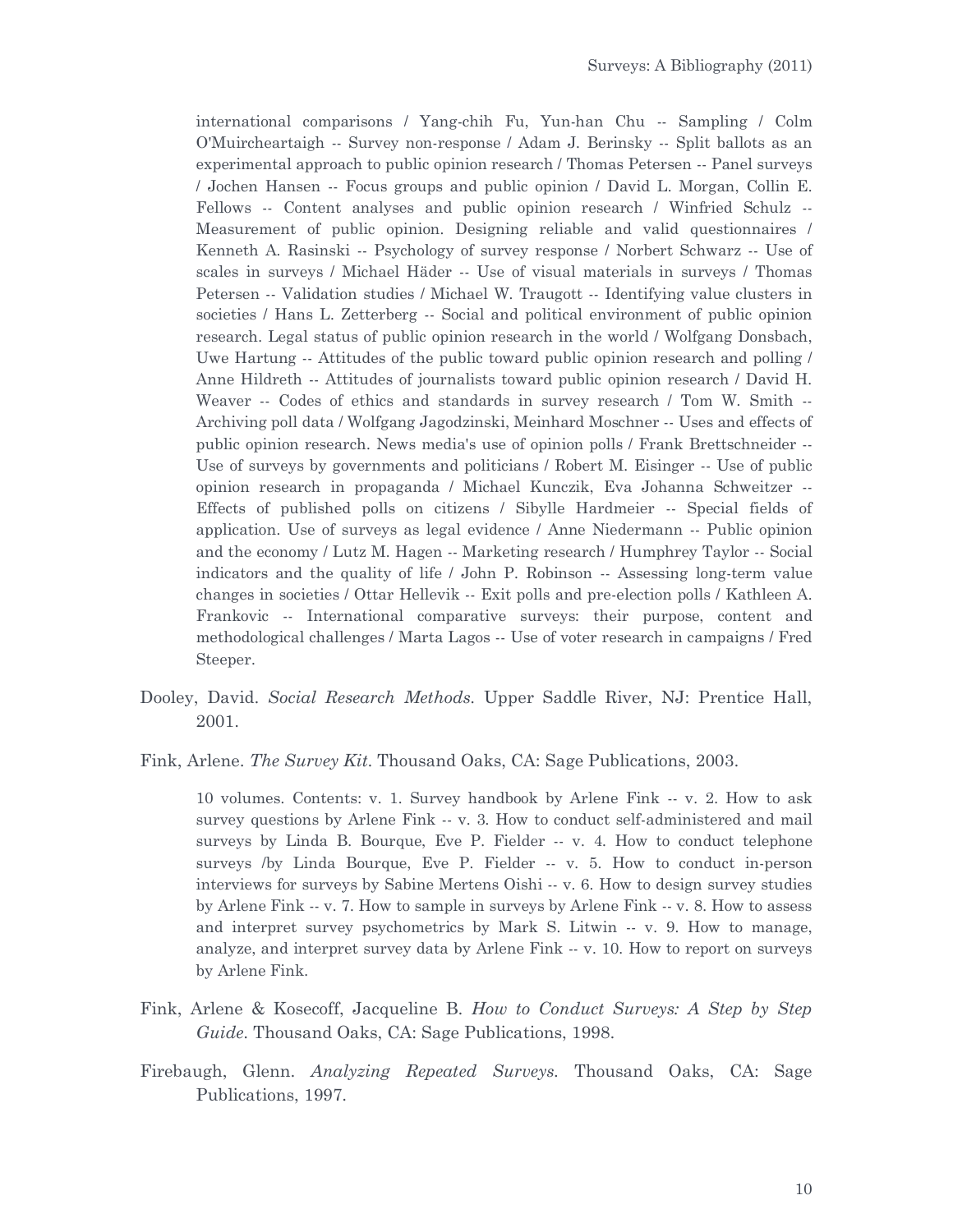international comparisons / Yang-chih Fu, Yun-han Chu -- Sampling / Colm O'Muircheartaigh -- Survey non-response / Adam J. Berinsky -- Split ballots as an experimental approach to public opinion research / Thomas Petersen -- Panel surveys / Jochen Hansen -- Focus groups and public opinion / David L. Morgan, Collin E. Fellows -- Content analyses and public opinion research / Winfried Schulz -- Measurement of public opinion. Designing reliable and valid questionnaires / Kenneth A. Rasinski -- Psychology of survey response / Norbert Schwarz -- Use of scales in surveys / Michael Häder -- Use of visual materials in surveys / Thomas Petersen -- Validation studies / Michael W. Traugott -- Identifying value clusters in societies / Hans L. Zetterberg -- Social and political environment of public opinion research. Legal status of public opinion research in the world / Wolfgang Donsbach, Uwe Hartung -- Attitudes of the public toward public opinion research and polling / Anne Hildreth -- Attitudes of journalists toward public opinion research / David H. Weaver -- Codes of ethics and standards in survey research / Tom W. Smith -- Archiving poll data / Wolfgang Jagodzinski, Meinhard Moschner -- Uses and effects of public opinion research. News media's use of opinion polls / Frank Brettschneider -- Use of surveys by governments and politicians / Robert M. Eisinger -- Use of public opinion research in propaganda / Michael Kunczik, Eva Johanna Schweitzer -- Effects of published polls on citizens / Sibylle Hardmeier -- Special fields of application. Use of surveys as legal evidence / Anne Niedermann -- Public opinion and the economy / Lutz M. Hagen -- Marketing research / Humphrey Taylor -- Social indicators and the quality of life / John P. Robinson -- Assessing long-term value changes in societies / Ottar Hellevik -- Exit polls and pre-election polls / Kathleen A. Frankovic -- International comparative surveys: their purpose, content and methodological challenges / Marta Lagos -- Use of voter research in campaigns / Fred Steeper.

Dooley, David. *Social Research Methods*. Upper Saddle River, NJ: Prentice Hall, 2001.

Fink, Arlene. *The Survey Kit*. Thousand Oaks, CA: Sage Publications, 2003.

> 10 volumes. Contents: v. 1. Survey handbook by Arlene Fink -- v. 2. How to ask survey questions by Arlene Fink -- v. 3. How to conduct self-administered and mail surveys by Linda B. Bourque, Eve P. Fielder -- v. 4. How to conduct telephone surveys /by Linda Bourque, Eve P. Fielder -- v. 5. How to conduct in-person interviews for surveys by Sabine Mertens Oishi -- v. 6. How to design survey studies by Arlene Fink -- v. 7. How to sample in surveys by Arlene Fink -- v. 8. How to assess and interpret survey psychometrics by Mark S. Litwin -- v. 9. How to manage, analyze, and interpret survey data by Arlene Fink -- v. 10. How to report on surveys by Arlene Fink.

Fink, Arlene & Kosecoff, Jacqueline B. *How to Conduct Surveys: A Step by Step Guide*. Thousand Oaks, CA: Sage Publications, 1998.

Firebaugh, Glenn. *Analyzing Repeated Surveys*. Thousand Oaks, CA: Sage Publications, 1997.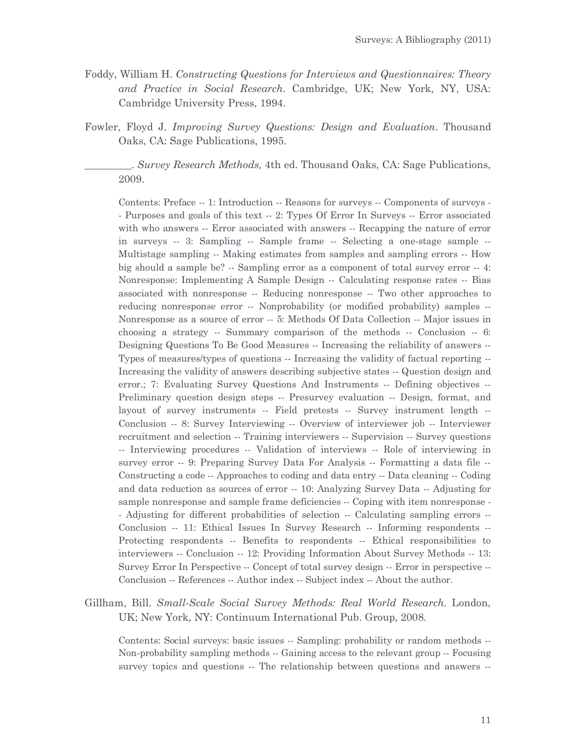Foddy, William H. *Constructing Questions for Interviews and Questionnaires: Theory and Practice in Social Research*. Cambridge, UK; New York, NY, USA: Cambridge University Press, 1994.

Fowler, Floyd J. *Improving Survey Questions: Design and Evaluation*. Thousand Oaks, CA: Sage Publications, 1995.

_________. *Survey Research Methods,* 4th ed. Thousand Oaks, CA: Sage Publications, 2009.

Contents: Preface -- 1: Introduction -- Reasons for surveys -- Components of surveys -- Purposes and goals of this text -- 2: Types Of Error In Surveys -- Error associated with who answers -- Error associated with answers -- Recapping the nature of error in surveys -- 3: Sampling -- Sample frame -- Selecting a one-stage sample -- Multistage sampling -- Making estimates from samples and sampling errors -- How big should a sample be? -- Sampling error as a component of total survey error -- 4: Nonresponse: Implementing A Sample Design -- Calculating response rates -- Bias associated with nonresponse -- Reducing nonresponse -- Two other approaches to reducing nonresponse error -- Nonprobability (or modified probability) samples -- Nonresponse as a source of error -- 5: Methods Of Data Collection -- Major issues in choosing a strategy -- Summary comparison of the methods -- Conclusion -- 6: Designing Questions To Be Good Measures -- Increasing the reliability of answers -- Types of measures/types of questions -- Increasing the validity of factual reporting -- Increasing the validity of answers describing subjective states -- Question design and error.; 7: Evaluating Survey Questions And Instruments -- Defining objectives -- Preliminary question design steps -- Presurvey evaluation -- Design, format, and layout of survey instruments -- Field pretests -- Survey instrument length -- Conclusion -- 8: Survey Interviewing -- Overview of interviewer job -- Interviewer recruitment and selection -- Training interviewers -- Supervision -- Survey questions -- Interviewing procedures -- Validation of interviews -- Role of interviewing in survey error -- 9: Preparing Survey Data For Analysis -- Formatting a data file -- Constructing a code -- Approaches to coding and data entry -- Data cleaning -- Coding and data reduction as sources of error -- 10: Analyzing Survey Data -- Adjusting for sample nonresponse and sample frame deficiencies -- Coping with item nonresponse -- Adjusting for different probabilities of selection -- Calculating sampling errors -- Conclusion -- 11: Ethical Issues In Survey Research -- Informing respondents -- Protecting respondents -- Benefits to respondents -- Ethical responsibilities to interviewers -- Conclusion -- 12: Providing Information About Survey Methods -- 13: Survey Error In Perspective -- Concept of total survey design -- Error in perspective -- Conclusion -- References -- Author index -- Subject index -- About the author.

Gillham, Bill. *Small-Scale Social Survey Methods: Real World Research*. London, UK; New York, NY: Continuum International Pub. Group, 2008.

Contents: Social surveys: basic issues -- Sampling: probability or random methods -- Non-probability sampling methods -- Gaining access to the relevant group -- Focusing survey topics and questions -- The relationship between questions and answers --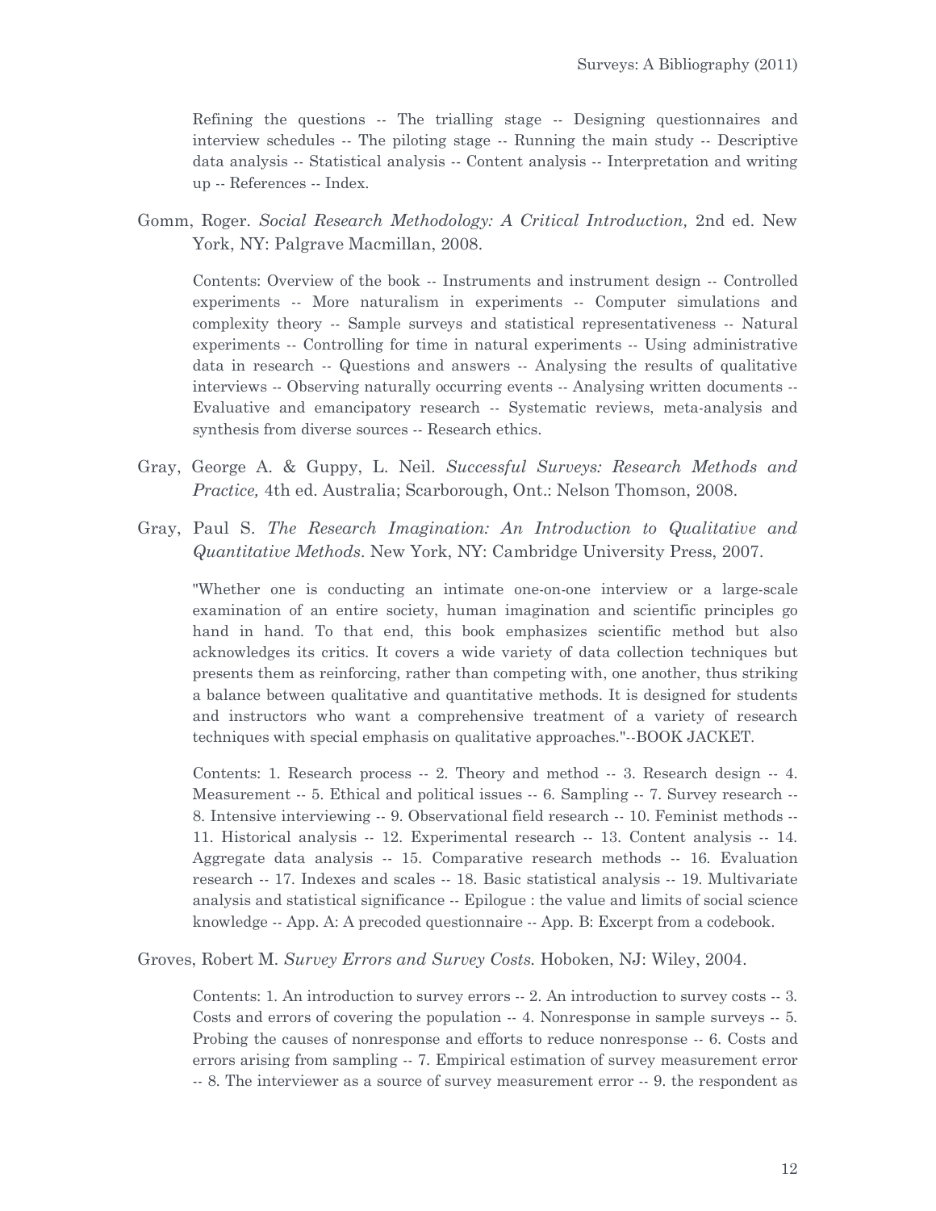Refining the questions -- The trialling stage -- Designing questionnaires and interview schedules -- The piloting stage -- Running the main study -- Descriptive data analysis -- Statistical analysis -- Content analysis -- Interpretation and writing up -- References -- Index.

Gomm, Roger. *Social Research Methodology: A Critical Introduction,* 2nd ed. New York, NY: Palgrave Macmillan, 2008.

Contents: Overview of the book -- Instruments and instrument design -- Controlled experiments -- More naturalism in experiments -- Computer simulations and complexity theory -- Sample surveys and statistical representativeness -- Natural experiments -- Controlling for time in natural experiments -- Using administrative data in research -- Questions and answers -- Analysing the results of qualitative interviews -- Observing naturally occurring events -- Analysing written documents -- Evaluative and emancipatory research -- Systematic reviews, meta-analysis and synthesis from diverse sources -- Research ethics.

Gray, George A. & Guppy, L. Neil. *Successful Surveys: Research Methods and Practice,* 4th ed. Australia; Scarborough, Ont.: Nelson Thomson, 2008.

Gray, Paul S. *The Research Imagination: An Introduction to Qualitative and Quantitative Methods*. New York, NY: Cambridge University Press, 2007.

"Whether one is conducting an intimate one-on-one interview or a large-scale examination of an entire society, human imagination and scientific principles go hand in hand. To that end, this book emphasizes scientific method but also acknowledges its critics. It covers a wide variety of data collection techniques but presents them as reinforcing, rather than competing with, one another, thus striking a balance between qualitative and quantitative methods. It is designed for students and instructors who want a comprehensive treatment of a variety of research techniques with special emphasis on qualitative approaches."--BOOK JACKET.

Contents: 1. Research process -- 2. Theory and method -- 3. Research design -- 4. Measurement -- 5. Ethical and political issues -- 6. Sampling -- 7. Survey research -- 8. Intensive interviewing -- 9. Observational field research -- 10. Feminist methods -- 11. Historical analysis -- 12. Experimental research -- 13. Content analysis -- 14. Aggregate data analysis -- 15. Comparative research methods -- 16. Evaluation research -- 17. Indexes and scales -- 18. Basic statistical analysis -- 19. Multivariate analysis and statistical significance -- Epilogue : the value and limits of social science knowledge -- App. A: A precoded questionnaire -- App. B: Excerpt from a codebook.

Groves, Robert M. *Survey Errors and Survey Costs.* Hoboken, NJ: Wiley, 2004.

Contents: 1. An introduction to survey errors -- 2. An introduction to survey costs -- 3. Costs and errors of covering the population -- 4. Nonresponse in sample surveys -- 5. Probing the causes of nonresponse and efforts to reduce nonresponse -- 6. Costs and errors arising from sampling -- 7. Empirical estimation of survey measurement error -- 8. The interviewer as a source of survey measurement error -- 9. the respondent as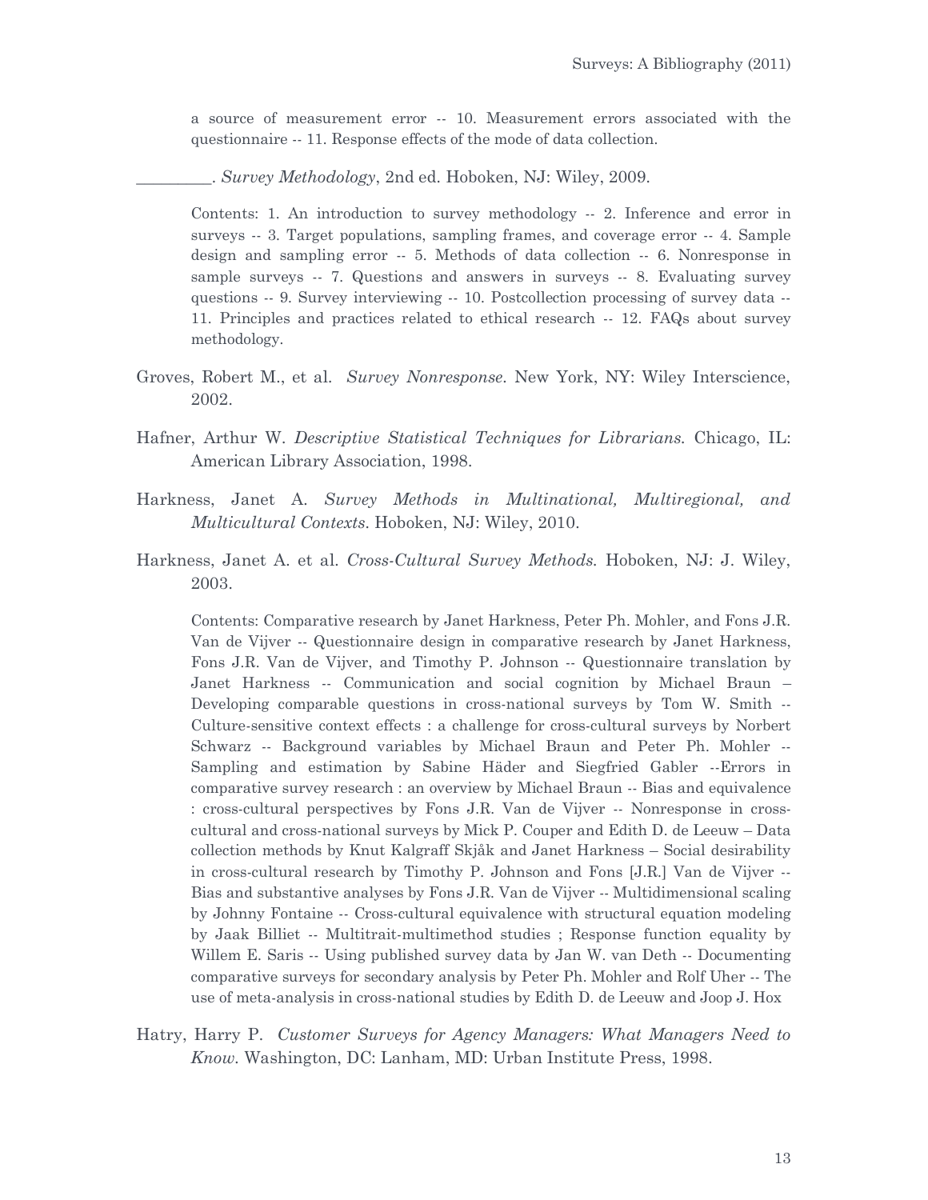a source of measurement error -- 10. Measurement errors associated with the questionnaire -- 11. Response effects of the mode of data collection.

_________. *Survey Methodology*, 2nd ed. Hoboken, NJ: Wiley, 2009.

Contents: 1. An introduction to survey methodology -- 2. Inference and error in surveys -- 3. Target populations, sampling frames, and coverage error -- 4. Sample design and sampling error -- 5. Methods of data collection -- 6. Nonresponse in sample surveys -- 7. Questions and answers in surveys -- 8. Evaluating survey questions -- 9. Survey interviewing -- 10. Postcollection processing of survey data -- 11. Principles and practices related to ethical research -- 12. FAQs about survey methodology.

Groves, Robert M., et al. *Survey Nonresponse*. New York, NY: Wiley Interscience, 2002.

Hafner, Arthur W. *Descriptive Statistical Techniques for Librarians.* Chicago, IL: American Library Association, 1998.

Harkness, Janet A. *Survey Methods in Multinational, Multiregional, and Multicultural Contexts*. Hoboken, NJ: Wiley, 2010.

Harkness, Janet A. et al. *Cross-Cultural Survey Methods.* Hoboken, NJ: J. Wiley, 2003.

Contents: Comparative research by Janet Harkness, Peter Ph. Mohler, and Fons J.R. Van de Vijver -- Questionnaire design in comparative research by Janet Harkness, Fons J.R. Van de Vijver, and Timothy P. Johnson -- Questionnaire translation by Janet Harkness -- Communication and social cognition by Michael Braun – Developing comparable questions in cross-national surveys by Tom W. Smith -- Culture-sensitive context effects : a challenge for cross-cultural surveys by Norbert Schwarz -- Background variables by Michael Braun and Peter Ph. Mohler -- Sampling and estimation by Sabine Häder and Siegfried Gabler --Errors in comparative survey research : an overview by Michael Braun -- Bias and equivalence : cross-cultural perspectives by Fons J.R. Van de Vijver -- Nonresponse in cross-cultural and cross-national surveys by Mick P. Couper and Edith D. de Leeuw – Data collection methods by Knut Kalgraff Skjåk and Janet Harkness – Social desirability in cross-cultural research by Timothy P. Johnson and Fons [J.R.] Van de Vijver -- Bias and substantive analyses by Fons J.R. Van de Vijver -- Multidimensional scaling by Johnny Fontaine -- Cross-cultural equivalence with structural equation modeling by Jaak Billiet -- Multitrait-multimethod studies ; Response function equality by Willem E. Saris -- Using published survey data by Jan W. van Deth -- Documenting comparative surveys for secondary analysis by Peter Ph. Mohler and Rolf Uher -- The use of meta-analysis in cross-national studies by Edith D. de Leeuw and Joop J. Hox

Hatry, Harry P. *Customer Surveys for Agency Managers: What Managers Need to Know*. Washington, DC: Lanham, MD: Urban Institute Press, 1998.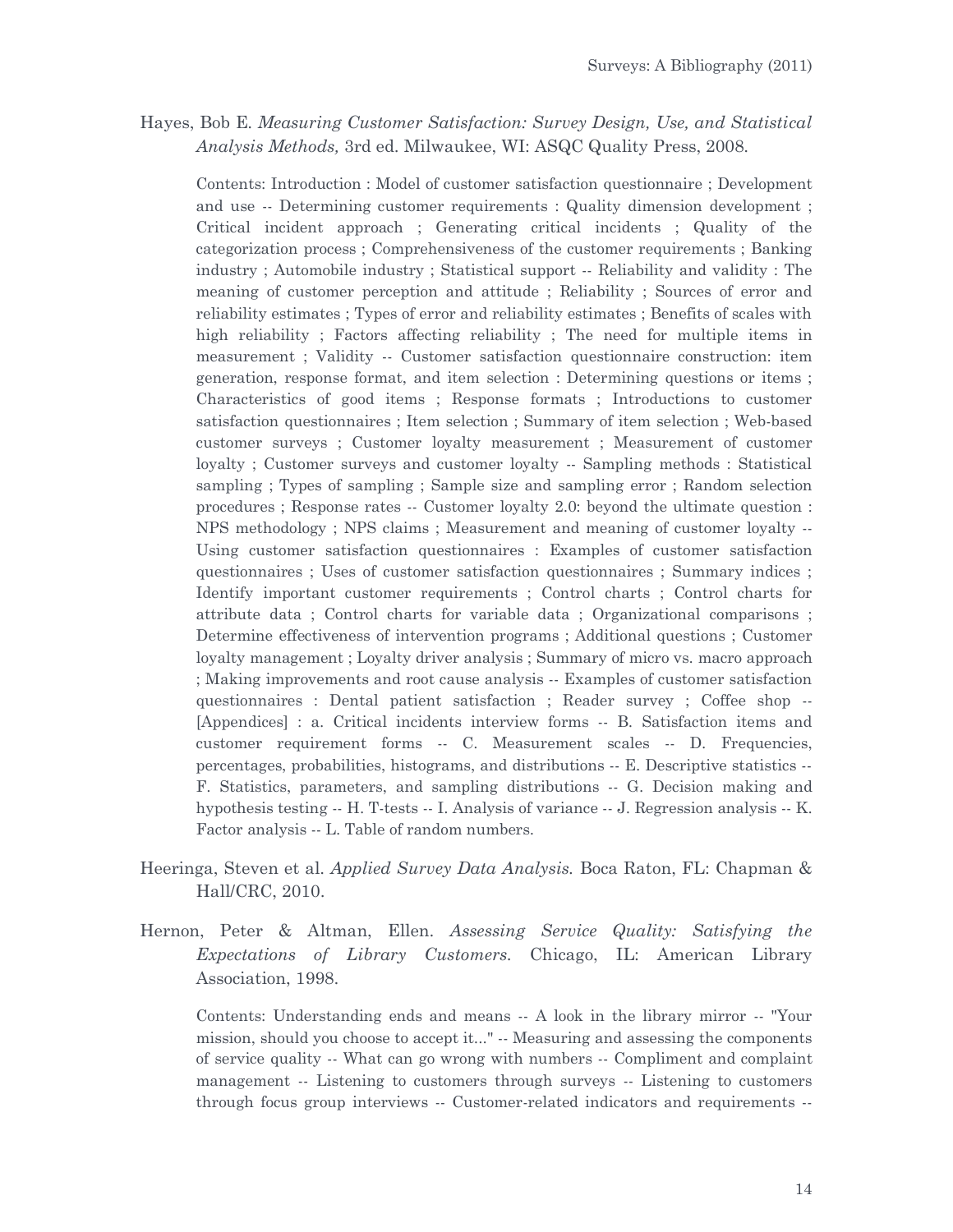Hayes, Bob E. *Measuring Customer Satisfaction: Survey Design, Use, and Statistical Analysis Methods,* 3rd ed. Milwaukee, WI: ASQC Quality Press, 2008.

> Contents: Introduction : Model of customer satisfaction questionnaire ; Development and use -- Determining customer requirements : Quality dimension development ; Critical incident approach ; Generating critical incidents ; Quality of the categorization process ; Comprehensiveness of the customer requirements ; Banking industry ; Automobile industry ; Statistical support -- Reliability and validity : The meaning of customer perception and attitude ; Reliability ; Sources of error and reliability estimates ; Types of error and reliability estimates ; Benefits of scales with high reliability ; Factors affecting reliability ; The need for multiple items in measurement ; Validity -- Customer satisfaction questionnaire construction: item generation, response format, and item selection : Determining questions or items ; Characteristics of good items ; Response formats ; Introductions to customer satisfaction questionnaires ; Item selection ; Summary of item selection ; Web-based customer surveys ; Customer loyalty measurement ; Measurement of customer loyalty ; Customer surveys and customer loyalty -- Sampling methods : Statistical sampling ; Types of sampling ; Sample size and sampling error ; Random selection procedures ; Response rates -- Customer loyalty 2.0: beyond the ultimate question : NPS methodology ; NPS claims ; Measurement and meaning of customer loyalty -- Using customer satisfaction questionnaires : Examples of customer satisfaction questionnaires ; Uses of customer satisfaction questionnaires ; Summary indices ; Identify important customer requirements ; Control charts ; Control charts for attribute data ; Control charts for variable data ; Organizational comparisons ; Determine effectiveness of intervention programs ; Additional questions ; Customer loyalty management ; Loyalty driver analysis ; Summary of micro vs. macro approach ; Making improvements and root cause analysis -- Examples of customer satisfaction questionnaires : Dental patient satisfaction ; Reader survey ; Coffee shop -- [Appendices] : a. Critical incidents interview forms -- B. Satisfaction items and customer requirement forms -- C. Measurement scales -- D. Frequencies, percentages, probabilities, histograms, and distributions -- E. Descriptive statistics -- F. Statistics, parameters, and sampling distributions -- G. Decision making and hypothesis testing -- H. T-tests -- I. Analysis of variance -- J. Regression analysis -- K. Factor analysis -- L. Table of random numbers.

Heeringa, Steven et al. *Applied Survey Data Analysis.* Boca Raton, FL: Chapman & Hall/CRC, 2010.

Hernon, Peter & Altman, Ellen. *Assessing Service Quality: Satisfying the Expectations of Library Customers.* Chicago, IL: American Library Association, 1998.

> Contents: Understanding ends and means -- A look in the library mirror -- "Your mission, should you choose to accept it..." -- Measuring and assessing the components of service quality -- What can go wrong with numbers -- Compliment and complaint management -- Listening to customers through surveys -- Listening to customers through focus group interviews -- Customer-related indicators and requirements --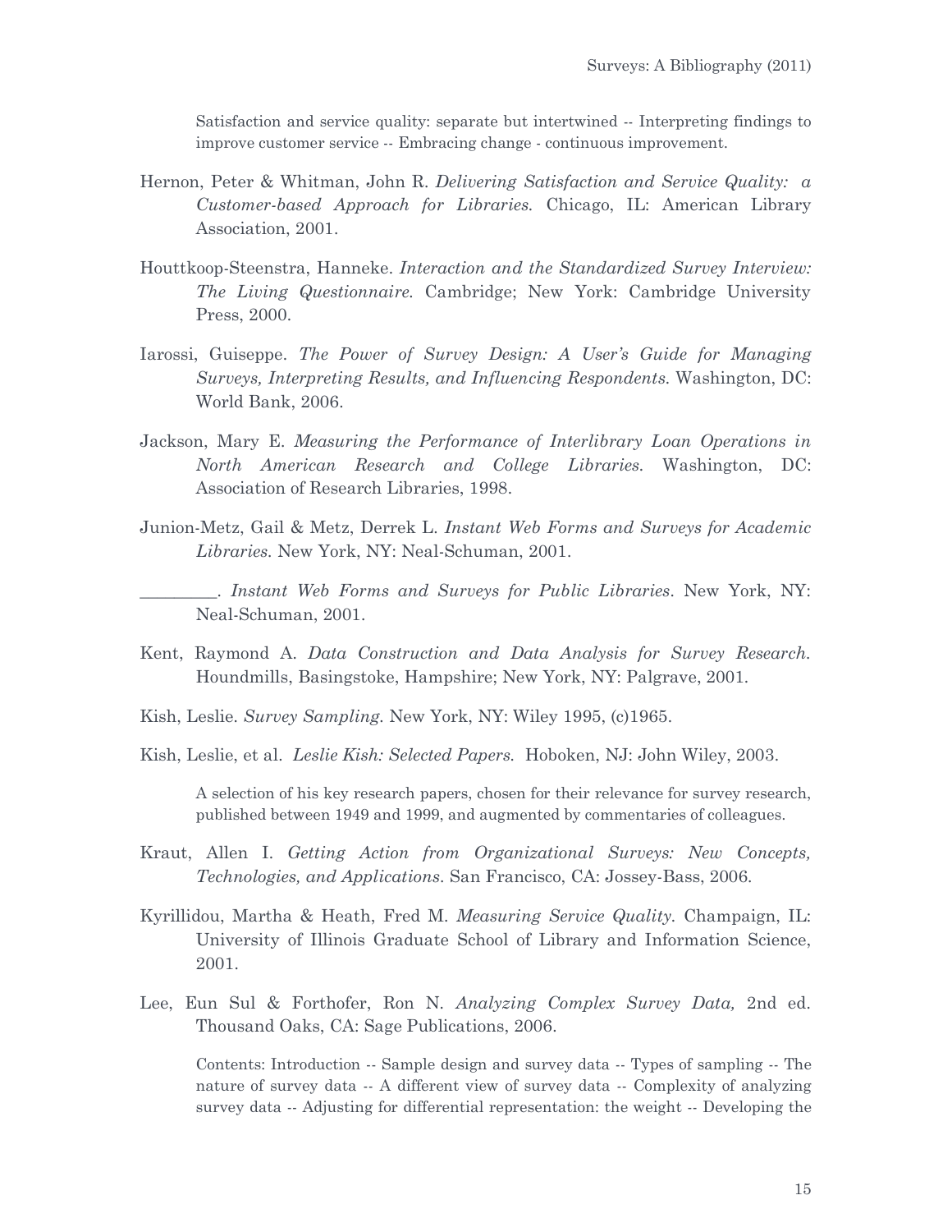Satisfaction and service quality: separate but intertwined -- Interpreting findings to improve customer service -- Embracing change - continuous improvement.

Hernon, Peter & Whitman, John R. *Delivering Satisfaction and Service Quality: a Customer-based Approach for Libraries.* Chicago, IL: American Library Association, 2001.

Houttkoop-Steenstra, Hanneke. *Interaction and the Standardized Survey Interview: The Living Questionnaire.* Cambridge; New York: Cambridge University Press, 2000.

Iarossi, Guiseppe. *The Power of Survey Design: A User's Guide for Managing Surveys, Interpreting Results, and Influencing Respondents.* Washington, DC: World Bank, 2006.

Jackson, Mary E. *Measuring the Performance of Interlibrary Loan Operations in North American Research and College Libraries.* Washington, DC: Association of Research Libraries, 1998.

Junion-Metz, Gail & Metz, Derrek L. *Instant Web Forms and Surveys for Academic Libraries.* New York, NY: Neal-Schuman, 2001.

_________. *Instant Web Forms and Surveys for Public Libraries*. New York, NY: Neal-Schuman, 2001.

Kent, Raymond A. *Data Construction and Data Analysis for Survey Research.* Houndmills, Basingstoke, Hampshire; New York, NY: Palgrave, 2001.

Kish, Leslie. *Survey Sampling.* New York, NY: Wiley 1995, (c)1965.

Kish, Leslie, et al. *Leslie Kish: Selected Papers.* Hoboken, NJ: John Wiley, 2003.

A selection of his key research papers, chosen for their relevance for survey research, published between 1949 and 1999, and augmented by commentaries of colleagues.

Kraut, Allen I. *Getting Action from Organizational Surveys: New Concepts, Technologies, and Applications.* San Francisco, CA: Jossey-Bass, 2006.

Kyrillidou, Martha & Heath, Fred M. *Measuring Service Quality.* Champaign, IL: University of Illinois Graduate School of Library and Information Science, 2001.

Lee, Eun Sul & Forthofer, Ron N. *Analyzing Complex Survey Data,* 2nd ed. Thousand Oaks, CA: Sage Publications, 2006.

Contents: Introduction -- Sample design and survey data -- Types of sampling -- The nature of survey data -- A different view of survey data -- Complexity of analyzing survey data -- Adjusting for differential representation: the weight -- Developing the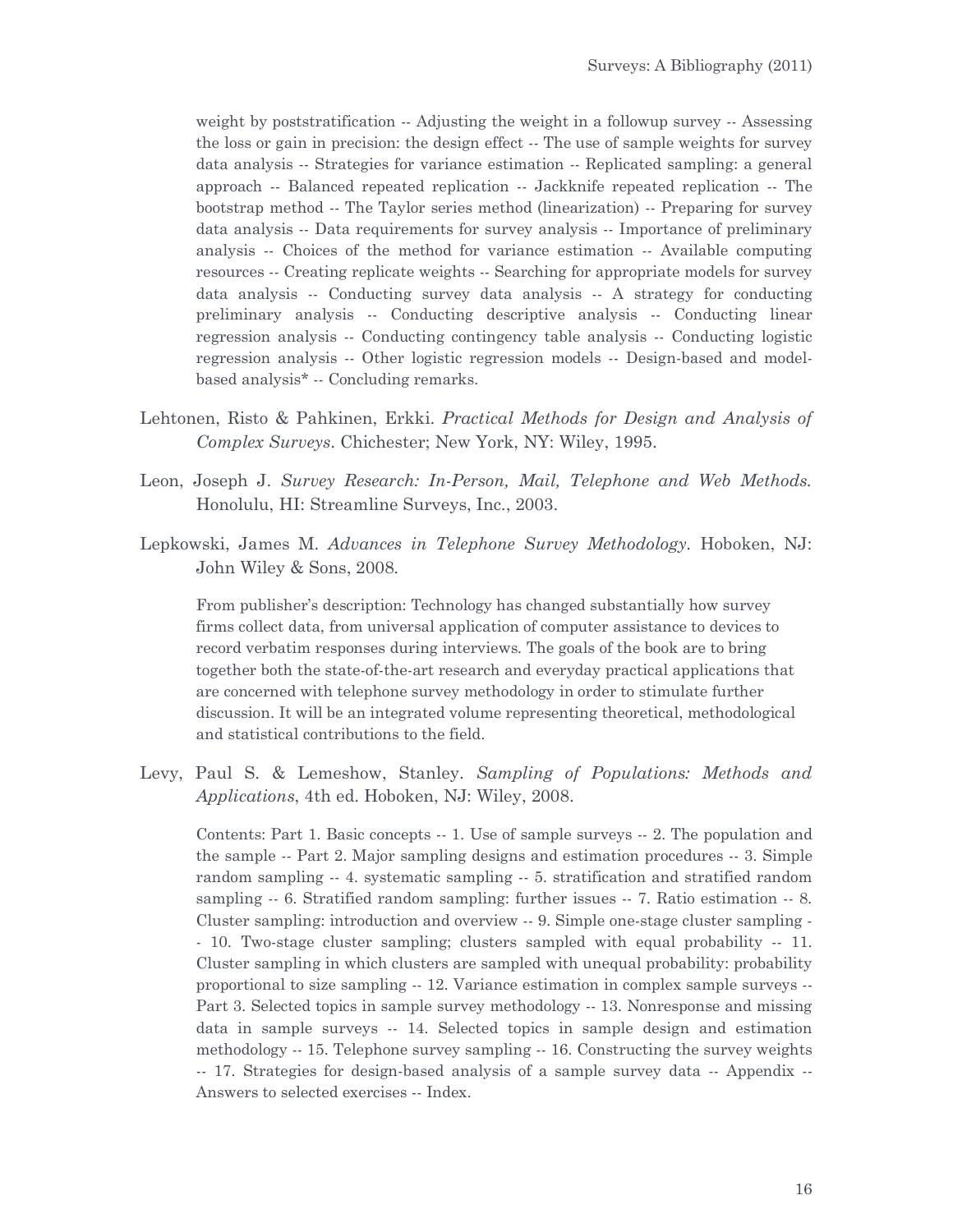weight by poststratification -- Adjusting the weight in a followup survey -- Assessing the loss or gain in precision: the design effect -- The use of sample weights for survey data analysis -- Strategies for variance estimation -- Replicated sampling: a general approach -- Balanced repeated replication -- Jackknife repeated replication -- The bootstrap method -- The Taylor series method (linearization) -- Preparing for survey data analysis -- Data requirements for survey analysis -- Importance of preliminary analysis -- Choices of the method for variance estimation -- Available computing resources -- Creating replicate weights -- Searching for appropriate models for survey data analysis -- Conducting survey data analysis -- A strategy for conducting preliminary analysis -- Conducting descriptive analysis -- Conducting linear regression analysis -- Conducting contingency table analysis -- Conducting logistic regression analysis -- Other logistic regression models -- Design-based and model-based analysis* -- Concluding remarks.

Lehtonen, Risto & Pahkinen, Erkki. *Practical Methods for Design and Analysis of Complex Surveys*. Chichester; New York, NY: Wiley, 1995.

Leon, Joseph J. *Survey Research: In-Person, Mail, Telephone and Web Methods.* Honolulu, HI: Streamline Surveys, Inc., 2003.

Lepkowski, James M. *Advances in Telephone Survey Methodology*. Hoboken, NJ: John Wiley & Sons, 2008.

From publisher's description: Technology has changed substantially how survey firms collect data, from universal application of computer assistance to devices to record verbatim responses during interviews. The goals of the book are to bring together both the state-of-the-art research and everyday practical applications that are concerned with telephone survey methodology in order to stimulate further discussion. It will be an integrated volume representing theoretical, methodological and statistical contributions to the field.

Levy, Paul S. & Lemeshow, Stanley. *Sampling of Populations: Methods and Applications*, 4th ed. Hoboken, NJ: Wiley, 2008.

Contents: Part 1. Basic concepts -- 1. Use of sample surveys -- 2. The population and the sample -- Part 2. Major sampling designs and estimation procedures -- 3. Simple random sampling -- 4. systematic sampling -- 5. stratification and stratified random sampling -- 6. Stratified random sampling: further issues -- 7. Ratio estimation -- 8. Cluster sampling: introduction and overview -- 9. Simple one-stage cluster sampling -- 10. Two-stage cluster sampling; clusters sampled with equal probability -- 11. Cluster sampling in which clusters are sampled with unequal probability: probability proportional to size sampling -- 12. Variance estimation in complex sample surveys -- Part 3. Selected topics in sample survey methodology -- 13. Nonresponse and missing data in sample surveys -- 14. Selected topics in sample design and estimation methodology -- 15. Telephone survey sampling -- 16. Constructing the survey weights -- 17. Strategies for design-based analysis of a sample survey data -- Appendix -- Answers to selected exercises -- Index.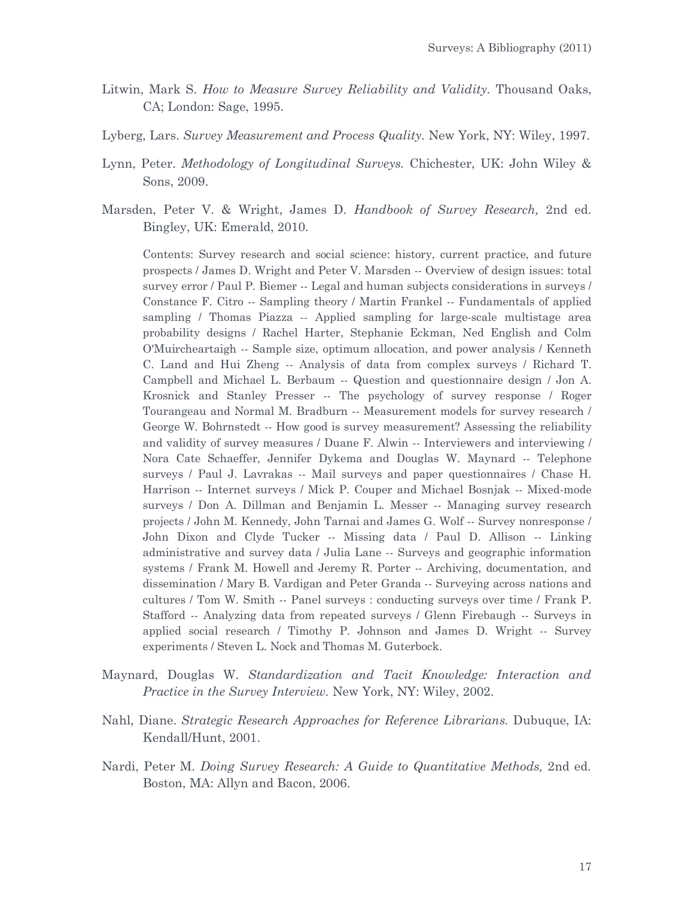Litwin, Mark S. *How to Measure Survey Reliability and Validity.* Thousand Oaks, CA; London: Sage, 1995.

Lyberg, Lars. *Survey Measurement and Process Quality.* New York, NY: Wiley, 1997.

Lynn, Peter. *Methodology of Longitudinal Surveys.* Chichester, UK: John Wiley & Sons, 2009.

Marsden, Peter V. & Wright, James D. *Handbook of Survey Research,* 2nd ed. Bingley, UK: Emerald, 2010.

> Contents: Survey research and social science: history, current practice, and future prospects / James D. Wright and Peter V. Marsden -- Overview of design issues: total survey error / Paul P. Biemer -- Legal and human subjects considerations in surveys / Constance F. Citro -- Sampling theory / Martin Frankel -- Fundamentals of applied sampling / Thomas Piazza -- Applied sampling for large-scale multistage area probability designs / Rachel Harter, Stephanie Eckman, Ned English and Colm O'Muircheartaigh -- Sample size, optimum allocation, and power analysis / Kenneth C. Land and Hui Zheng -- Analysis of data from complex surveys / Richard T. Campbell and Michael L. Berbaum -- Question and questionnaire design / Jon A. Krosnick and Stanley Presser -- The psychology of survey response / Roger Tourangeau and Normal M. Bradburn -- Measurement models for survey research / George W. Bohrnstedt -- How good is survey measurement? Assessing the reliability and validity of survey measures / Duane F. Alwin -- Interviewers and interviewing / Nora Cate Schaeffer, Jennifer Dykema and Douglas W. Maynard -- Telephone surveys / Paul J. Lavrakas -- Mail surveys and paper questionnaires / Chase H. Harrison -- Internet surveys / Mick P. Couper and Michael Bosnjak -- Mixed-mode surveys / Don A. Dillman and Benjamin L. Messer -- Managing survey research projects / John M. Kennedy, John Tarnai and James G. Wolf -- Survey nonresponse / John Dixon and Clyde Tucker -- Missing data / Paul D. Allison -- Linking administrative and survey data / Julia Lane -- Surveys and geographic information systems / Frank M. Howell and Jeremy R. Porter -- Archiving, documentation, and dissemination / Mary B. Vardigan and Peter Granda -- Surveying across nations and cultures / Tom W. Smith -- Panel surveys : conducting surveys over time / Frank P. Stafford -- Analyzing data from repeated surveys / Glenn Firebaugh -- Surveys in applied social research / Timothy P. Johnson and James D. Wright -- Survey experiments / Steven L. Nock and Thomas M. Guterbock.

Maynard, Douglas W. *Standardization and Tacit Knowledge: Interaction and Practice in the Survey Interview.* New York, NY: Wiley, 2002.

Nahl, Diane. *Strategic Research Approaches for Reference Librarians.* Dubuque, IA: Kendall/Hunt, 2001.

Nardi, Peter M. *Doing Survey Research: A Guide to Quantitative Methods,* 2nd ed. Boston, MA: Allyn and Bacon, 2006.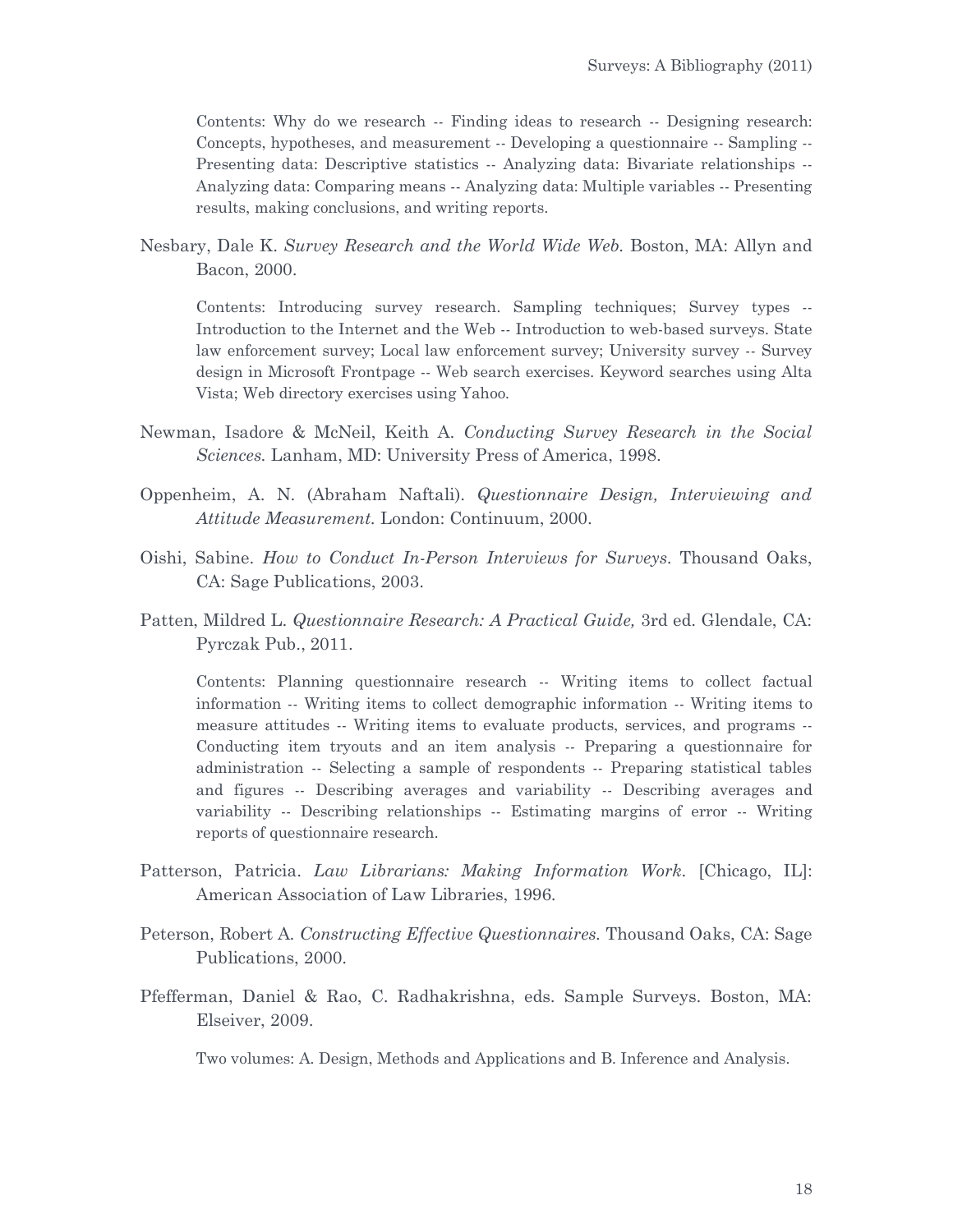Contents: Why do we research -- Finding ideas to research -- Designing research: Concepts, hypotheses, and measurement -- Developing a questionnaire -- Sampling -- Presenting data: Descriptive statistics -- Analyzing data: Bivariate relationships -- Analyzing data: Comparing means -- Analyzing data: Multiple variables -- Presenting results, making conclusions, and writing reports.

Nesbary, Dale K. *Survey Research and the World Wide Web.* Boston, MA: Allyn and Bacon, 2000.

Contents: Introducing survey research. Sampling techniques; Survey types -- Introduction to the Internet and the Web -- Introduction to web-based surveys. State law enforcement survey; Local law enforcement survey; University survey -- Survey design in Microsoft Frontpage -- Web search exercises. Keyword searches using Alta Vista; Web directory exercises using Yahoo.

Newman, Isadore & McNeil, Keith A. *Conducting Survey Research in the Social Sciences.* Lanham, MD: University Press of America, 1998.

Oppenheim, A. N. (Abraham Naftali). *Questionnaire Design, Interviewing and Attitude Measurement.* London: Continuum, 2000.

Oishi, Sabine. *How to Conduct In-Person Interviews for Surveys.* Thousand Oaks, CA: Sage Publications, 2003.

Patten, Mildred L. *Questionnaire Research: A Practical Guide,* 3rd ed. Glendale, CA: Pyrczak Pub., 2011.

Contents: Planning questionnaire research -- Writing items to collect factual information -- Writing items to collect demographic information -- Writing items to measure attitudes -- Writing items to evaluate products, services, and programs -- Conducting item tryouts and an item analysis -- Preparing a questionnaire for administration -- Selecting a sample of respondents -- Preparing statistical tables and figures -- Describing averages and variability -- Describing averages and variability -- Describing relationships -- Estimating margins of error -- Writing reports of questionnaire research.

Patterson, Patricia. *Law Librarians: Making Information Work.* [Chicago, IL]: American Association of Law Libraries, 1996.

Peterson, Robert A. *Constructing Effective Questionnaires.* Thousand Oaks, CA: Sage Publications, 2000.

Pfefferman, Daniel & Rao, C. Radhakrishna, eds. Sample Surveys. Boston, MA: Elseiver, 2009.

Two volumes: A. Design, Methods and Applications and B. Inference and Analysis.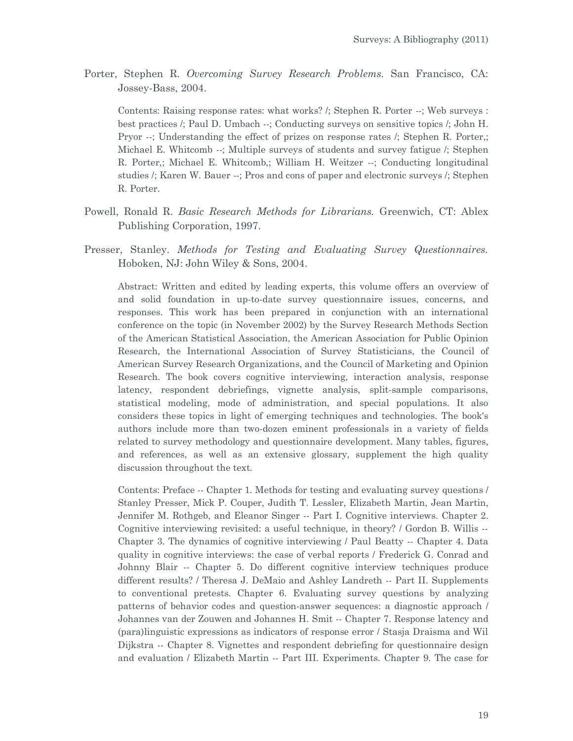Porter, Stephen R. *Overcoming Survey Research Problems.* San Francisco, CA: Jossey-Bass, 2004.

Contents: Raising response rates: what works? /; Stephen R. Porter --; Web surveys : best practices /; Paul D. Umbach --; Conducting surveys on sensitive topics /; John H. Pryor --; Understanding the effect of prizes on response rates /; Stephen R. Porter,; Michael E. Whitcomb --; Multiple surveys of students and survey fatigue /; Stephen R. Porter,; Michael E. Whitcomb,; William H. Weitzer --; Conducting longitudinal studies /; Karen W. Bauer --; Pros and cons of paper and electronic surveys /; Stephen R. Porter.

Powell, Ronald R. *Basic Research Methods for Librarians.* Greenwich, CT: Ablex Publishing Corporation, 1997.

Presser, Stanley. *Methods for Testing and Evaluating Survey Questionnaires.* Hoboken, NJ: John Wiley & Sons, 2004.

Abstract: Written and edited by leading experts, this volume offers an overview of and solid foundation in up-to-date survey questionnaire issues, concerns, and responses. This work has been prepared in conjunction with an international conference on the topic (in November 2002) by the Survey Research Methods Section of the American Statistical Association, the American Association for Public Opinion Research, the International Association of Survey Statisticians, the Council of American Survey Research Organizations, and the Council of Marketing and Opinion Research. The book covers cognitive interviewing, interaction analysis, response latency, respondent debriefings, vignette analysis, split-sample comparisons, statistical modeling, mode of administration, and special populations. It also considers these topics in light of emerging techniques and technologies. The book's authors include more than two-dozen eminent professionals in a variety of fields related to survey methodology and questionnaire development. Many tables, figures, and references, as well as an extensive glossary, supplement the high quality discussion throughout the text.

Contents: Preface -- Chapter 1. Methods for testing and evaluating survey questions / Stanley Presser, Mick P. Couper, Judith T. Lessler, Elizabeth Martin, Jean Martin, Jennifer M. Rothgeb, and Eleanor Singer -- Part I. Cognitive interviews. Chapter 2. Cognitive interviewing revisited: a useful technique, in theory? / Gordon B. Willis -- Chapter 3. The dynamics of cognitive interviewing / Paul Beatty -- Chapter 4. Data quality in cognitive interviews: the case of verbal reports / Frederick G. Conrad and Johnny Blair -- Chapter 5. Do different cognitive interview techniques produce different results? / Theresa J. DeMaio and Ashley Landreth -- Part II. Supplements to conventional pretests. Chapter 6. Evaluating survey questions by analyzing patterns of behavior codes and question-answer sequences: a diagnostic approach / Johannes van der Zouwen and Johannes H. Smit -- Chapter 7. Response latency and (para)linguistic expressions as indicators of response error / Stasja Draisma and Wil Dijkstra -- Chapter 8. Vignettes and respondent debriefing for questionnaire design and evaluation / Elizabeth Martin -- Part III. Experiments. Chapter 9. The case for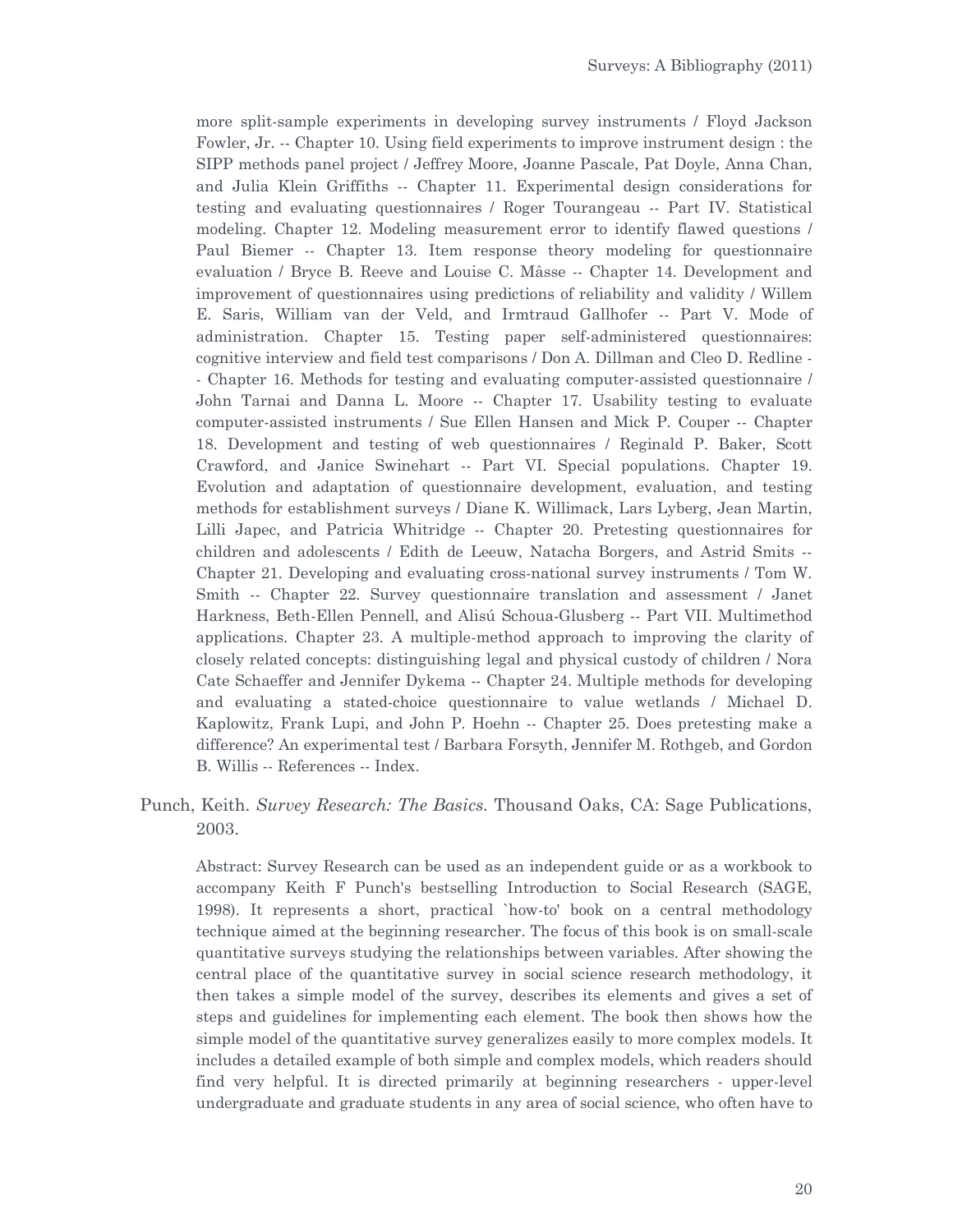more split-sample experiments in developing survey instruments / Floyd Jackson Fowler, Jr. -- Chapter 10. Using field experiments to improve instrument design : the SIPP methods panel project / Jeffrey Moore, Joanne Pascale, Pat Doyle, Anna Chan, and Julia Klein Griffiths -- Chapter 11. Experimental design considerations for testing and evaluating questionnaires / Roger Tourangeau -- Part IV. Statistical modeling. Chapter 12. Modeling measurement error to identify flawed questions / Paul Biemer -- Chapter 13. Item response theory modeling for questionnaire evaluation / Bryce B. Reeve and Louise C. Mâsse -- Chapter 14. Development and improvement of questionnaires using predictions of reliability and validity / Willem E. Saris, William van der Veld, and Irmtraud Gallhofer -- Part V. Mode of administration. Chapter 15. Testing paper self-administered questionnaires: cognitive interview and field test comparisons / Don A. Dillman and Cleo D. Redline -- Chapter 16. Methods for testing and evaluating computer-assisted questionnaire / John Tarnai and Danna L. Moore -- Chapter 17. Usability testing to evaluate computer-assisted instruments / Sue Ellen Hansen and Mick P. Couper -- Chapter 18. Development and testing of web questionnaires / Reginald P. Baker, Scott Crawford, and Janice Swinehart -- Part VI. Special populations. Chapter 19. Evolution and adaptation of questionnaire development, evaluation, and testing methods for establishment surveys / Diane K. Willimack, Lars Lyberg, Jean Martin, Lilli Japec, and Patricia Whitridge -- Chapter 20. Pretesting questionnaires for children and adolescents / Edith de Leeuw, Natacha Borgers, and Astrid Smits -- Chapter 21. Developing and evaluating cross-national survey instruments / Tom W. Smith -- Chapter 22. Survey questionnaire translation and assessment / Janet Harkness, Beth-Ellen Pennell, and Alisú Schoua-Glusberg -- Part VII. Multimethod applications. Chapter 23. A multiple-method approach to improving the clarity of closely related concepts: distinguishing legal and physical custody of children / Nora Cate Schaeffer and Jennifer Dykema -- Chapter 24. Multiple methods for developing and evaluating a stated-choice questionnaire to value wetlands / Michael D. Kaplowitz, Frank Lupi, and John P. Hoehn -- Chapter 25. Does pretesting make a difference? An experimental test / Barbara Forsyth, Jennifer M. Rothgeb, and Gordon B. Willis -- References -- Index.

Punch, Keith. *Survey Research: The Basics*. Thousand Oaks, CA: Sage Publications, 2003.

Abstract: Survey Research can be used as an independent guide or as a workbook to accompany Keith F Punch's bestselling Introduction to Social Research (SAGE, 1998). It represents a short, practical `how-to' book on a central methodology technique aimed at the beginning researcher. The focus of this book is on small-scale quantitative surveys studying the relationships between variables. After showing the central place of the quantitative survey in social science research methodology, it then takes a simple model of the survey, describes its elements and gives a set of steps and guidelines for implementing each element. The book then shows how the simple model of the quantitative survey generalizes easily to more complex models. It includes a detailed example of both simple and complex models, which readers should find very helpful. It is directed primarily at beginning researchers - upper-level undergraduate and graduate students in any area of social science, who often have to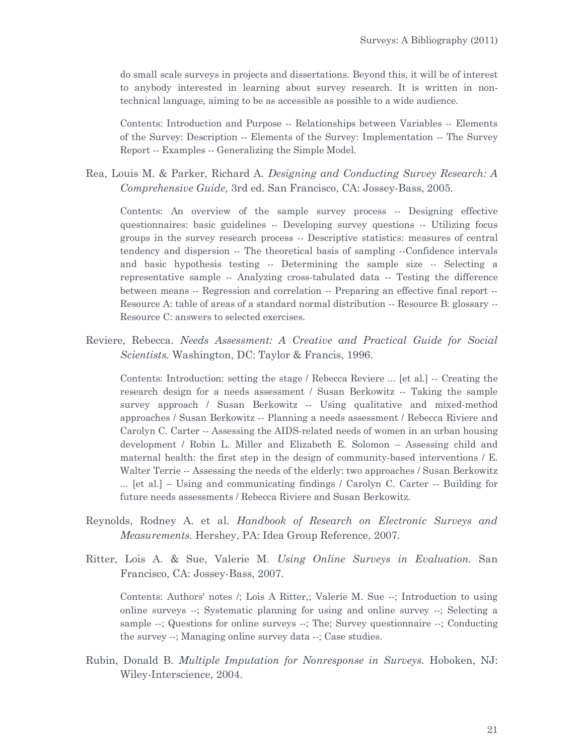do small scale surveys in projects and dissertations. Beyond this, it will be of interest to anybody interested in learning about survey research. It is written in non-technical language, aiming to be as accessible as possible to a wide audience.

Contents: Introduction and Purpose -- Relationships between Variables -- Elements of the Survey: Description -- Elements of the Survey: Implementation -- The Survey Report -- Examples -- Generalizing the Simple Model.

Rea, Louis M. & Parker, Richard A. *Designing and Conducting Survey Research: A Comprehensive Guide,* 3rd ed. San Francisco, CA: Jossey-Bass, 2005.

Contents: An overview of the sample survey process -- Designing effective questionnaires: basic guidelines -- Developing survey questions -- Utilizing focus groups in the survey research process -- Descriptive statistics: measures of central tendency and dispersion -- The theoretical basis of sampling --Confidence intervals and basic hypothesis testing -- Determining the sample size -- Selecting a representative sample -- Analyzing cross-tabulated data -- Testing the difference between means -- Regression and correlation -- Preparing an effective final report -- Resource A: table of areas of a standard normal distribution -- Resource B: glossary -- Resource C: answers to selected exercises.

Reviere, Rebecca. *Needs Assessment: A Creative and Practical Guide for Social Scientists.* Washington, DC: Taylor & Francis, 1996.

Contents: Introduction: setting the stage / Rebecca Reviere ... [et al.] -- Creating the research design for a needs assessment / Susan Berkowitz -- Taking the sample survey approach / Susan Berkowitz -- Using qualitative and mixed-method approaches / Susan Berkowitz -- Planning a needs assessment / Rebecca Riviere and Carolyn C. Carter -- Assessing the AIDS-related needs of women in an urban housing development / Robin L. Miller and Elizabeth E. Solomon – Assessing child and maternal health: the first step in the design of community-based interventions / E. Walter Terrie -- Assessing the needs of the elderly: two approaches / Susan Berkowitz ... [et al.] – Using and communicating findings / Carolyn C. Carter -- Building for future needs assessments / Rebecca Riviere and Susan Berkowitz.

Reynolds, Rodney A. et al. *Handbook of Research on Electronic Surveys and Measurements.* Hershey, PA: Idea Group Reference, 2007.

Ritter, Lois A. & Sue, Valerie M. *Using Online Surveys in Evaluation.* San Francisco, CA: Jossey-Bass, 2007.

Contents: Authors' notes /; Lois A Ritter,; Valerie M. Sue --; Introduction to using online surveys --; Systematic planning for using and online survey --; Selecting a sample --; Questions for online surveys --; The; Survey questionnaire --; Conducting the survey --; Managing online survey data --; Case studies.

Rubin, Donald B. *Multiple Imputation for Nonresponse in Surveys.* Hoboken, NJ: Wiley-Interscience, 2004.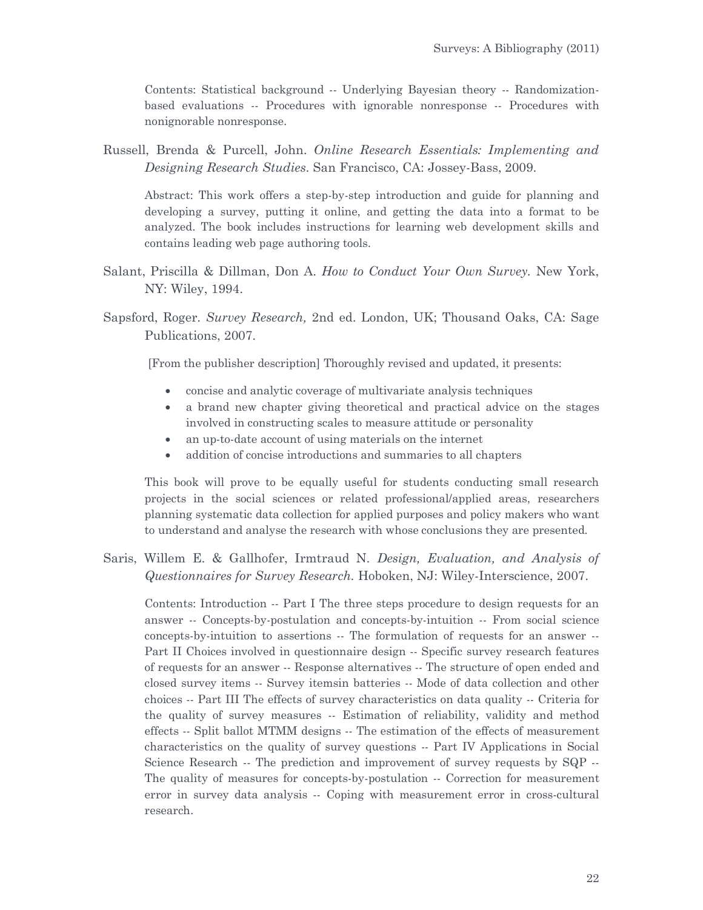Contents: Statistical background -- Underlying Bayesian theory -- Randomization-based evaluations -- Procedures with ignorable nonresponse -- Procedures with nonignorable nonresponse.

Russell, Brenda & Purcell, John. *Online Research Essentials: Implementing and Designing Research Studies*. San Francisco, CA: Jossey-Bass, 2009.

Abstract: This work offers a step-by-step introduction and guide for planning and developing a survey, putting it online, and getting the data into a format to be analyzed. The book includes instructions for learning web development skills and contains leading web page authoring tools.

Salant, Priscilla & Dillman, Don A. *How to Conduct Your Own Survey*. New York, NY: Wiley, 1994.

Sapsford, Roger. *Survey Research,* 2nd ed. London, UK; Thousand Oaks, CA: Sage Publications, 2007.

[From the publisher description] Thoroughly revised and updated, it presents:

- concise and analytic coverage of multivariate analysis techniques
- a brand new chapter giving theoretical and practical advice on the stages involved in constructing scales to measure attitude or personality
- an up-to-date account of using materials on the internet
- addition of concise introductions and summaries to all chapters

This book will prove to be equally useful for students conducting small research projects in the social sciences or related professional/applied areas, researchers planning systematic data collection for applied purposes and policy makers who want to understand and analyse the research with whose conclusions they are presented.

Saris, Willem E. & Gallhofer, Irmtraud N. *Design, Evaluation, and Analysis of Questionnaires for Survey Research*. Hoboken, NJ: Wiley-Interscience, 2007.

Contents: Introduction -- Part I The three steps procedure to design requests for an answer -- Concepts-by-postulation and concepts-by-intuition -- From social science concepts-by-intuition to assertions -- The formulation of requests for an answer -- Part II Choices involved in questionnaire design -- Specific survey research features of requests for an answer -- Response alternatives -- The structure of open ended and closed survey items -- Survey itemsin batteries -- Mode of data collection and other choices -- Part III The effects of survey characteristics on data quality -- Criteria for the quality of survey measures -- Estimation of reliability, validity and method effects -- Split ballot MTMM designs -- The estimation of the effects of measurement characteristics on the quality of survey questions -- Part IV Applications in Social Science Research -- The prediction and improvement of survey requests by SQP -- The quality of measures for concepts-by-postulation -- Correction for measurement error in survey data analysis -- Coping with measurement error in cross-cultural research.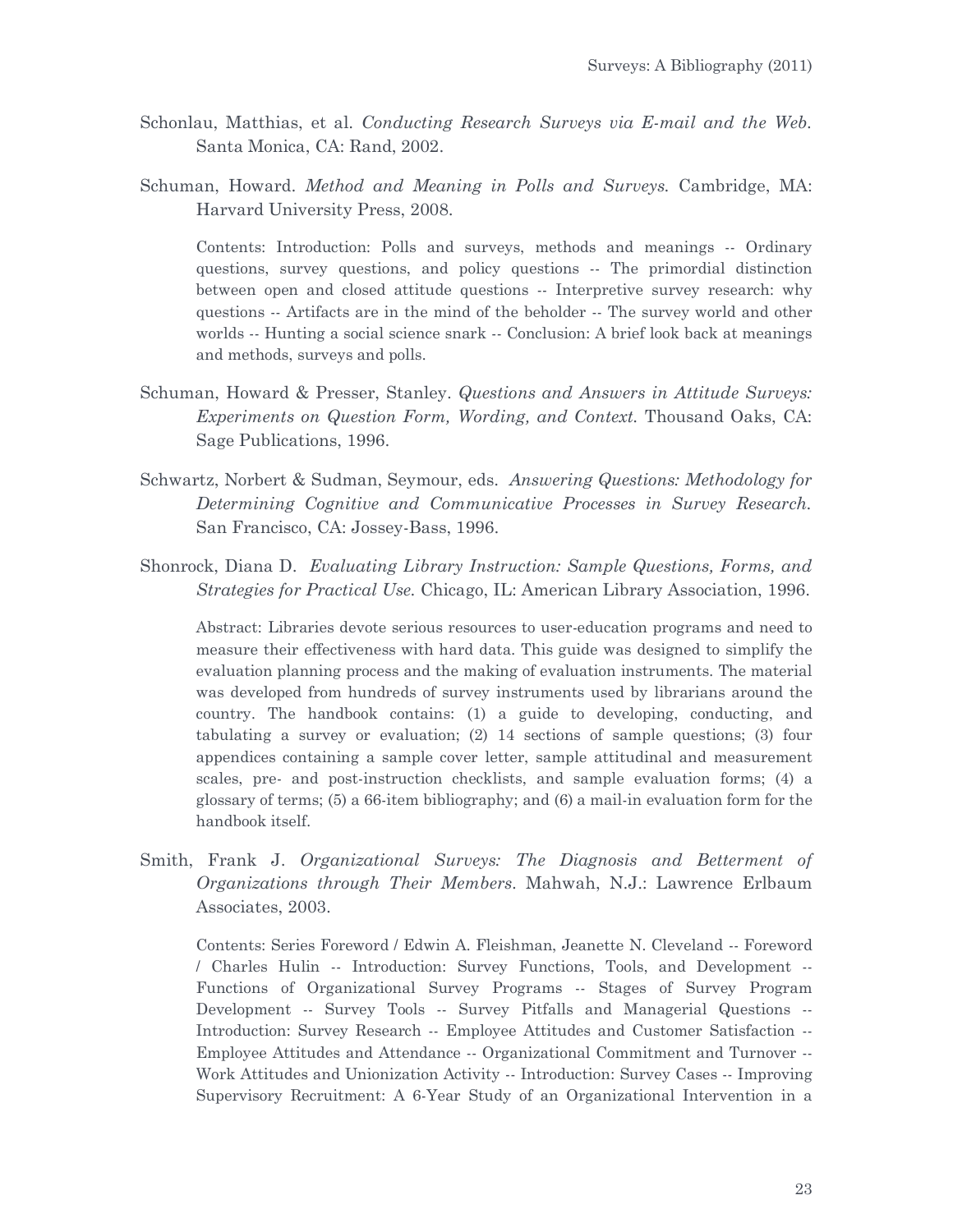Schonlau, Matthias, et al. *Conducting Research Surveys via E-mail and the Web.* Santa Monica, CA: Rand, 2002.

Schuman, Howard. *Method and Meaning in Polls and Surveys.* Cambridge, MA: Harvard University Press, 2008.

> Contents: Introduction: Polls and surveys, methods and meanings -- Ordinary questions, survey questions, and policy questions -- The primordial distinction between open and closed attitude questions -- Interpretive survey research: why questions -- Artifacts are in the mind of the beholder -- The survey world and other worlds -- Hunting a social science snark -- Conclusion: A brief look back at meanings and methods, surveys and polls.

Schuman, Howard & Presser, Stanley. *Questions and Answers in Attitude Surveys: Experiments on Question Form, Wording, and Context.* Thousand Oaks, CA: Sage Publications, 1996.

Schwartz, Norbert & Sudman, Seymour, eds. *Answering Questions: Methodology for Determining Cognitive and Communicative Processes in Survey Research.* San Francisco, CA: Jossey-Bass, 1996.

Shonrock, Diana D. *Evaluating Library Instruction: Sample Questions, Forms, and Strategies for Practical Use.* Chicago, IL: American Library Association, 1996.

> Abstract: Libraries devote serious resources to user-education programs and need to measure their effectiveness with hard data. This guide was designed to simplify the evaluation planning process and the making of evaluation instruments. The material was developed from hundreds of survey instruments used by librarians around the country. The handbook contains: (1) a guide to developing, conducting, and tabulating a survey or evaluation; (2) 14 sections of sample questions; (3) four appendices containing a sample cover letter, sample attitudinal and measurement scales, pre- and post-instruction checklists, and sample evaluation forms; (4) a glossary of terms; (5) a 66-item bibliography; and (6) a mail-in evaluation form for the handbook itself.

Smith, Frank J. *Organizational Surveys: The Diagnosis and Betterment of Organizations through Their Members.* Mahwah, N.J.: Lawrence Erlbaum Associates, 2003.

> Contents: Series Foreword / Edwin A. Fleishman, Jeanette N. Cleveland -- Foreword / Charles Hulin -- Introduction: Survey Functions, Tools, and Development -- Functions of Organizational Survey Programs -- Stages of Survey Program Development -- Survey Tools -- Survey Pitfalls and Managerial Questions -- Introduction: Survey Research -- Employee Attitudes and Customer Satisfaction -- Employee Attitudes and Attendance -- Organizational Commitment and Turnover -- Work Attitudes and Unionization Activity -- Introduction: Survey Cases -- Improving Supervisory Recruitment: A 6-Year Study of an Organizational Intervention in a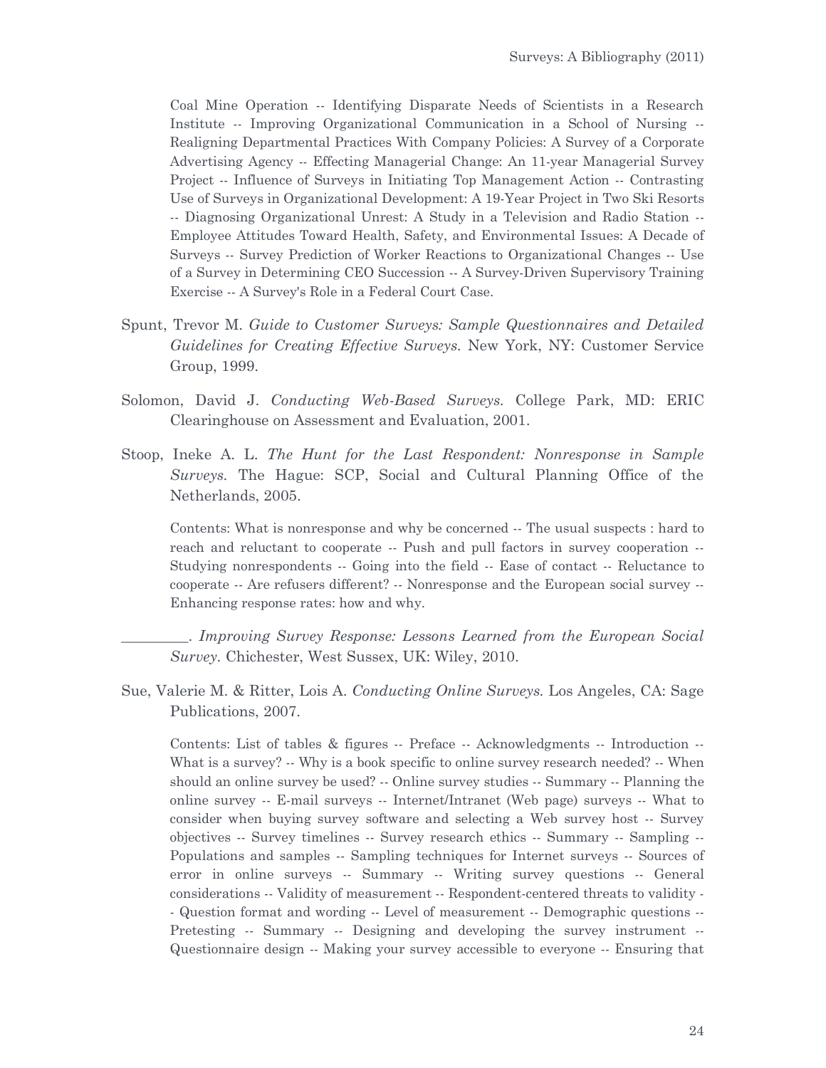Coal Mine Operation -- Identifying Disparate Needs of Scientists in a Research Institute -- Improving Organizational Communication in a School of Nursing -- Realigning Departmental Practices With Company Policies: A Survey of a Corporate Advertising Agency -- Effecting Managerial Change: An 11-year Managerial Survey Project -- Influence of Surveys in Initiating Top Management Action -- Contrasting Use of Surveys in Organizational Development: A 19-Year Project in Two Ski Resorts -- Diagnosing Organizational Unrest: A Study in a Television and Radio Station -- Employee Attitudes Toward Health, Safety, and Environmental Issues: A Decade of Surveys -- Survey Prediction of Worker Reactions to Organizational Changes -- Use of a Survey in Determining CEO Succession -- A Survey-Driven Supervisory Training Exercise -- A Survey's Role in a Federal Court Case.

Spunt, Trevor M. *Guide to Customer Surveys: Sample Questionnaires and Detailed Guidelines for Creating Effective Surveys.* New York, NY: Customer Service Group, 1999.

Solomon, David J. *Conducting Web-Based Surveys.* College Park, MD: ERIC Clearinghouse on Assessment and Evaluation, 2001.

Stoop, Ineke A. L. *The Hunt for the Last Respondent: Nonresponse in Sample Surveys.* The Hague: SCP, Social and Cultural Planning Office of the Netherlands, 2005.

Contents: What is nonresponse and why be concerned -- The usual suspects : hard to reach and reluctant to cooperate -- Push and pull factors in survey cooperation -- Studying nonrespondents -- Going into the field -- Ease of contact -- Reluctance to cooperate -- Are refusers different? -- Nonresponse and the European social survey -- Enhancing response rates: how and why.

_________. *Improving Survey Response: Lessons Learned from the European Social Survey.* Chichester, West Sussex, UK: Wiley, 2010.

Sue, Valerie M. & Ritter, Lois A. *Conducting Online Surveys.* Los Angeles, CA: Sage Publications, 2007.

Contents: List of tables & figures -- Preface -- Acknowledgments -- Introduction -- What is a survey? -- Why is a book specific to online survey research needed? -- When should an online survey be used? -- Online survey studies -- Summary -- Planning the online survey -- E-mail surveys -- Internet/Intranet (Web page) surveys -- What to consider when buying survey software and selecting a Web survey host -- Survey objectives -- Survey timelines -- Survey research ethics -- Summary -- Sampling -- Populations and samples -- Sampling techniques for Internet surveys -- Sources of error in online surveys -- Summary -- Writing survey questions -- General considerations -- Validity of measurement -- Respondent-centered threats to validity -- Question format and wording -- Level of measurement -- Demographic questions -- Pretesting -- Summary -- Designing and developing the survey instrument -- Questionnaire design -- Making your survey accessible to everyone -- Ensuring that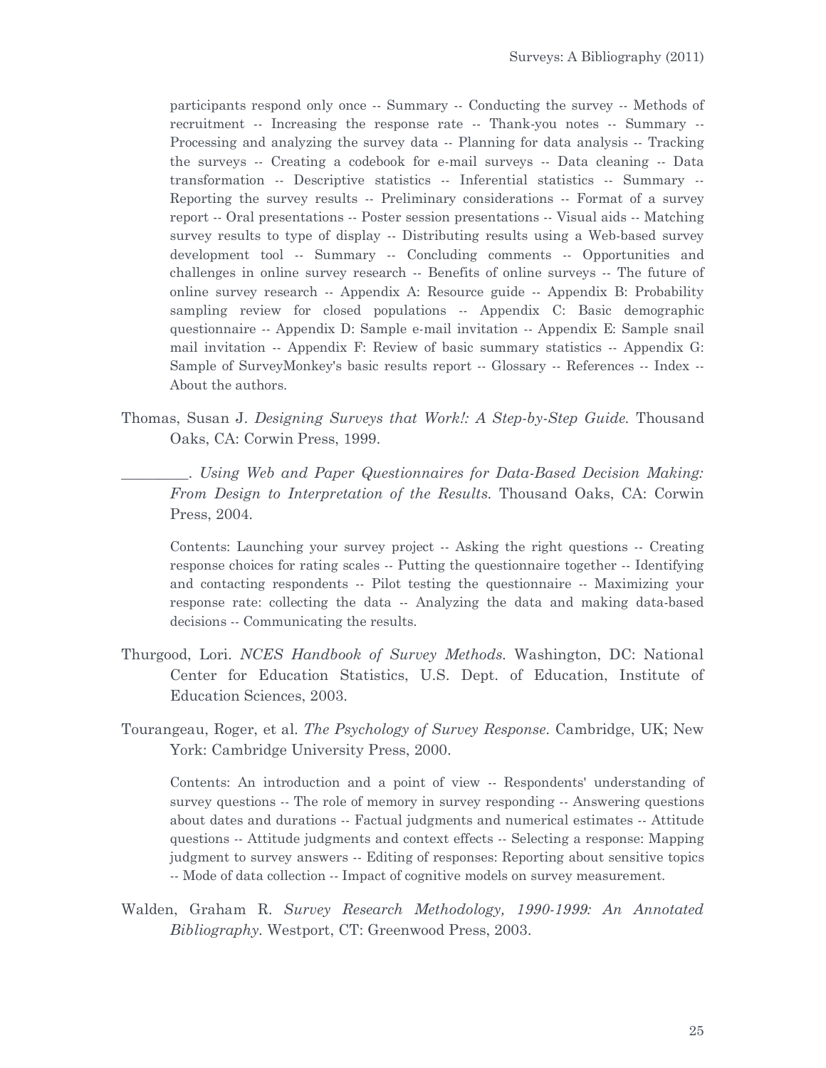participants respond only once -- Summary -- Conducting the survey -- Methods of recruitment -- Increasing the response rate -- Thank-you notes -- Summary -- Processing and analyzing the survey data -- Planning for data analysis -- Tracking the surveys -- Creating a codebook for e-mail surveys -- Data cleaning -- Data transformation -- Descriptive statistics -- Inferential statistics -- Summary -- Reporting the survey results -- Preliminary considerations -- Format of a survey report -- Oral presentations -- Poster session presentations -- Visual aids -- Matching survey results to type of display -- Distributing results using a Web-based survey development tool -- Summary -- Concluding comments -- Opportunities and challenges in online survey research -- Benefits of online surveys -- The future of online survey research -- Appendix A: Resource guide -- Appendix B: Probability sampling review for closed populations -- Appendix C: Basic demographic questionnaire -- Appendix D: Sample e-mail invitation -- Appendix E: Sample snail mail invitation -- Appendix F: Review of basic summary statistics -- Appendix G: Sample of SurveyMonkey's basic results report -- Glossary -- References -- Index -- About the authors.

Thomas, Susan J. *Designing Surveys that Work!: A Step-by-Step Guide.* Thousand Oaks, CA: Corwin Press, 1999.

_________. *Using Web and Paper Questionnaires for Data-Based Decision Making: From Design to Interpretation of the Results.* Thousand Oaks, CA: Corwin Press, 2004.

Contents: Launching your survey project -- Asking the right questions -- Creating response choices for rating scales -- Putting the questionnaire together -- Identifying and contacting respondents -- Pilot testing the questionnaire -- Maximizing your response rate: collecting the data -- Analyzing the data and making data-based decisions -- Communicating the results.

Thurgood, Lori. *NCES Handbook of Survey Methods.* Washington, DC: National Center for Education Statistics, U.S. Dept. of Education, Institute of Education Sciences, 2003.

Tourangeau, Roger, et al. *The Psychology of Survey Response.* Cambridge, UK; New York: Cambridge University Press, 2000.

Contents: An introduction and a point of view -- Respondents' understanding of survey questions -- The role of memory in survey responding -- Answering questions about dates and durations -- Factual judgments and numerical estimates -- Attitude questions -- Attitude judgments and context effects -- Selecting a response: Mapping judgment to survey answers -- Editing of responses: Reporting about sensitive topics -- Mode of data collection -- Impact of cognitive models on survey measurement.

Walden, Graham R. *Survey Research Methodology, 1990-1999: An Annotated Bibliography.* Westport, CT: Greenwood Press, 2003.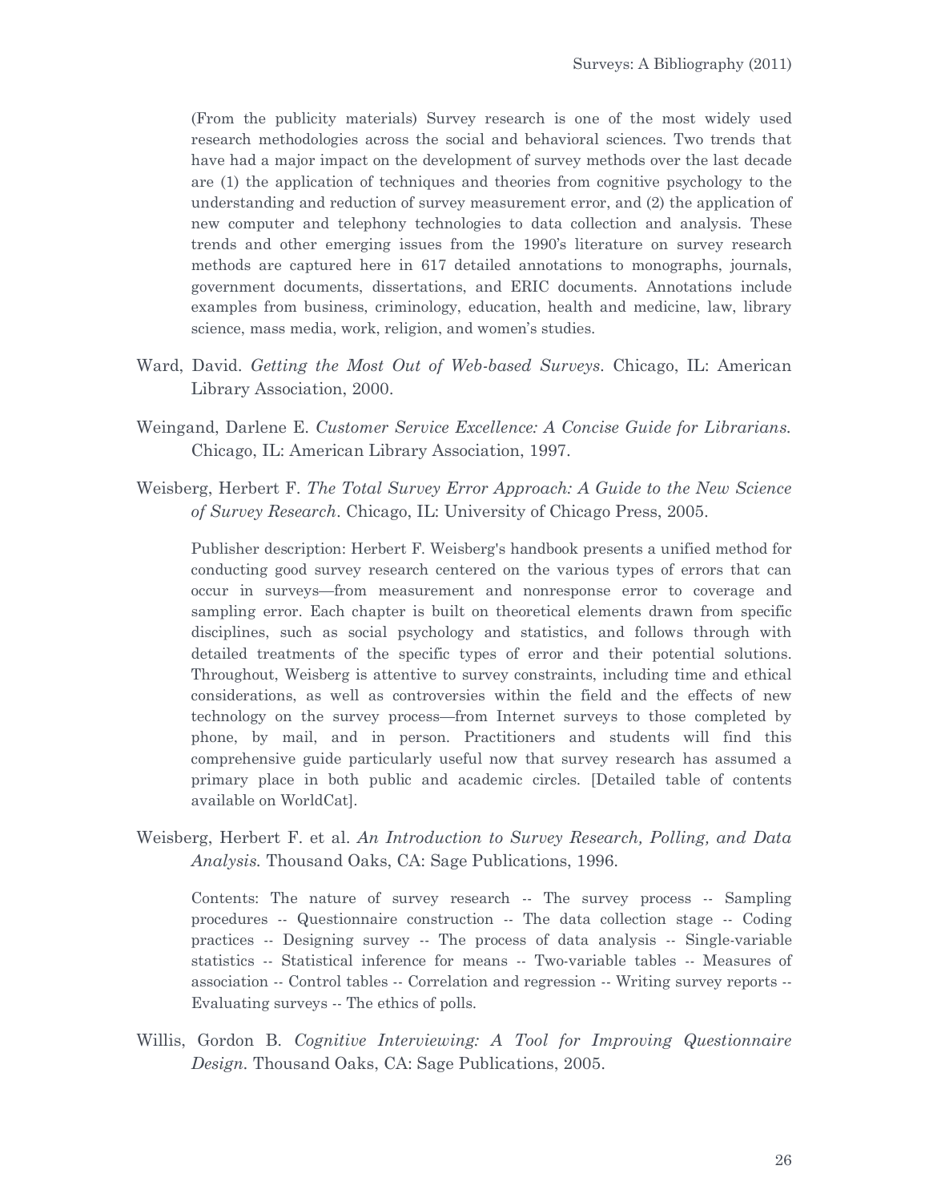(From the publicity materials) Survey research is one of the most widely used research methodologies across the social and behavioral sciences. Two trends that have had a major impact on the development of survey methods over the last decade are (1) the application of techniques and theories from cognitive psychology to the understanding and reduction of survey measurement error, and (2) the application of new computer and telephony technologies to data collection and analysis. These trends and other emerging issues from the 1990's literature on survey research methods are captured here in 617 detailed annotations to monographs, journals, government documents, dissertations, and ERIC documents. Annotations include examples from business, criminology, education, health and medicine, law, library science, mass media, work, religion, and women's studies.

Ward, David. *Getting the Most Out of Web-based Surveys*. Chicago, IL: American Library Association, 2000.

Weingand, Darlene E. *Customer Service Excellence: A Concise Guide for Librarians.* Chicago, IL: American Library Association, 1997.

Weisberg, Herbert F. *The Total Survey Error Approach: A Guide to the New Science of Survey Research*. Chicago, IL: University of Chicago Press, 2005.

Publisher description: Herbert F. Weisberg's handbook presents a unified method for conducting good survey research centered on the various types of errors that can occur in surveys—from measurement and nonresponse error to coverage and sampling error. Each chapter is built on theoretical elements drawn from specific disciplines, such as social psychology and statistics, and follows through with detailed treatments of the specific types of error and their potential solutions. Throughout, Weisberg is attentive to survey constraints, including time and ethical considerations, as well as controversies within the field and the effects of new technology on the survey process—from Internet surveys to those completed by phone, by mail, and in person. Practitioners and students will find this comprehensive guide particularly useful now that survey research has assumed a primary place in both public and academic circles. [Detailed table of contents available on WorldCat].

Weisberg, Herbert F. et al. *An Introduction to Survey Research, Polling, and Data Analysis.* Thousand Oaks, CA: Sage Publications, 1996.

Contents: The nature of survey research -- The survey process -- Sampling procedures -- Questionnaire construction -- The data collection stage -- Coding practices -- Designing survey -- The process of data analysis -- Single-variable statistics -- Statistical inference for means -- Two-variable tables -- Measures of association -- Control tables -- Correlation and regression -- Writing survey reports -- Evaluating surveys -- The ethics of polls.

Willis, Gordon B. *Cognitive Interviewing: A Tool for Improving Questionnaire Design.* Thousand Oaks, CA: Sage Publications, 2005.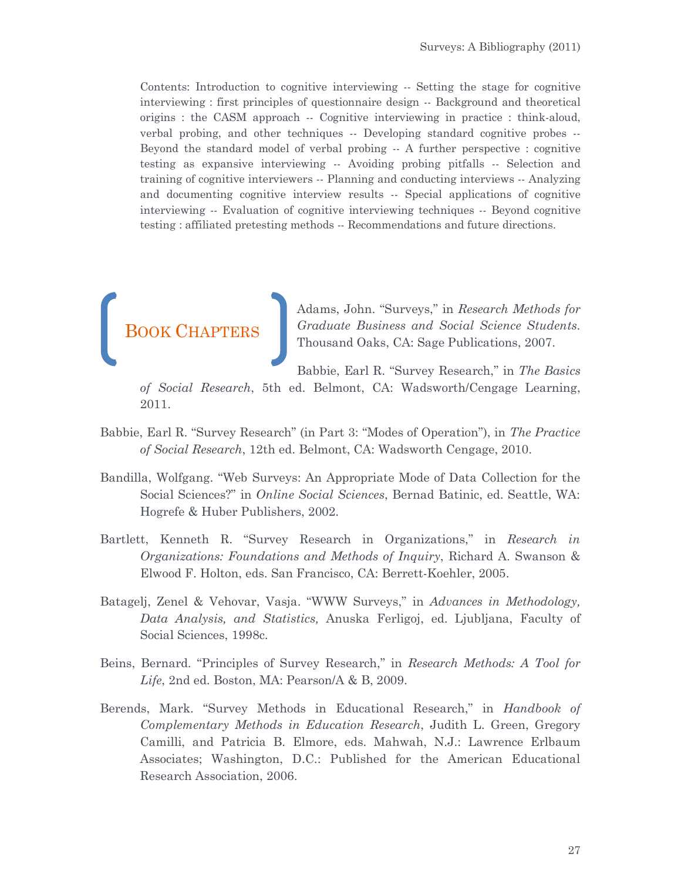Contents: Introduction to cognitive interviewing -- Setting the stage for cognitive interviewing : first principles of questionnaire design -- Background and theoretical origins : the CASM approach -- Cognitive interviewing in practice : think-aloud, verbal probing, and other techniques -- Developing standard cognitive probes -- Beyond the standard model of verbal probing -- A further perspective : cognitive testing as expansive interviewing -- Avoiding probing pitfalls -- Selection and training of cognitive interviewers -- Planning and conducting interviews -- Analyzing and documenting cognitive interview results -- Special applications of cognitive interviewing -- Evaluation of cognitive interviewing techniques -- Beyond cognitive testing : affiliated pretesting methods -- Recommendations and future directions.

## Book Chapters

Adams, John. "Surveys," in *Research Methods for Graduate Business and Social Science Students*. Thousand Oaks, CA: Sage Publications, 2007.

Babbie, Earl R. "Survey Research," in *The Basics of Social Research*, 5th ed. Belmont, CA: Wadsworth/Cengage Learning, 2011.

Babbie, Earl R. "Survey Research" (in Part 3: "Modes of Operation"), in *The Practice of Social Research*, 12th ed. Belmont, CA: Wadsworth Cengage, 2010.

Bandilla, Wolfgang. "Web Surveys: An Appropriate Mode of Data Collection for the Social Sciences?" in *Online Social Sciences*, Bernad Batinic, ed. Seattle, WA: Hogrefe & Huber Publishers, 2002.

Bartlett, Kenneth R. "Survey Research in Organizations," in *Research in Organizations: Foundations and Methods of Inquiry*, Richard A. Swanson & Elwood F. Holton, eds. San Francisco, CA: Berrett-Koehler, 2005.

Batagelj, Zenel & Vehovar, Vasja. "WWW Surveys," in *Advances in Methodology, Data Analysis, and Statistics,* Anuska Ferligoj, ed. Ljubljana, Faculty of Social Sciences, 1998c.

Beins, Bernard. "Principles of Survey Research," in *Research Methods: A Tool for Life*, 2nd ed. Boston, MA: Pearson/A & B, 2009.

Berends, Mark. "Survey Methods in Educational Research," in *Handbook of Complementary Methods in Education Research*, Judith L. Green, Gregory Camilli, and Patricia B. Elmore, eds. Mahwah, N.J.: Lawrence Erlbaum Associates; Washington, D.C.: Published for the American Educational Research Association, 2006.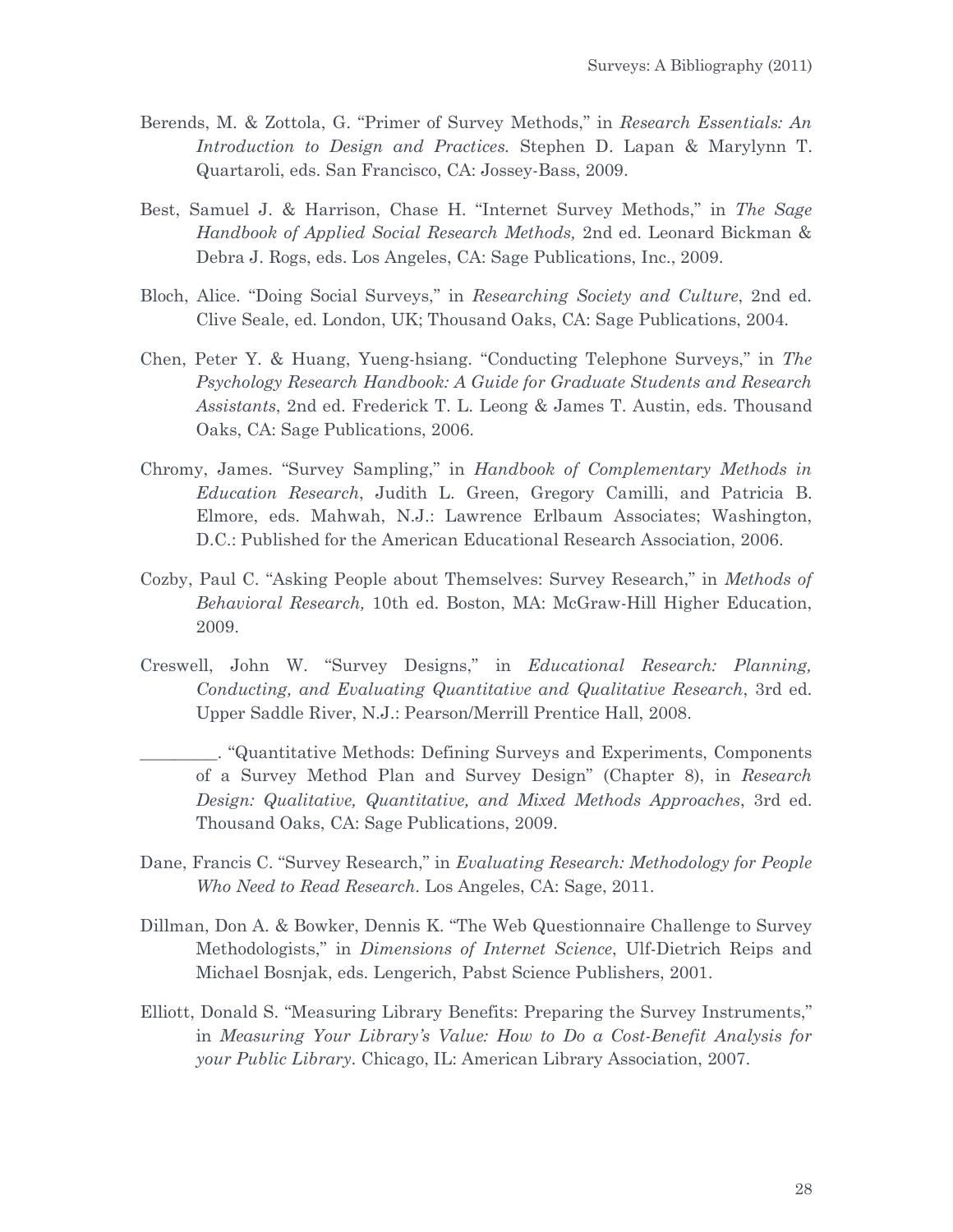Berends, M. & Zottola, G. "Primer of Survey Methods," in *Research Essentials: An Introduction to Design and Practices.* Stephen D. Lapan & Marylynn T. Quartaroli, eds. San Francisco, CA: Jossey-Bass, 2009.

Best, Samuel J. & Harrison, Chase H. "Internet Survey Methods," in *The Sage Handbook of Applied Social Research Methods,* 2nd ed. Leonard Bickman & Debra J. Rogs, eds. Los Angeles, CA: Sage Publications, Inc., 2009.

Bloch, Alice. "Doing Social Surveys," in *Researching Society and Culture*, 2nd ed. Clive Seale, ed. London, UK; Thousand Oaks, CA: Sage Publications, 2004.

Chen, Peter Y. & Huang, Yueng-hsiang. "Conducting Telephone Surveys," in *The Psychology Research Handbook: A Guide for Graduate Students and Research Assistants*, 2nd ed. Frederick T. L. Leong & James T. Austin, eds. Thousand Oaks, CA: Sage Publications, 2006.

Chromy, James. "Survey Sampling," in *Handbook of Complementary Methods in Education Research*, Judith L. Green, Gregory Camilli, and Patricia B. Elmore, eds. Mahwah, N.J.: Lawrence Erlbaum Associates; Washington, D.C.: Published for the American Educational Research Association, 2006.

Cozby, Paul C. "Asking People about Themselves: Survey Research," in *Methods of Behavioral Research,* 10th ed. Boston, MA: McGraw-Hill Higher Education, 2009.

Creswell, John W. "Survey Designs," in *Educational Research: Planning, Conducting, and Evaluating Quantitative and Qualitative Research*, 3rd ed. Upper Saddle River, N.J.: Pearson/Merrill Prentice Hall, 2008.

_________. "Quantitative Methods: Defining Surveys and Experiments, Components of a Survey Method Plan and Survey Design" (Chapter 8), in *Research Design: Qualitative, Quantitative, and Mixed Methods Approaches*, 3rd ed. Thousand Oaks, CA: Sage Publications, 2009.

Dane, Francis C. "Survey Research," in *Evaluating Research: Methodology for People Who Need to Read Research*. Los Angeles, CA: Sage, 2011.

Dillman, Don A. & Bowker, Dennis K. "The Web Questionnaire Challenge to Survey Methodologists," in *Dimensions of Internet Science*, Ulf-Dietrich Reips and Michael Bosnjak, eds. Lengerich, Pabst Science Publishers, 2001.

Elliott, Donald S. "Measuring Library Benefits: Preparing the Survey Instruments," in *Measuring Your Library's Value: How to Do a Cost-Benefit Analysis for your Public Library*. Chicago, IL: American Library Association, 2007.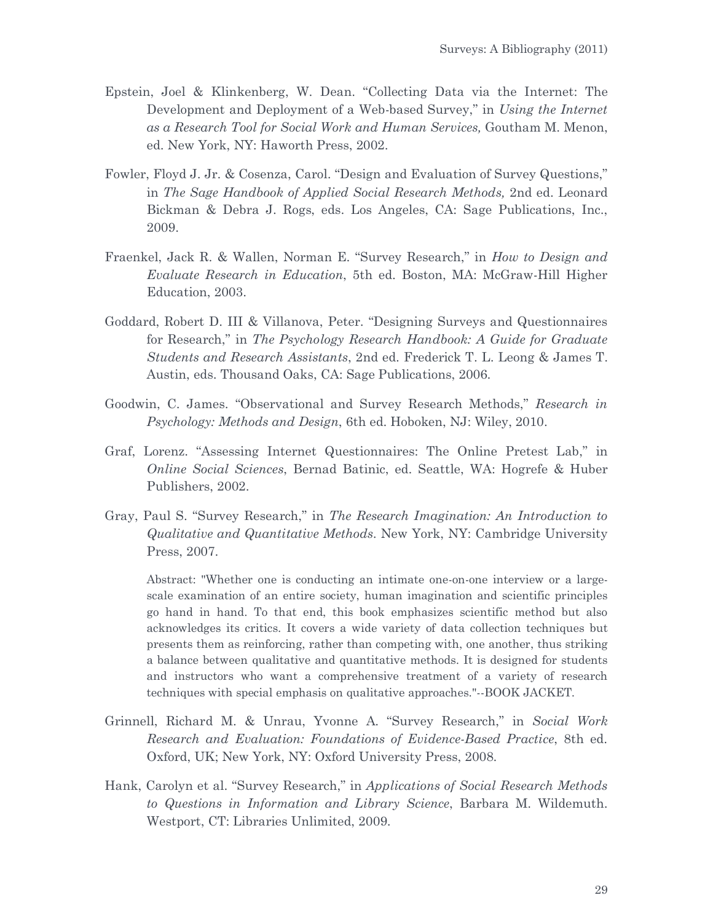Epstein, Joel & Klinkenberg, W. Dean. “Collecting Data via the Internet: The Development and Deployment of a Web-based Survey,” in *Using the Internet as a Research Tool for Social Work and Human Services,* Goutham M. Menon, ed. New York, NY: Haworth Press, 2002.

Fowler, Floyd J. Jr. & Cosenza, Carol. “Design and Evaluation of Survey Questions,” in *The Sage Handbook of Applied Social Research Methods,* 2nd ed. Leonard Bickman & Debra J. Rogs, eds. Los Angeles, CA: Sage Publications, Inc., 2009.

Fraenkel, Jack R. & Wallen, Norman E. “Survey Research,” in *How to Design and Evaluate Research in Education*, 5th ed. Boston, MA: McGraw-Hill Higher Education, 2003.

Goddard, Robert D. III & Villanova, Peter. “Designing Surveys and Questionnaires for Research,” in *The Psychology Research Handbook: A Guide for Graduate Students and Research Assistants*, 2nd ed. Frederick T. L. Leong & James T. Austin, eds. Thousand Oaks, CA: Sage Publications, 2006.

Goodwin, C. James. “Observational and Survey Research Methods,” *Research in Psychology: Methods and Design*, 6th ed. Hoboken, NJ: Wiley, 2010.

Graf, Lorenz. “Assessing Internet Questionnaires: The Online Pretest Lab,” in *Online Social Sciences*, Bernad Batinic, ed. Seattle, WA: Hogrefe & Huber Publishers, 2002.

Gray, Paul S. “Survey Research,” in *The Research Imagination: An Introduction to Qualitative and Quantitative Methods*. New York, NY: Cambridge University Press, 2007.

> Abstract: "Whether one is conducting an intimate one-on-one interview or a large-scale examination of an entire society, human imagination and scientific principles go hand in hand. To that end, this book emphasizes scientific method but also acknowledges its critics. It covers a wide variety of data collection techniques but presents them as reinforcing, rather than competing with, one another, thus striking a balance between qualitative and quantitative methods. It is designed for students and instructors who want a comprehensive treatment of a variety of research techniques with special emphasis on qualitative approaches."--BOOK JACKET.

Grinnell, Richard M. & Unrau, Yvonne A. “Survey Research,” in *Social Work Research and Evaluation: Foundations of Evidence-Based Practice*, 8th ed. Oxford, UK; New York, NY: Oxford University Press, 2008.

Hank, Carolyn et al. “Survey Research,” in *Applications of Social Research Methods to Questions in Information and Library Science*, Barbara M. Wildemuth. Westport, CT: Libraries Unlimited, 2009.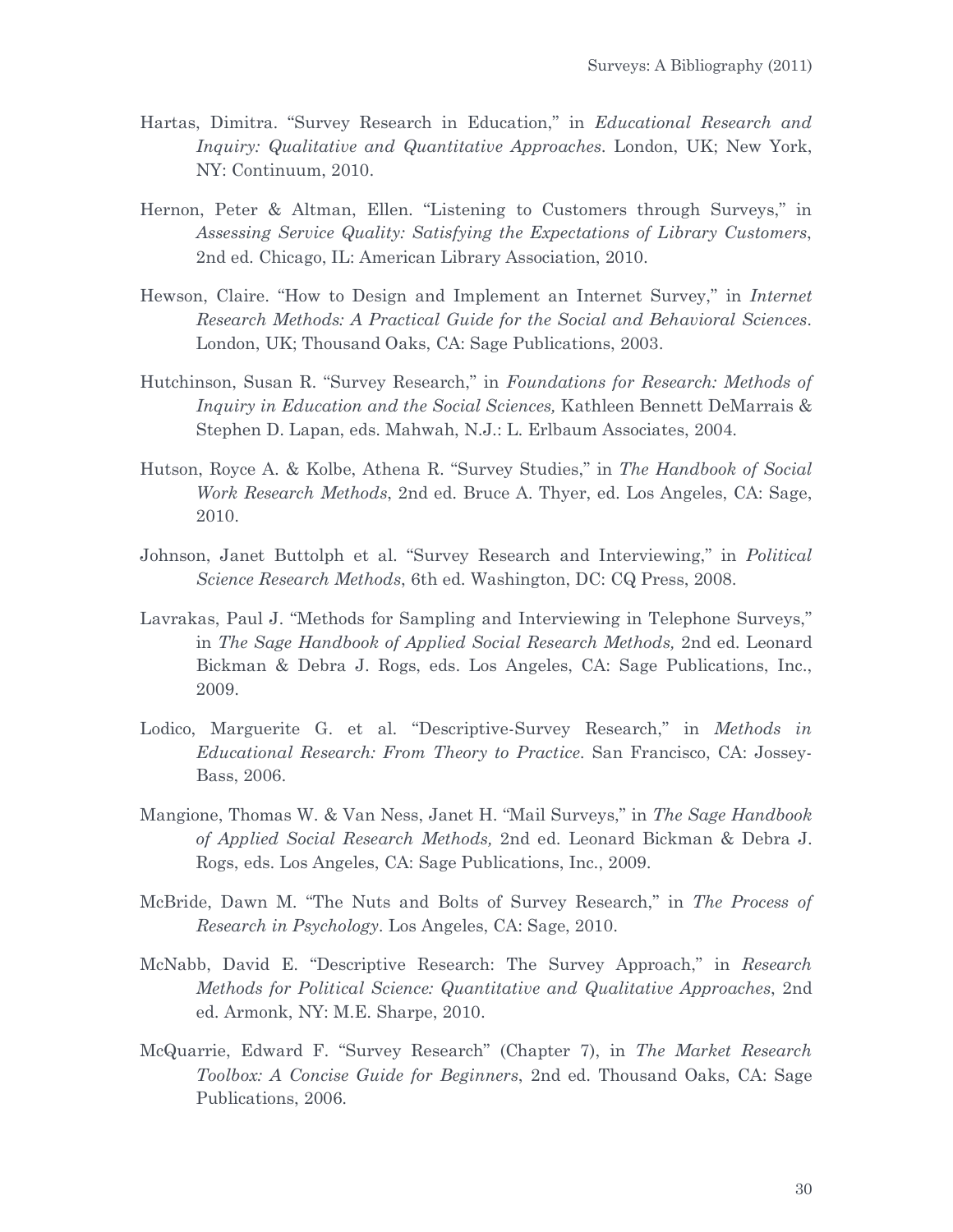Hartas, Dimitra. "Survey Research in Education," in *Educational Research and Inquiry: Qualitative and Quantitative Approaches*. London, UK; New York, NY: Continuum, 2010.

Hernon, Peter & Altman, Ellen. "Listening to Customers through Surveys," in *Assessing Service Quality: Satisfying the Expectations of Library Customers*, 2nd ed. Chicago, IL: American Library Association, 2010.

Hewson, Claire. "How to Design and Implement an Internet Survey," in *Internet Research Methods: A Practical Guide for the Social and Behavioral Sciences*. London, UK; Thousand Oaks, CA: Sage Publications, 2003.

Hutchinson, Susan R. "Survey Research," in *Foundations for Research: Methods of Inquiry in Education and the Social Sciences,* Kathleen Bennett DeMarrais & Stephen D. Lapan, eds. Mahwah, N.J.: L. Erlbaum Associates, 2004.

Hutson, Royce A. & Kolbe, Athena R. "Survey Studies," in *The Handbook of Social Work Research Methods*, 2nd ed. Bruce A. Thyer, ed. Los Angeles, CA: Sage, 2010.

Johnson, Janet Buttolph et al. "Survey Research and Interviewing," in *Political Science Research Methods*, 6th ed. Washington, DC: CQ Press, 2008.

Lavrakas, Paul J. "Methods for Sampling and Interviewing in Telephone Surveys," in *The Sage Handbook of Applied Social Research Methods,* 2nd ed. Leonard Bickman & Debra J. Rogs, eds. Los Angeles, CA: Sage Publications, Inc., 2009.

Lodico, Marguerite G. et al. "Descriptive-Survey Research," in *Methods in Educational Research: From Theory to Practice*. San Francisco, CA: Jossey-Bass, 2006.

Mangione, Thomas W. & Van Ness, Janet H. "Mail Surveys," in *The Sage Handbook of Applied Social Research Methods,* 2nd ed. Leonard Bickman & Debra J. Rogs, eds. Los Angeles, CA: Sage Publications, Inc., 2009.

McBride, Dawn M. "The Nuts and Bolts of Survey Research," in *The Process of Research in Psychology*. Los Angeles, CA: Sage, 2010.

McNabb, David E. "Descriptive Research: The Survey Approach," in *Research Methods for Political Science: Quantitative and Qualitative Approaches*, 2nd ed. Armonk, NY: M.E. Sharpe, 2010.

McQuarrie, Edward F. "Survey Research" (Chapter 7), in *The Market Research Toolbox: A Concise Guide for Beginners*, 2nd ed. Thousand Oaks, CA: Sage Publications, 2006.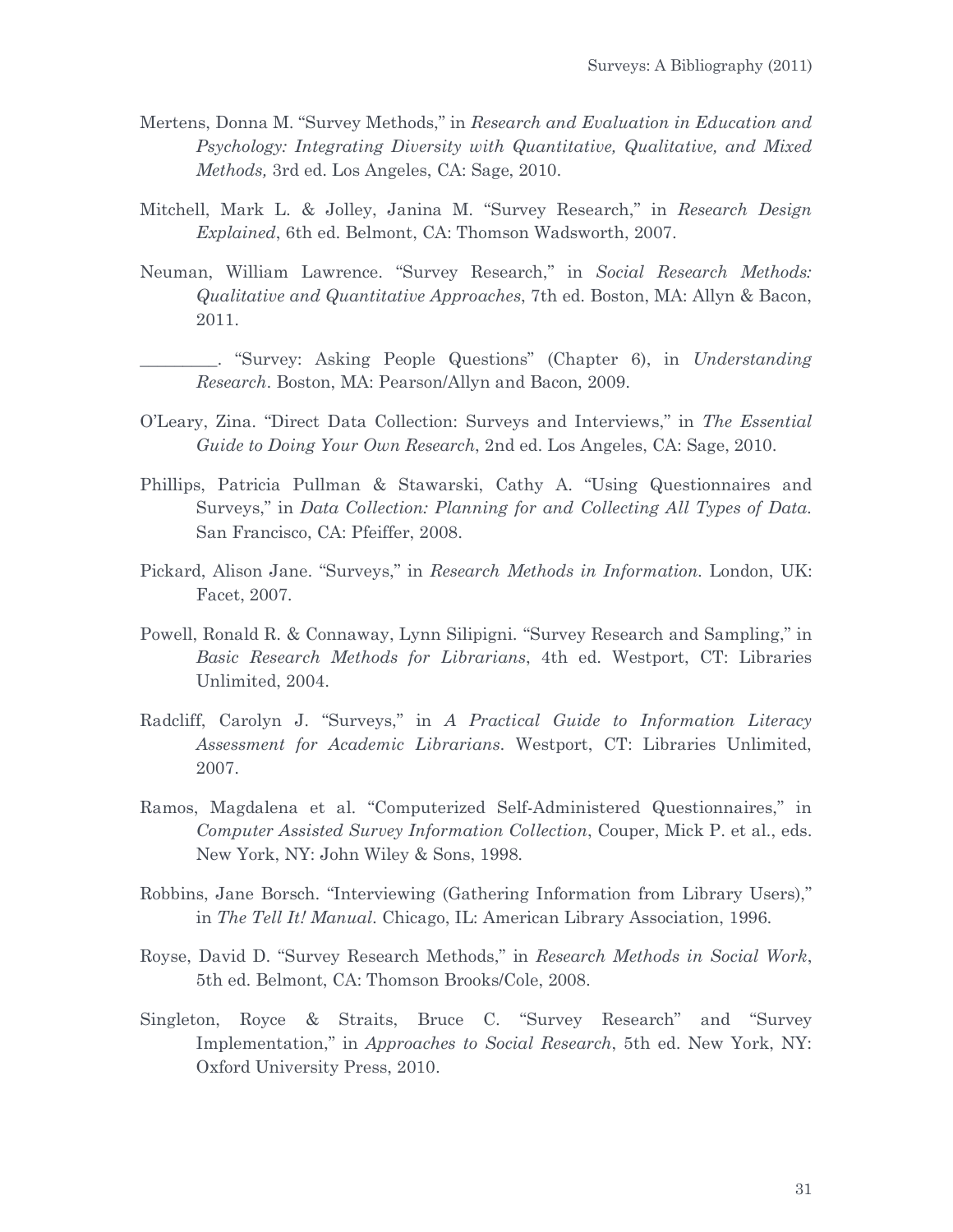Mertens, Donna M. "Survey Methods," in *Research and Evaluation in Education and Psychology: Integrating Diversity with Quantitative, Qualitative, and Mixed Methods,* 3rd ed. Los Angeles, CA: Sage, 2010.

Mitchell, Mark L. & Jolley, Janina M. "Survey Research," in *Research Design Explained*, 6th ed. Belmont, CA: Thomson Wadsworth, 2007.

Neuman, William Lawrence. "Survey Research," in *Social Research Methods: Qualitative and Quantitative Approaches*, 7th ed. Boston, MA: Allyn & Bacon, 2011.

_________. "Survey: Asking People Questions" (Chapter 6), in *Understanding Research*. Boston, MA: Pearson/Allyn and Bacon, 2009.

O'Leary, Zina. "Direct Data Collection: Surveys and Interviews," in *The Essential Guide to Doing Your Own Research*, 2nd ed. Los Angeles, CA: Sage, 2010.

Phillips, Patricia Pullman & Stawarski, Cathy A. "Using Questionnaires and Surveys," in *Data Collection: Planning for and Collecting All Types of Data*. San Francisco, CA: Pfeiffer, 2008.

Pickard, Alison Jane. "Surveys," in *Research Methods in Information*. London, UK: Facet, 2007.

Powell, Ronald R. & Connaway, Lynn Silipigni. "Survey Research and Sampling," in *Basic Research Methods for Librarians*, 4th ed. Westport, CT: Libraries Unlimited, 2004.

Radcliff, Carolyn J. "Surveys," in *A Practical Guide to Information Literacy Assessment for Academic Librarians*. Westport, CT: Libraries Unlimited, 2007.

Ramos, Magdalena et al. "Computerized Self-Administered Questionnaires," in *Computer Assisted Survey Information Collection*, Couper, Mick P. et al., eds. New York, NY: John Wiley & Sons, 1998.

Robbins, Jane Borsch. "Interviewing (Gathering Information from Library Users)," in *The Tell It! Manual*. Chicago, IL: American Library Association, 1996.

Royse, David D. "Survey Research Methods," in *Research Methods in Social Work*, 5th ed. Belmont, CA: Thomson Brooks/Cole, 2008.

Singleton, Royce & Straits, Bruce C. "Survey Research" and "Survey Implementation," in *Approaches to Social Research*, 5th ed. New York, NY: Oxford University Press, 2010.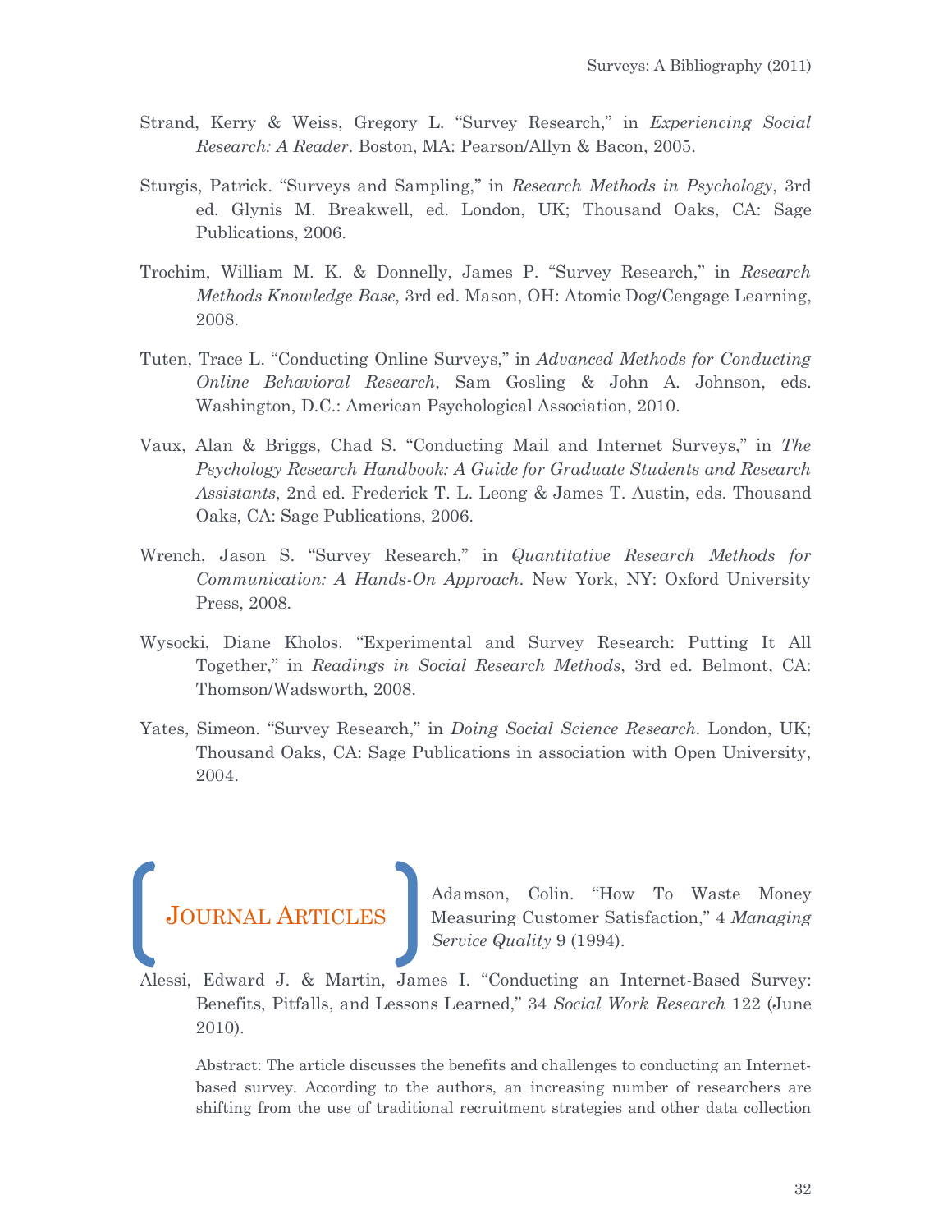Strand, Kerry & Weiss, Gregory L. "Survey Research," in *Experiencing Social Research: A Reader*. Boston, MA: Pearson/Allyn & Bacon, 2005.

Sturgis, Patrick. "Surveys and Sampling," in *Research Methods in Psychology*, 3rd ed. Glynis M. Breakwell, ed. London, UK; Thousand Oaks, CA: Sage Publications, 2006.

Trochim, William M. K. & Donnelly, James P. "Survey Research," in *Research Methods Knowledge Base*, 3rd ed. Mason, OH: Atomic Dog/Cengage Learning, 2008.

Tuten, Trace L. "Conducting Online Surveys," in *Advanced Methods for Conducting Online Behavioral Research*, Sam Gosling & John A. Johnson, eds. Washington, D.C.: American Psychological Association, 2010.

Vaux, Alan & Briggs, Chad S. "Conducting Mail and Internet Surveys," in *The Psychology Research Handbook: A Guide for Graduate Students and Research Assistants*, 2nd ed. Frederick T. L. Leong & James T. Austin, eds. Thousand Oaks, CA: Sage Publications, 2006.

Wrench, Jason S. "Survey Research," in *Quantitative Research Methods for Communication: A Hands-On Approach*. New York, NY: Oxford University Press, 2008.

Wysocki, Diane Kholos. "Experimental and Survey Research: Putting It All Together," in *Readings in Social Research Methods*, 3rd ed. Belmont, CA: Thomson/Wadsworth, 2008.

Yates, Simeon. "Survey Research," in *Doing Social Science Research*. London, UK; Thousand Oaks, CA: Sage Publications in association with Open University, 2004.

## Journal Articles

Adamson, Colin. "How To Waste Money Measuring Customer Satisfaction," 4 *Managing Service Quality* 9 (1994).

Alessi, Edward J. & Martin, James I. "Conducting an Internet-Based Survey: Benefits, Pitfalls, and Lessons Learned," 34 *Social Work Research* 122 (June 2010).

Abstract: The article discusses the benefits and challenges to conducting an Internet-based survey. According to the authors, an increasing number of researchers are shifting from the use of traditional recruitment strategies and other data collection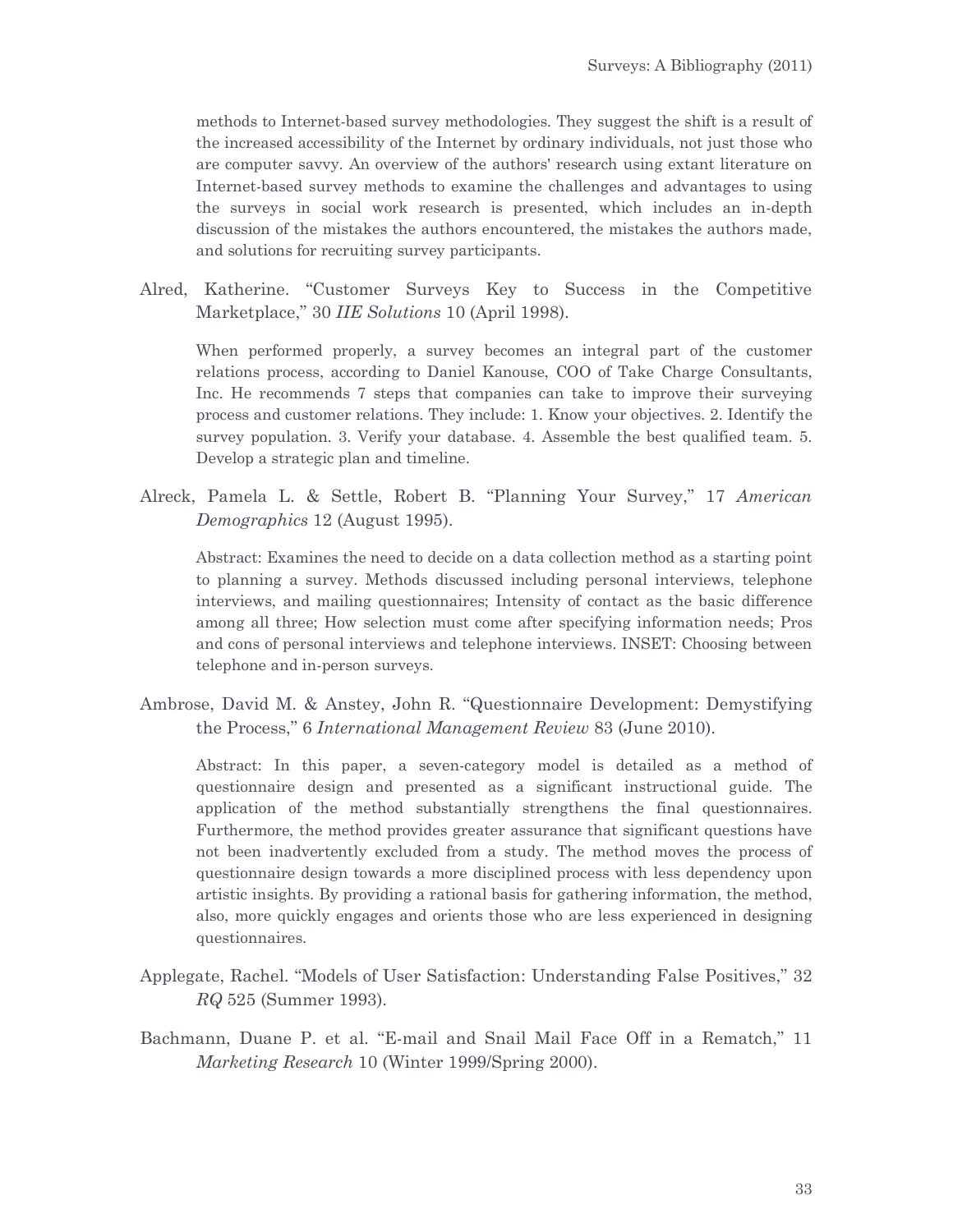methods to Internet-based survey methodologies. They suggest the shift is a result of the increased accessibility of the Internet by ordinary individuals, not just those who are computer savvy. An overview of the authors' research using extant literature on Internet-based survey methods to examine the challenges and advantages to using the surveys in social work research is presented, which includes an in-depth discussion of the mistakes the authors encountered, the mistakes the authors made, and solutions for recruiting survey participants.

Alred, Katherine. "Customer Surveys Key to Success in the Competitive Marketplace," 30 *IIE Solutions* 10 (April 1998).

> When performed properly, a survey becomes an integral part of the customer relations process, according to Daniel Kanouse, COO of Take Charge Consultants, Inc. He recommends 7 steps that companies can take to improve their surveying process and customer relations. They include: 1. Know your objectives. 2. Identify the survey population. 3. Verify your database. 4. Assemble the best qualified team. 5. Develop a strategic plan and timeline.

Alreck, Pamela L. & Settle, Robert B. "Planning Your Survey," 17 *American Demographics* 12 (August 1995).

> Abstract: Examines the need to decide on a data collection method as a starting point to planning a survey. Methods discussed including personal interviews, telephone interviews, and mailing questionnaires; Intensity of contact as the basic difference among all three; How selection must come after specifying information needs; Pros and cons of personal interviews and telephone interviews. INSET: Choosing between telephone and in-person surveys.

Ambrose, David M. & Anstey, John R. "Questionnaire Development: Demystifying the Process," 6 *International Management Review* 83 (June 2010).

> Abstract: In this paper, a seven-category model is detailed as a method of questionnaire design and presented as a significant instructional guide. The application of the method substantially strengthens the final questionnaires. Furthermore, the method provides greater assurance that significant questions have not been inadvertently excluded from a study. The method moves the process of questionnaire design towards a more disciplined process with less dependency upon artistic insights. By providing a rational basis for gathering information, the method, also, more quickly engages and orients those who are less experienced in designing questionnaires.

Applegate, Rachel. "Models of User Satisfaction: Understanding False Positives," 32 *RQ* 525 (Summer 1993).

Bachmann, Duane P. et al. "E-mail and Snail Mail Face Off in a Rematch," 11 *Marketing Research* 10 (Winter 1999/Spring 2000).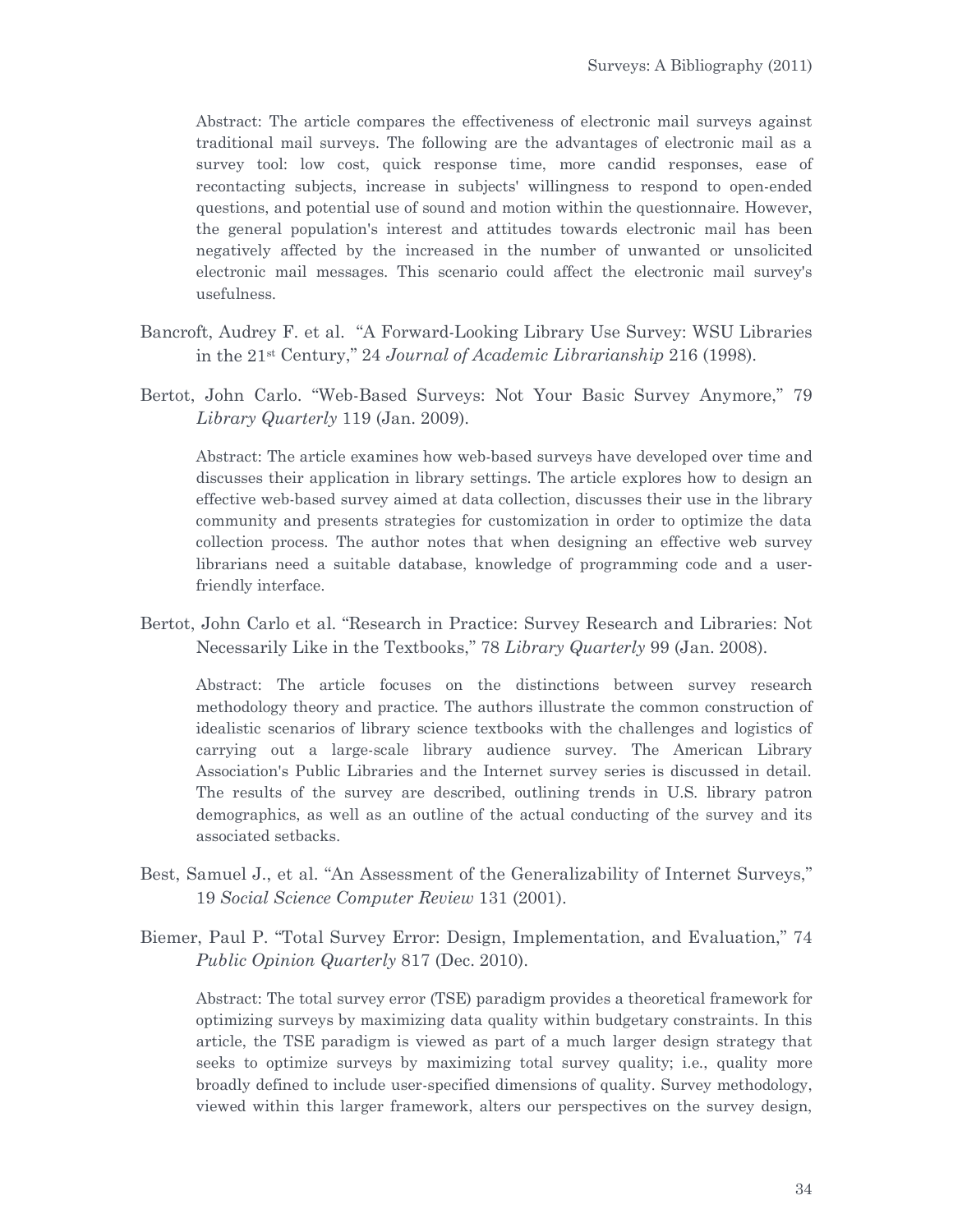Abstract: The article compares the effectiveness of electronic mail surveys against traditional mail surveys. The following are the advantages of electronic mail as a survey tool: low cost, quick response time, more candid responses, ease of recontacting subjects, increase in subjects' willingness to respond to open-ended questions, and potential use of sound and motion within the questionnaire. However, the general population's interest and attitudes towards electronic mail has been negatively affected by the increased in the number of unwanted or unsolicited electronic mail messages. This scenario could affect the electronic mail survey's usefulness.

Bancroft, Audrey F. et al. "A Forward-Looking Library Use Survey: WSU Libraries in the 21st Century," 24 *Journal of Academic Librarianship* 216 (1998).

Bertot, John Carlo. "Web-Based Surveys: Not Your Basic Survey Anymore," 79 *Library Quarterly* 119 (Jan. 2009).

Abstract: The article examines how web-based surveys have developed over time and discusses their application in library settings. The article explores how to design an effective web-based survey aimed at data collection, discusses their use in the library community and presents strategies for customization in order to optimize the data collection process. The author notes that when designing an effective web survey librarians need a suitable database, knowledge of programming code and a user-friendly interface.

Bertot, John Carlo et al. "Research in Practice: Survey Research and Libraries: Not Necessarily Like in the Textbooks," 78 *Library Quarterly* 99 (Jan. 2008).

Abstract: The article focuses on the distinctions between survey research methodology theory and practice. The authors illustrate the common construction of idealistic scenarios of library science textbooks with the challenges and logistics of carrying out a large-scale library audience survey. The American Library Association's Public Libraries and the Internet survey series is discussed in detail. The results of the survey are described, outlining trends in U.S. library patron demographics, as well as an outline of the actual conducting of the survey and its associated setbacks.

Best, Samuel J., et al. "An Assessment of the Generalizability of Internet Surveys," 19 *Social Science Computer Review* 131 (2001).

Biemer, Paul P. "Total Survey Error: Design, Implementation, and Evaluation," 74 *Public Opinion Quarterly* 817 (Dec. 2010).

Abstract: The total survey error (TSE) paradigm provides a theoretical framework for optimizing surveys by maximizing data quality within budgetary constraints. In this article, the TSE paradigm is viewed as part of a much larger design strategy that seeks to optimize surveys by maximizing total survey quality; i.e., quality more broadly defined to include user-specified dimensions of quality. Survey methodology, viewed within this larger framework, alters our perspectives on the survey design,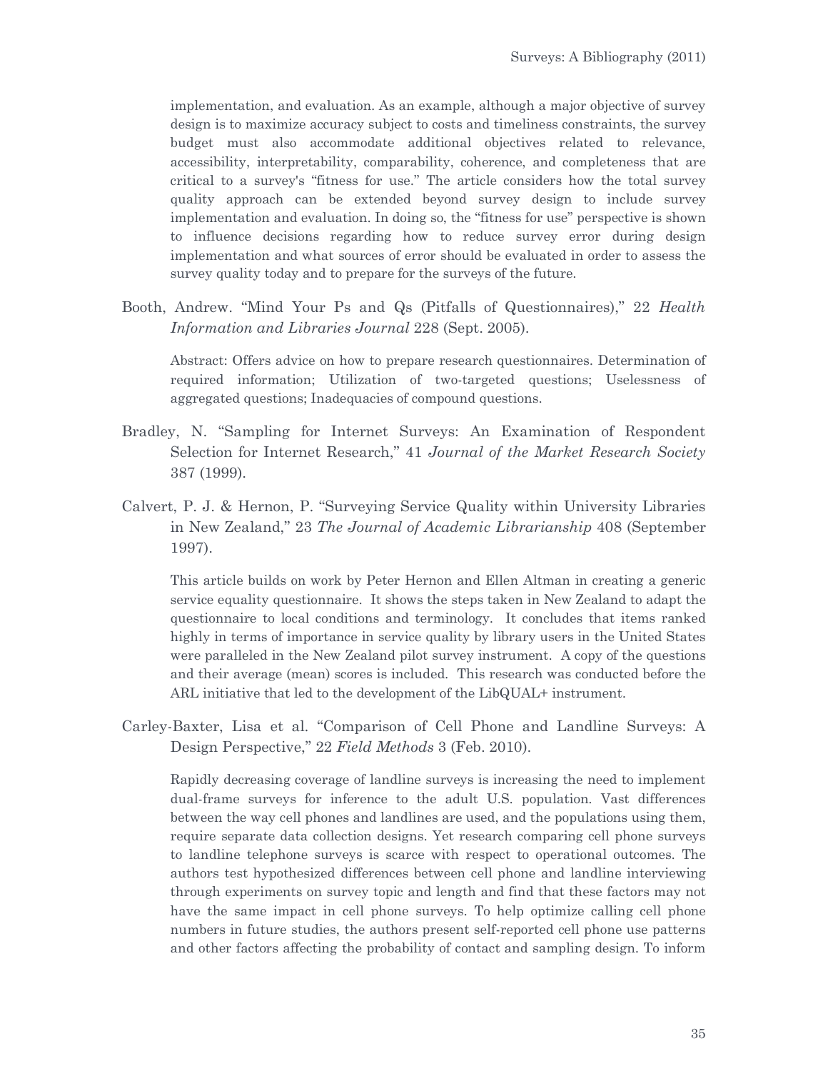implementation, and evaluation. As an example, although a major objective of survey design is to maximize accuracy subject to costs and timeliness constraints, the survey budget must also accommodate additional objectives related to relevance, accessibility, interpretability, comparability, coherence, and completeness that are critical to a survey's "fitness for use." The article considers how the total survey quality approach can be extended beyond survey design to include survey implementation and evaluation. In doing so, the "fitness for use" perspective is shown to influence decisions regarding how to reduce survey error during design implementation and what sources of error should be evaluated in order to assess the survey quality today and to prepare for the surveys of the future.

Booth, Andrew. "Mind Your Ps and Qs (Pitfalls of Questionnaires)," 22 *Health Information and Libraries Journal* 228 (Sept. 2005).

> Abstract: Offers advice on how to prepare research questionnaires. Determination of required information; Utilization of two-targeted questions; Uselessness of aggregated questions; Inadequacies of compound questions.

Bradley, N. "Sampling for Internet Surveys: An Examination of Respondent Selection for Internet Research," 41 *Journal of the Market Research Society* 387 (1999).

Calvert, P. J. & Hernon, P. "Surveying Service Quality within University Libraries in New Zealand," 23 *The Journal of Academic Librarianship* 408 (September 1997).

> This article builds on work by Peter Hernon and Ellen Altman in creating a generic service equality questionnaire. It shows the steps taken in New Zealand to adapt the questionnaire to local conditions and terminology. It concludes that items ranked highly in terms of importance in service quality by library users in the United States were paralleled in the New Zealand pilot survey instrument. A copy of the questions and their average (mean) scores is included. This research was conducted before the ARL initiative that led to the development of the LibQUAL+ instrument.

Carley-Baxter, Lisa et al. "Comparison of Cell Phone and Landline Surveys: A Design Perspective," 22 *Field Methods* 3 (Feb. 2010).

> Rapidly decreasing coverage of landline surveys is increasing the need to implement dual-frame surveys for inference to the adult U.S. population. Vast differences between the way cell phones and landlines are used, and the populations using them, require separate data collection designs. Yet research comparing cell phone surveys to landline telephone surveys is scarce with respect to operational outcomes. The authors test hypothesized differences between cell phone and landline interviewing through experiments on survey topic and length and find that these factors may not have the same impact in cell phone surveys. To help optimize calling cell phone numbers in future studies, the authors present self-reported cell phone use patterns and other factors affecting the probability of contact and sampling design. To inform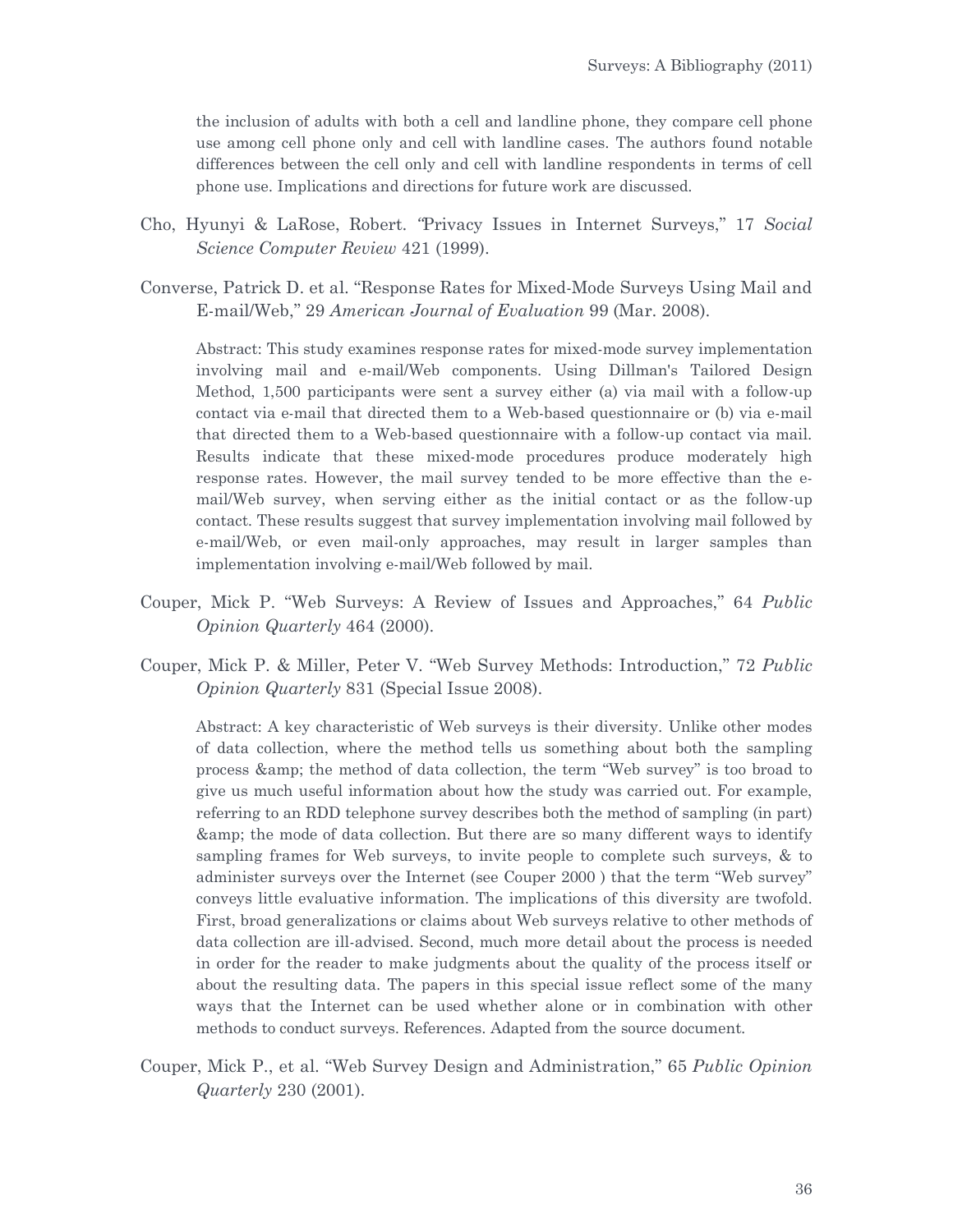the inclusion of adults with both a cell and landline phone, they compare cell phone use among cell phone only and cell with landline cases. The authors found notable differences between the cell only and cell with landline respondents in terms of cell phone use. Implications and directions for future work are discussed.

Cho, Hyunyi & LaRose, Robert. "Privacy Issues in Internet Surveys," 17 *Social Science Computer Review* 421 (1999).

Converse, Patrick D. et al. "Response Rates for Mixed-Mode Surveys Using Mail and E-mail/Web," 29 *American Journal of Evaluation* 99 (Mar. 2008).

> Abstract: This study examines response rates for mixed-mode survey implementation involving mail and e-mail/Web components. Using Dillman's Tailored Design Method, 1,500 participants were sent a survey either (a) via mail with a follow-up contact via e-mail that directed them to a Web-based questionnaire or (b) via e-mail that directed them to a Web-based questionnaire with a follow-up contact via mail. Results indicate that these mixed-mode procedures produce moderately high response rates. However, the mail survey tended to be more effective than the e-mail/Web survey, when serving either as the initial contact or as the follow-up contact. These results suggest that survey implementation involving mail followed by e-mail/Web, or even mail-only approaches, may result in larger samples than implementation involving e-mail/Web followed by mail.

Couper, Mick P. "Web Surveys: A Review of Issues and Approaches," 64 *Public Opinion Quarterly* 464 (2000).

Couper, Mick P. & Miller, Peter V. "Web Survey Methods: Introduction," 72 *Public Opinion Quarterly* 831 (Special Issue 2008).

> Abstract: A key characteristic of Web surveys is their diversity. Unlike other modes of data collection, where the method tells us something about both the sampling process &amp; the method of data collection, the term "Web survey" is too broad to give us much useful information about how the study was carried out. For example, referring to an RDD telephone survey describes both the method of sampling (in part) &amp; the mode of data collection. But there are so many different ways to identify sampling frames for Web surveys, to invite people to complete such surveys, & to administer surveys over the Internet (see Couper 2000 ) that the term "Web survey" conveys little evaluative information. The implications of this diversity are twofold. First, broad generalizations or claims about Web surveys relative to other methods of data collection are ill-advised. Second, much more detail about the process is needed in order for the reader to make judgments about the quality of the process itself or about the resulting data. The papers in this special issue reflect some of the many ways that the Internet can be used whether alone or in combination with other methods to conduct surveys. References. Adapted from the source document.

Couper, Mick P., et al. "Web Survey Design and Administration," 65 *Public Opinion Quarterly* 230 (2001).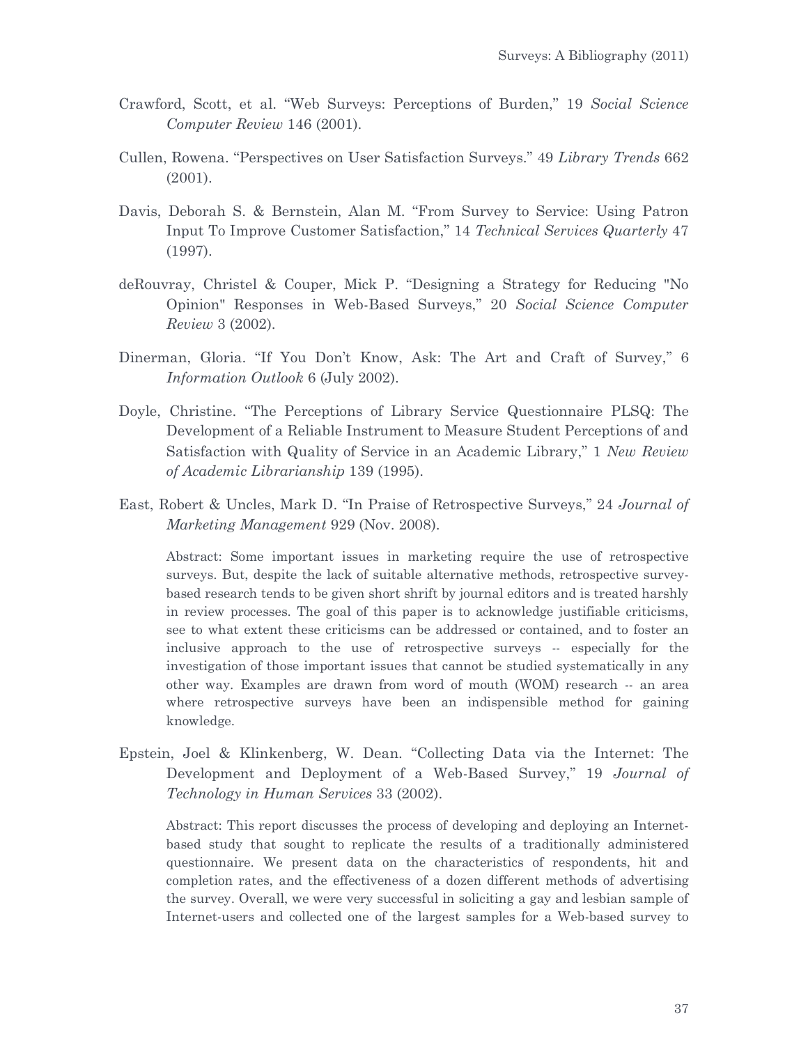Crawford, Scott, et al. "Web Surveys: Perceptions of Burden," 19 *Social Science Computer Review* 146 (2001).

Cullen, Rowena. "Perspectives on User Satisfaction Surveys." 49 *Library Trends* 662 (2001).

Davis, Deborah S. & Bernstein, Alan M. "From Survey to Service: Using Patron Input To Improve Customer Satisfaction," 14 *Technical Services Quarterly* 47 (1997).

deRouvray, Christel & Couper, Mick P. "Designing a Strategy for Reducing "No Opinion" Responses in Web-Based Surveys," 20 *Social Science Computer Review* 3 (2002).

Dinerman, Gloria. "If You Don't Know, Ask: The Art and Craft of Survey," 6 *Information Outlook* 6 (July 2002).

Doyle, Christine. "The Perceptions of Library Service Questionnaire PLSQ: The Development of a Reliable Instrument to Measure Student Perceptions of and Satisfaction with Quality of Service in an Academic Library," 1 *New Review of Academic Librarianship* 139 (1995).

East, Robert & Uncles, Mark D. "In Praise of Retrospective Surveys," 24 *Journal of Marketing Management* 929 (Nov. 2008).

> Abstract: Some important issues in marketing require the use of retrospective surveys. But, despite the lack of suitable alternative methods, retrospective survey-based research tends to be given short shrift by journal editors and is treated harshly in review processes. The goal of this paper is to acknowledge justifiable criticisms, see to what extent these criticisms can be addressed or contained, and to foster an inclusive approach to the use of retrospective surveys -- especially for the investigation of those important issues that cannot be studied systematically in any other way. Examples are drawn from word of mouth (WOM) research -- an area where retrospective surveys have been an indispensible method for gaining knowledge.

Epstein, Joel & Klinkenberg, W. Dean. "Collecting Data via the Internet: The Development and Deployment of a Web-Based Survey," 19 *Journal of Technology in Human Services* 33 (2002).

> Abstract: This report discusses the process of developing and deploying an Internet-based study that sought to replicate the results of a traditionally administered questionnaire. We present data on the characteristics of respondents, hit and completion rates, and the effectiveness of a dozen different methods of advertising the survey. Overall, we were very successful in soliciting a gay and lesbian sample of Internet-users and collected one of the largest samples for a Web-based survey to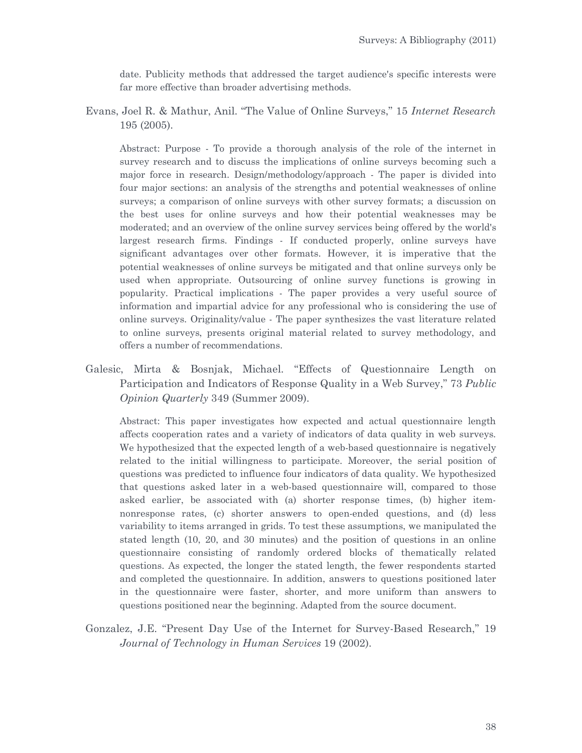date. Publicity methods that addressed the target audience's specific interests were far more effective than broader advertising methods.

Evans, Joel R. & Mathur, Anil. "The Value of Online Surveys," 15 *Internet Research* 195 (2005).

Abstract: Purpose - To provide a thorough analysis of the role of the internet in survey research and to discuss the implications of online surveys becoming such a major force in research. Design/methodology/approach - The paper is divided into four major sections: an analysis of the strengths and potential weaknesses of online surveys; a comparison of online surveys with other survey formats; a discussion on the best uses for online surveys and how their potential weaknesses may be moderated; and an overview of the online survey services being offered by the world's largest research firms. Findings - If conducted properly, online surveys have significant advantages over other formats. However, it is imperative that the potential weaknesses of online surveys be mitigated and that online surveys only be used when appropriate. Outsourcing of online survey functions is growing in popularity. Practical implications - The paper provides a very useful source of information and impartial advice for any professional who is considering the use of online surveys. Originality/value - The paper synthesizes the vast literature related to online surveys, presents original material related to survey methodology, and offers a number of recommendations.

Galesic, Mirta & Bosnjak, Michael. "Effects of Questionnaire Length on Participation and Indicators of Response Quality in a Web Survey," 73 *Public Opinion Quarterly* 349 (Summer 2009).

Abstract: This paper investigates how expected and actual questionnaire length affects cooperation rates and a variety of indicators of data quality in web surveys. We hypothesized that the expected length of a web-based questionnaire is negatively related to the initial willingness to participate. Moreover, the serial position of questions was predicted to influence four indicators of data quality. We hypothesized that questions asked later in a web-based questionnaire will, compared to those asked earlier, be associated with (a) shorter response times, (b) higher item-nonresponse rates, (c) shorter answers to open-ended questions, and (d) less variability to items arranged in grids. To test these assumptions, we manipulated the stated length (10, 20, and 30 minutes) and the position of questions in an online questionnaire consisting of randomly ordered blocks of thematically related questions. As expected, the longer the stated length, the fewer respondents started and completed the questionnaire. In addition, answers to questions positioned later in the questionnaire were faster, shorter, and more uniform than answers to questions positioned near the beginning. Adapted from the source document.

Gonzalez, J.E. "Present Day Use of the Internet for Survey-Based Research," 19 *Journal of Technology in Human Services* 19 (2002).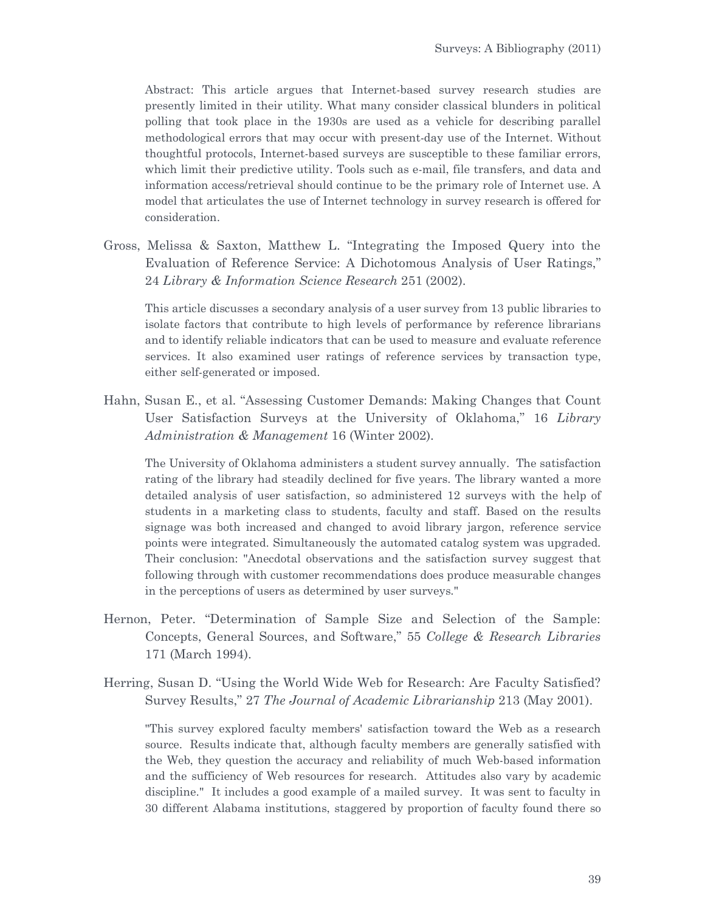Abstract: This article argues that Internet-based survey research studies are presently limited in their utility. What many consider classical blunders in political polling that took place in the 1930s are used as a vehicle for describing parallel methodological errors that may occur with present-day use of the Internet. Without thoughtful protocols, Internet-based surveys are susceptible to these familiar errors, which limit their predictive utility. Tools such as e-mail, file transfers, and data and information access/retrieval should continue to be the primary role of Internet use. A model that articulates the use of Internet technology in survey research is offered for consideration.

Gross, Melissa & Saxton, Matthew L. "Integrating the Imposed Query into the Evaluation of Reference Service: A Dichotomous Analysis of User Ratings," 24 *Library & Information Science Research* 251 (2002).

This article discusses a secondary analysis of a user survey from 13 public libraries to isolate factors that contribute to high levels of performance by reference librarians and to identify reliable indicators that can be used to measure and evaluate reference services. It also examined user ratings of reference services by transaction type, either self-generated or imposed.

Hahn, Susan E., et al. "Assessing Customer Demands: Making Changes that Count User Satisfaction Surveys at the University of Oklahoma," 16 *Library Administration & Management* 16 (Winter 2002).

The University of Oklahoma administers a student survey annually. The satisfaction rating of the library had steadily declined for five years. The library wanted a more detailed analysis of user satisfaction, so administered 12 surveys with the help of students in a marketing class to students, faculty and staff. Based on the results signage was both increased and changed to avoid library jargon, reference service points were integrated. Simultaneously the automated catalog system was upgraded. Their conclusion: "Anecdotal observations and the satisfaction survey suggest that following through with customer recommendations does produce measurable changes in the perceptions of users as determined by user surveys."

Hernon, Peter. "Determination of Sample Size and Selection of the Sample: Concepts, General Sources, and Software," 55 *College & Research Libraries* 171 (March 1994).

Herring, Susan D. "Using the World Wide Web for Research: Are Faculty Satisfied? Survey Results," 27 *The Journal of Academic Librarianship* 213 (May 2001).

"This survey explored faculty members' satisfaction toward the Web as a research source. Results indicate that, although faculty members are generally satisfied with the Web, they question the accuracy and reliability of much Web-based information and the sufficiency of Web resources for research. Attitudes also vary by academic discipline." It includes a good example of a mailed survey. It was sent to faculty in 30 different Alabama institutions, staggered by proportion of faculty found there so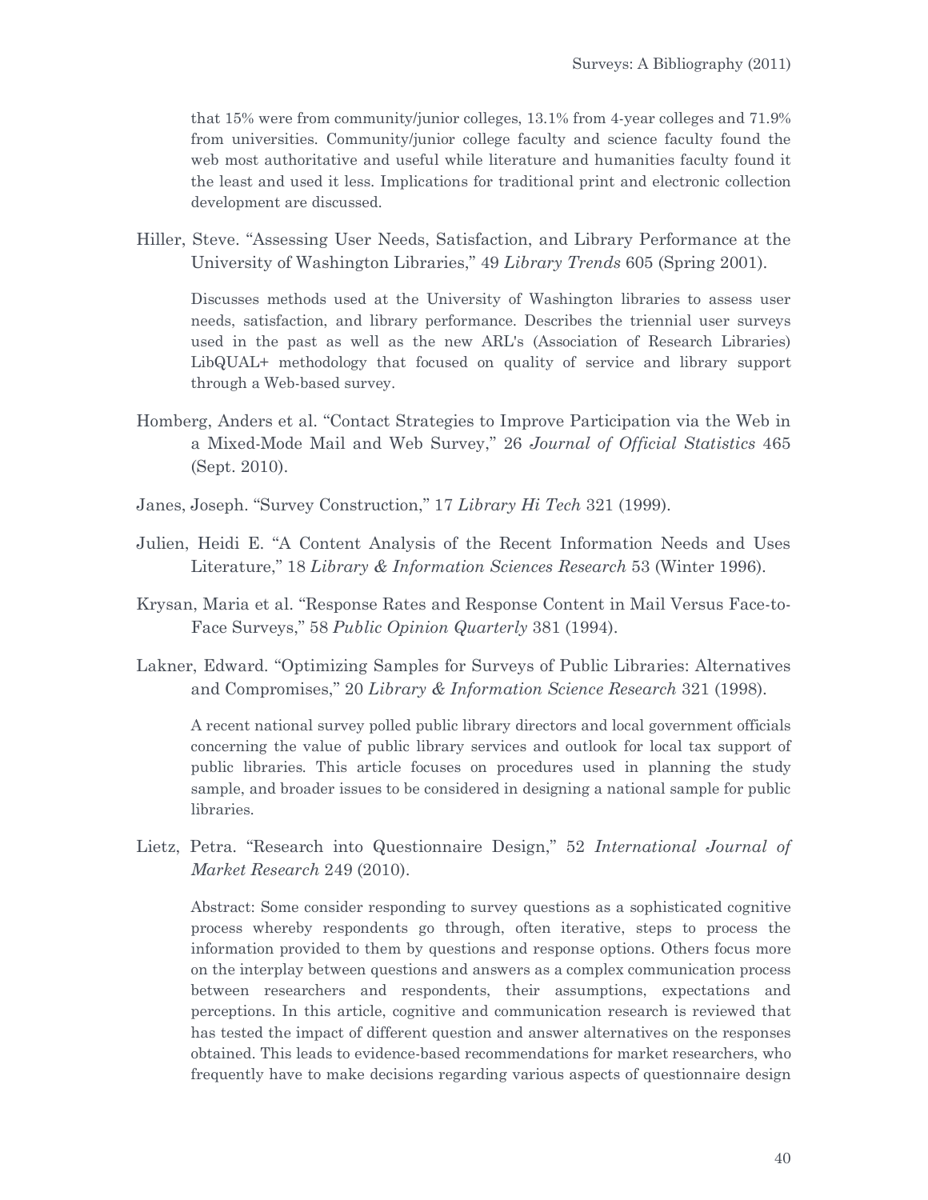that 15% were from community/junior colleges, 13.1% from 4-year colleges and 71.9% from universities. Community/junior college faculty and science faculty found the web most authoritative and useful while literature and humanities faculty found it the least and used it less. Implications for traditional print and electronic collection development are discussed.

Hiller, Steve. "Assessing User Needs, Satisfaction, and Library Performance at the University of Washington Libraries," 49 *Library Trends* 605 (Spring 2001).

Discusses methods used at the University of Washington libraries to assess user needs, satisfaction, and library performance. Describes the triennial user surveys used in the past as well as the new ARL's (Association of Research Libraries) LibQUAL+ methodology that focused on quality of service and library support through a Web-based survey.

Homberg, Anders et al. "Contact Strategies to Improve Participation via the Web in a Mixed-Mode Mail and Web Survey," 26 *Journal of Official Statistics* 465 (Sept. 2010).

Janes, Joseph. "Survey Construction," 17 *Library Hi Tech* 321 (1999).

Julien, Heidi E. "A Content Analysis of the Recent Information Needs and Uses Literature," 18 *Library & Information Sciences Research* 53 (Winter 1996).

Krysan, Maria et al. "Response Rates and Response Content in Mail Versus Face-to-Face Surveys," 58 *Public Opinion Quarterly* 381 (1994).

Lakner, Edward. "Optimizing Samples for Surveys of Public Libraries: Alternatives and Compromises," 20 *Library & Information Science Research* 321 (1998).

A recent national survey polled public library directors and local government officials concerning the value of public library services and outlook for local tax support of public libraries. This article focuses on procedures used in planning the study sample, and broader issues to be considered in designing a national sample for public libraries.

Lietz, Petra. "Research into Questionnaire Design," 52 *International Journal of Market Research* 249 (2010).

Abstract: Some consider responding to survey questions as a sophisticated cognitive process whereby respondents go through, often iterative, steps to process the information provided to them by questions and response options. Others focus more on the interplay between questions and answers as a complex communication process between researchers and respondents, their assumptions, expectations and perceptions. In this article, cognitive and communication research is reviewed that has tested the impact of different question and answer alternatives on the responses obtained. This leads to evidence-based recommendations for market researchers, who frequently have to make decisions regarding various aspects of questionnaire design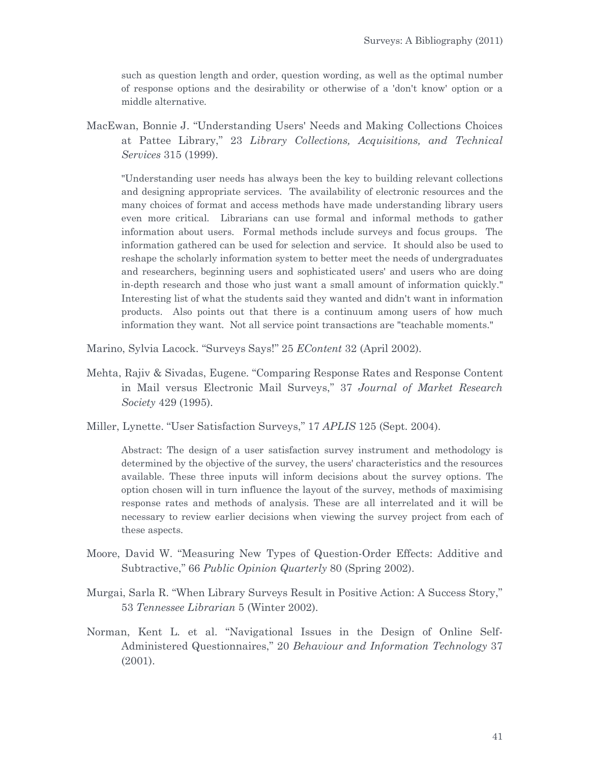such as question length and order, question wording, as well as the optimal number of response options and the desirability or otherwise of a 'don't know' option or a middle alternative.

MacEwan, Bonnie J. "Understanding Users' Needs and Making Collections Choices at Pattee Library," 23 *Library Collections, Acquisitions, and Technical Services* 315 (1999).

> "Understanding user needs has always been the key to building relevant collections and designing appropriate services. The availability of electronic resources and the many choices of format and access methods have made understanding library users even more critical. Librarians can use formal and informal methods to gather information about users. Formal methods include surveys and focus groups. The information gathered can be used for selection and service. It should also be used to reshape the scholarly information system to better meet the needs of undergraduates and researchers, beginning users and sophisticated users' and users who are doing in-depth research and those who just want a small amount of information quickly." Interesting list of what the students said they wanted and didn't want in information products. Also points out that there is a continuum among users of how much information they want. Not all service point transactions are "teachable moments."

Marino, Sylvia Lacock. "Surveys Says!" 25 *EContent* 32 (April 2002).

Mehta, Rajiv & Sivadas, Eugene. "Comparing Response Rates and Response Content in Mail versus Electronic Mail Surveys," 37 *Journal of Market Research Society* 429 (1995).

Miller, Lynette. "User Satisfaction Surveys," 17 *APLIS* 125 (Sept. 2004).

> Abstract: The design of a user satisfaction survey instrument and methodology is determined by the objective of the survey, the users' characteristics and the resources available. These three inputs will inform decisions about the survey options. The option chosen will in turn influence the layout of the survey, methods of maximising response rates and methods of analysis. These are all interrelated and it will be necessary to review earlier decisions when viewing the survey project from each of these aspects.

Moore, David W. "Measuring New Types of Question-Order Effects: Additive and Subtractive," 66 *Public Opinion Quarterly* 80 (Spring 2002).

Murgai, Sarla R. "When Library Surveys Result in Positive Action: A Success Story," 53 *Tennessee Librarian* 5 (Winter 2002).

Norman, Kent L. et al. "Navigational Issues in the Design of Online Self-Administered Questionnaires," 20 *Behaviour and Information Technology* 37 (2001).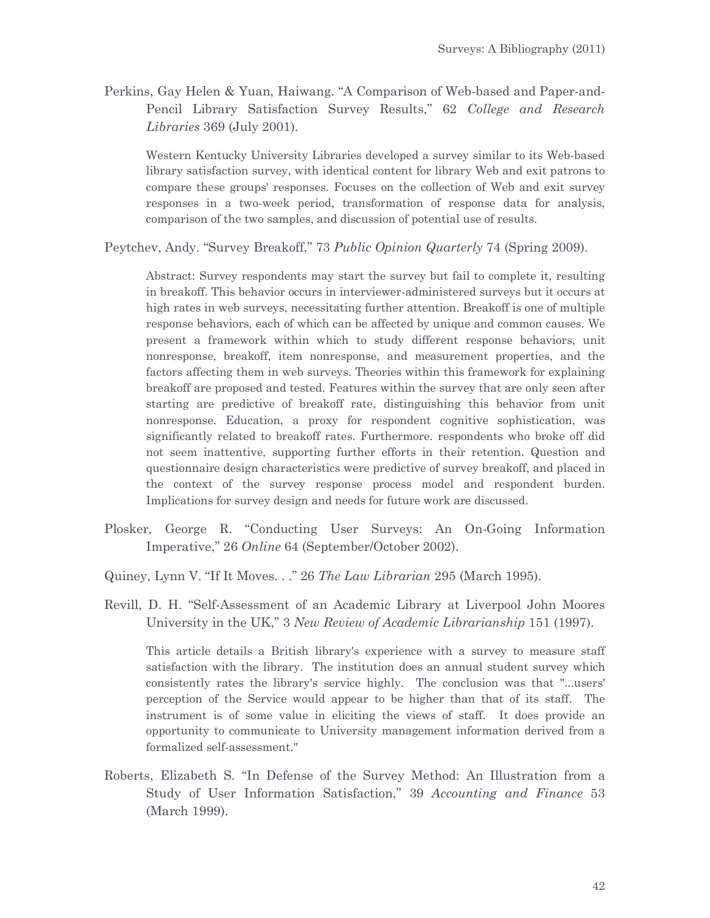Perkins, Gay Helen & Yuan, Haiwang. "A Comparison of Web-based and Paper-and-Pencil Library Satisfaction Survey Results," 62 *College and Research Libraries* 369 (July 2001).

> Western Kentucky University Libraries developed a survey similar to its Web-based library satisfaction survey, with identical content for library Web and exit patrons to compare these groups' responses. Focuses on the collection of Web and exit survey responses in a two-week period, transformation of response data for analysis, comparison of the two samples, and discussion of potential use of results.

Peytchev, Andy. "Survey Breakoff," 73 *Public Opinion Quarterly* 74 (Spring 2009).

> Abstract: Survey respondents may start the survey but fail to complete it, resulting in breakoff. This behavior occurs in interviewer-administered surveys but it occurs at high rates in web surveys, necessitating further attention. Breakoff is one of multiple response behaviors, each of which can be affected by unique and common causes. We present a framework within which to study different response behaviors, unit nonresponse, breakoff, item nonresponse, and measurement properties, and the factors affecting them in web surveys. Theories within this framework for explaining breakoff are proposed and tested. Features within the survey that are only seen after starting are predictive of breakoff rate, distinguishing this behavior from unit nonresponse. Education, a proxy for respondent cognitive sophistication, was significantly related to breakoff rates. Furthermore. respondents who broke off did not seem inattentive, supporting further efforts in their retention. Question and questionnaire design characteristics were predictive of survey breakoff, and placed in the context of the survey response process model and respondent burden. Implications for survey design and needs for future work are discussed.

Plosker, George R. "Conducting User Surveys: An On-Going Information Imperative," 26 *Online* 64 (September/October 2002).

Quiney, Lynn V. "If It Moves. . ." 26 *The Law Librarian* 295 (March 1995).

Revill, D. H. "Self-Assessment of an Academic Library at Liverpool John Moores University in the UK," 3 *New Review of Academic Librarianship* 151 (1997).

> This article details a British library's experience with a survey to measure staff satisfaction with the library. The institution does an annual student survey which consistently rates the library's service highly. The conclusion was that "...users' perception of the Service would appear to be higher than that of its staff. The instrument is of some value in eliciting the views of staff. It does provide an opportunity to communicate to University management information derived from a formalized self-assessment."

Roberts, Elizabeth S. "In Defense of the Survey Method: An Illustration from a Study of User Information Satisfaction," 39 *Accounting and Finance* 53 (March 1999).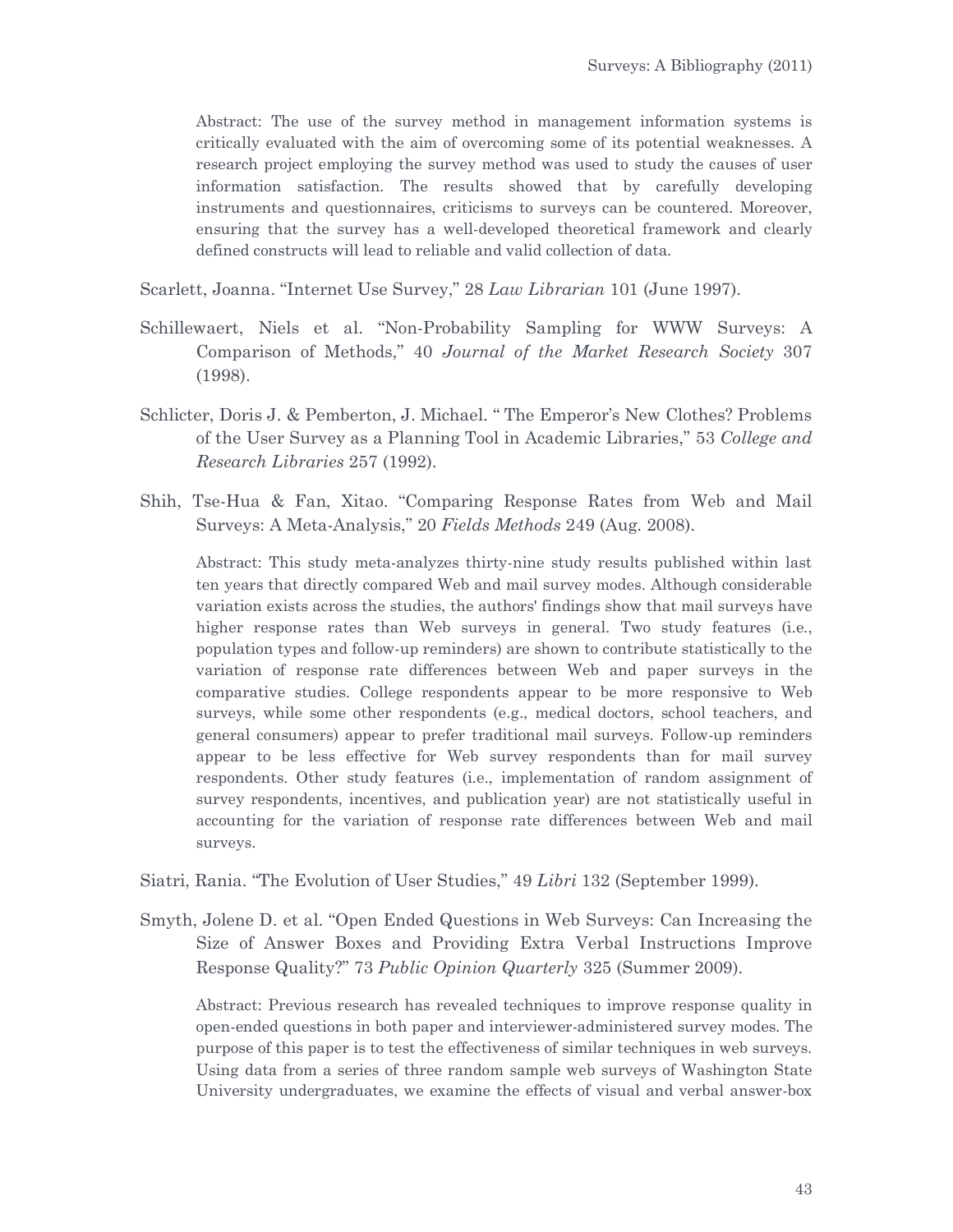Abstract: The use of the survey method in management information systems is critically evaluated with the aim of overcoming some of its potential weaknesses. A research project employing the survey method was used to study the causes of user information satisfaction. The results showed that by carefully developing instruments and questionnaires, criticisms to surveys can be countered. Moreover, ensuring that the survey has a well-developed theoretical framework and clearly defined constructs will lead to reliable and valid collection of data.

Scarlett, Joanna. "Internet Use Survey," 28 *Law Librarian* 101 (June 1997).

Schillewaert, Niels et al. "Non-Probability Sampling for WWW Surveys: A Comparison of Methods," 40 *Journal of the Market Research Society* 307 (1998).

Schlicter, Doris J. & Pemberton, J. Michael. " The Emperor's New Clothes? Problems of the User Survey as a Planning Tool in Academic Libraries," 53 *College and Research Libraries* 257 (1992).

Shih, Tse-Hua & Fan, Xitao. "Comparing Response Rates from Web and Mail Surveys: A Meta-Analysis," 20 *Fields Methods* 249 (Aug. 2008).

Abstract: This study meta-analyzes thirty-nine study results published within last ten years that directly compared Web and mail survey modes. Although considerable variation exists across the studies, the authors' findings show that mail surveys have higher response rates than Web surveys in general. Two study features (i.e., population types and follow-up reminders) are shown to contribute statistically to the variation of response rate differences between Web and paper surveys in the comparative studies. College respondents appear to be more responsive to Web surveys, while some other respondents (e.g., medical doctors, school teachers, and general consumers) appear to prefer traditional mail surveys. Follow-up reminders appear to be less effective for Web survey respondents than for mail survey respondents. Other study features (i.e., implementation of random assignment of survey respondents, incentives, and publication year) are not statistically useful in accounting for the variation of response rate differences between Web and mail surveys.

Siatri, Rania. "The Evolution of User Studies," 49 *Libri* 132 (September 1999).

Smyth, Jolene D. et al. "Open Ended Questions in Web Surveys: Can Increasing the Size of Answer Boxes and Providing Extra Verbal Instructions Improve Response Quality?" 73 *Public Opinion Quarterly* 325 (Summer 2009).

Abstract: Previous research has revealed techniques to improve response quality in open-ended questions in both paper and interviewer-administered survey modes. The purpose of this paper is to test the effectiveness of similar techniques in web surveys. Using data from a series of three random sample web surveys of Washington State University undergraduates, we examine the effects of visual and verbal answer-box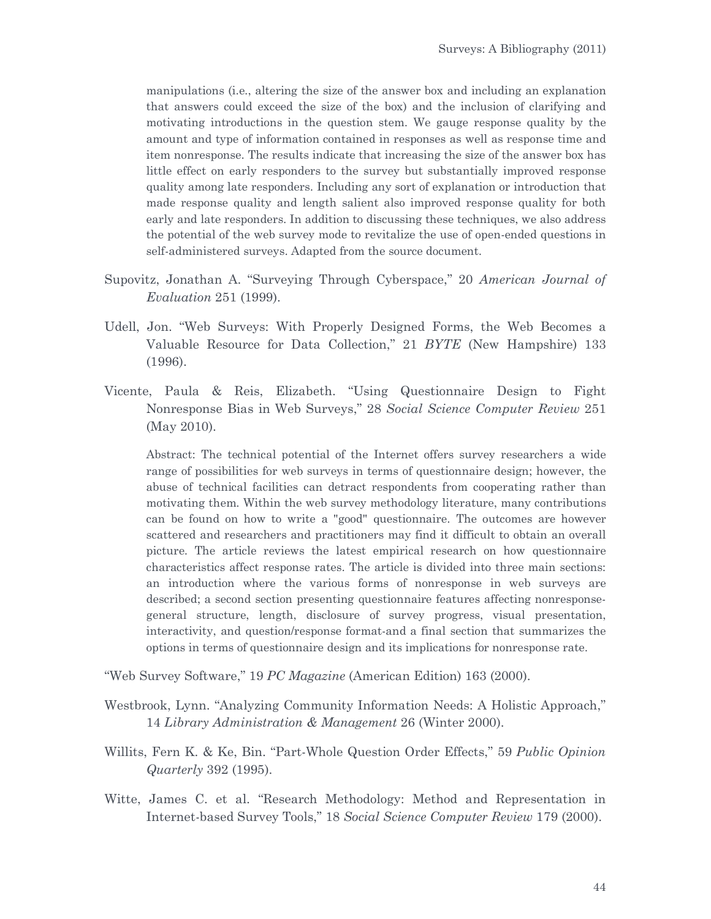manipulations (i.e., altering the size of the answer box and including an explanation that answers could exceed the size of the box) and the inclusion of clarifying and motivating introductions in the question stem. We gauge response quality by the amount and type of information contained in responses as well as response time and item nonresponse. The results indicate that increasing the size of the answer box has little effect on early responders to the survey but substantially improved response quality among late responders. Including any sort of explanation or introduction that made response quality and length salient also improved response quality for both early and late responders. In addition to discussing these techniques, we also address the potential of the web survey mode to revitalize the use of open-ended questions in self-administered surveys. Adapted from the source document.

Supovitz, Jonathan A. "Surveying Through Cyberspace," 20 *American Journal of Evaluation* 251 (1999).

Udell, Jon. "Web Surveys: With Properly Designed Forms, the Web Becomes a Valuable Resource for Data Collection," 21 *BYTE* (New Hampshire) 133 (1996).

Vicente, Paula & Reis, Elizabeth. "Using Questionnaire Design to Fight Nonresponse Bias in Web Surveys," 28 *Social Science Computer Review* 251 (May 2010).

Abstract: The technical potential of the Internet offers survey researchers a wide range of possibilities for web surveys in terms of questionnaire design; however, the abuse of technical facilities can detract respondents from cooperating rather than motivating them. Within the web survey methodology literature, many contributions can be found on how to write a "good" questionnaire. The outcomes are however scattered and researchers and practitioners may find it difficult to obtain an overall picture. The article reviews the latest empirical research on how questionnaire characteristics affect response rates. The article is divided into three main sections: an introduction where the various forms of nonresponse in web surveys are described; a second section presenting questionnaire features affecting nonresponse-general structure, length, disclosure of survey progress, visual presentation, interactivity, and question/response format-and a final section that summarizes the options in terms of questionnaire design and its implications for nonresponse rate.

"Web Survey Software," 19 *PC Magazine* (American Edition) 163 (2000).

Westbrook, Lynn. "Analyzing Community Information Needs: A Holistic Approach," 14 *Library Administration & Management* 26 (Winter 2000).

Willits, Fern K. & Ke, Bin. "Part-Whole Question Order Effects," 59 *Public Opinion Quarterly* 392 (1995).

Witte, James C. et al. "Research Methodology: Method and Representation in Internet-based Survey Tools," 18 *Social Science Computer Review* 179 (2000).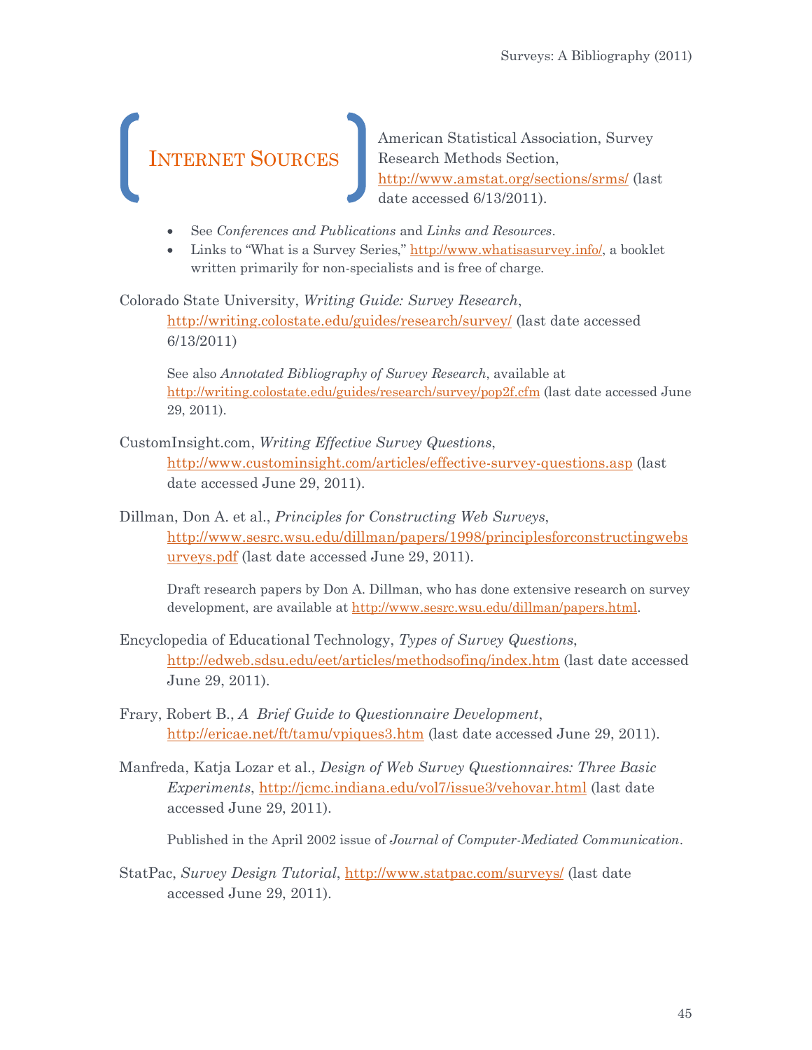## Internet Sources

American Statistical Association, Survey Research Methods Section, http://www.amstat.org/sections/srms/ (last date accessed 6/13/2011).

- See *Conferences and Publications* and *Links and Resources*.
- Links to "What is a Survey Series," http://www.whatisasurvey.info/, a booklet written primarily for non-specialists and is free of charge.

Colorado State University, *Writing Guide: Survey Research*, http://writing.colostate.edu/guides/research/survey/ (last date accessed 6/13/2011)

See also *Annotated Bibliography of Survey Research*, available at http://writing.colostate.edu/guides/research/survey/pop2f.cfm (last date accessed June 29, 2011).

CustomInsight.com, *Writing Effective Survey Questions*, http://www.custominsight.com/articles/effective-survey-questions.asp (last date accessed June 29, 2011).

Dillman, Don A. et al., *Principles for Constructing Web Surveys*, http://www.sesrc.wsu.edu/dillman/papers/1998/principlesforconstructingwebsurveys.pdf (last date accessed June 29, 2011).

Draft research papers by Don A. Dillman, who has done extensive research on survey development, are available at http://www.sesrc.wsu.edu/dillman/papers.html.

Encyclopedia of Educational Technology, *Types of Survey Questions*, http://edweb.sdsu.edu/eet/articles/methodsofinq/index.htm (last date accessed June 29, 2011).

Frary, Robert B., *A Brief Guide to Questionnaire Development*, http://ericae.net/ft/tamu/vpiques3.htm (last date accessed June 29, 2011).

Manfreda, Katja Lozar et al., *Design of Web Survey Questionnaires: Three Basic Experiments*, http://jcmc.indiana.edu/vol7/issue3/vehovar.html (last date accessed June 29, 2011).

Published in the April 2002 issue of *Journal of Computer-Mediated Communication*.

StatPac, *Survey Design Tutorial*, http://www.statpac.com/surveys/ (last date accessed June 29, 2011).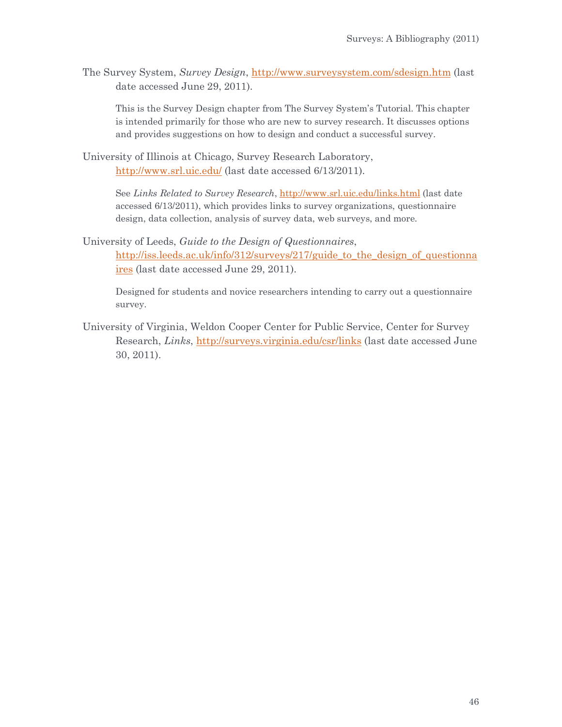The Survey System, *Survey Design*, http://www.surveysystem.com/sdesign.htm (last date accessed June 29, 2011).

> This is the Survey Design chapter from The Survey System's Tutorial. This chapter is intended primarily for those who are new to survey research. It discusses options and provides suggestions on how to design and conduct a successful survey.

University of Illinois at Chicago, Survey Research Laboratory, http://www.srl.uic.edu/ (last date accessed 6/13/2011).

> See *Links Related to Survey Research*, http://www.srl.uic.edu/links.html (last date accessed 6/13/2011), which provides links to survey organizations, questionnaire design, data collection, analysis of survey data, web surveys, and more.

University of Leeds, *Guide to the Design of Questionnaires*, http://iss.leeds.ac.uk/info/312/surveys/217/guide_to_the_design_of_questionnaires (last date accessed June 29, 2011).

> Designed for students and novice researchers intending to carry out a questionnaire survey.

University of Virginia, Weldon Cooper Center for Public Service, Center for Survey Research, *Links*, http://surveys.virginia.edu/csr/links (last date accessed June 30, 2011).